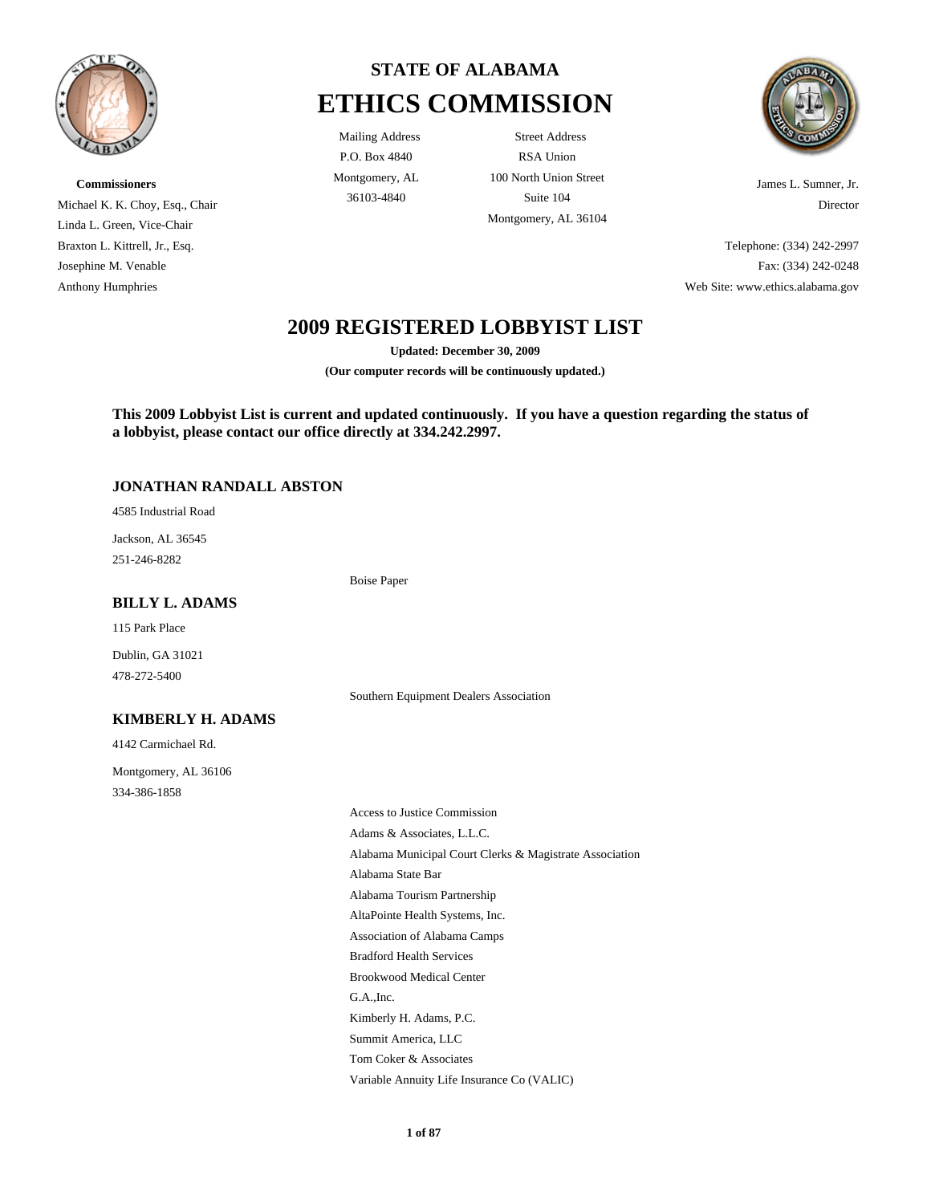# STATE OF ALABAMA
# ETHICS COMMISSION

Mailing Address
P.O. Box 4840
Montgomery, AL
36103-4840

Street Address
RSA Union
100 North Union Street
Suite 104
Montgomery, AL 36104

**Commissioners**
Michael K. K. Choy, Esq., Chair
Linda L. Green, Vice-Chair
Braxton L. Kittrell, Jr., Esq.
Josephine M. Venable
Anthony Humphries

James L. Sumner, Jr.
Director

Telephone: (334) 242-2997
Fax: (334) 242-0248
Web Site: www.ethics.alabama.gov

## 2009 REGISTERED LOBBYIST LIST

**Updated: December 30, 2009**

**(Our computer records will be continuously updated.)**

**This 2009 Lobbyist List is current and updated continuously. If you have a question regarding the status of a lobbyist, please contact our office directly at 334.242.2997.**

### JONATHAN RANDALL ABSTON

4585 Industrial Road
Jackson, AL 36545
251-246-8282

- Boise Paper

### BILLY L. ADAMS

115 Park Place
Dublin, GA 31021
478-272-5400

- Southern Equipment Dealers Association

### KIMBERLY H. ADAMS

4142 Carmichael Rd.
Montgomery, AL 36106
334-386-1858

- Access to Justice Commission
- Adams & Associates, L.L.C.
- Alabama Municipal Court Clerks & Magistrate Association
- Alabama State Bar
- Alabama Tourism Partnership
- AltaPointe Health Systems, Inc.
- Association of Alabama Camps
- Bradford Health Services
- Brookwood Medical Center
- G.A.,Inc.
- Kimberly H. Adams, P.C.
- Summit America, LLC
- Tom Coker & Associates
- Variable Annuity Life Insurance Co (VALIC)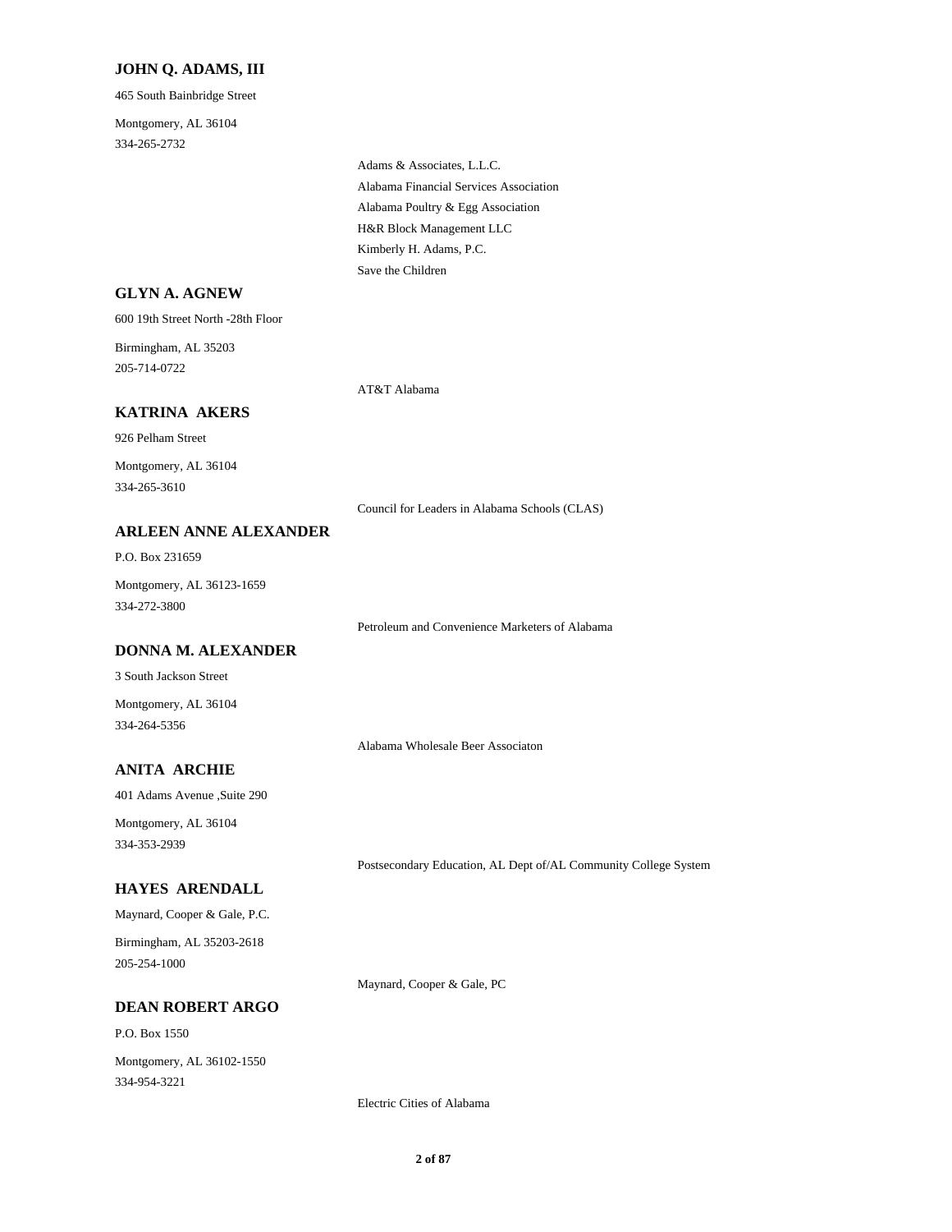### JOHN Q. ADAMS, III

465 South Bainbridge Street

Montgomery, AL 36104
334-265-2732

Adams & Associates, L.L.C.
Alabama Financial Services Association
Alabama Poultry & Egg Association
H&R Block Management LLC
Kimberly H. Adams, P.C.
Save the Children

### GLYN A. AGNEW

600 19th Street North -28th Floor

Birmingham, AL 35203
205-714-0722

AT&T Alabama

### KATRINA AKERS

926 Pelham Street

Montgomery, AL 36104
334-265-3610

Council for Leaders in Alabama Schools (CLAS)

### ARLEEN ANNE ALEXANDER

P.O. Box 231659

Montgomery, AL 36123-1659
334-272-3800

Petroleum and Convenience Marketers of Alabama

### DONNA M. ALEXANDER

3 South Jackson Street

Montgomery, AL 36104
334-264-5356

Alabama Wholesale Beer Associaton

### ANITA ARCHIE

401 Adams Avenue ,Suite 290

Montgomery, AL 36104
334-353-2939

Postsecondary Education, AL Dept of/AL Community College System

### HAYES ARENDALL

Maynard, Cooper & Gale, P.C.

Birmingham, AL 35203-2618
205-254-1000

Maynard, Cooper & Gale, PC

### DEAN ROBERT ARGO

P.O. Box 1550

Montgomery, AL 36102-1550
334-954-3221

Electric Cities of Alabama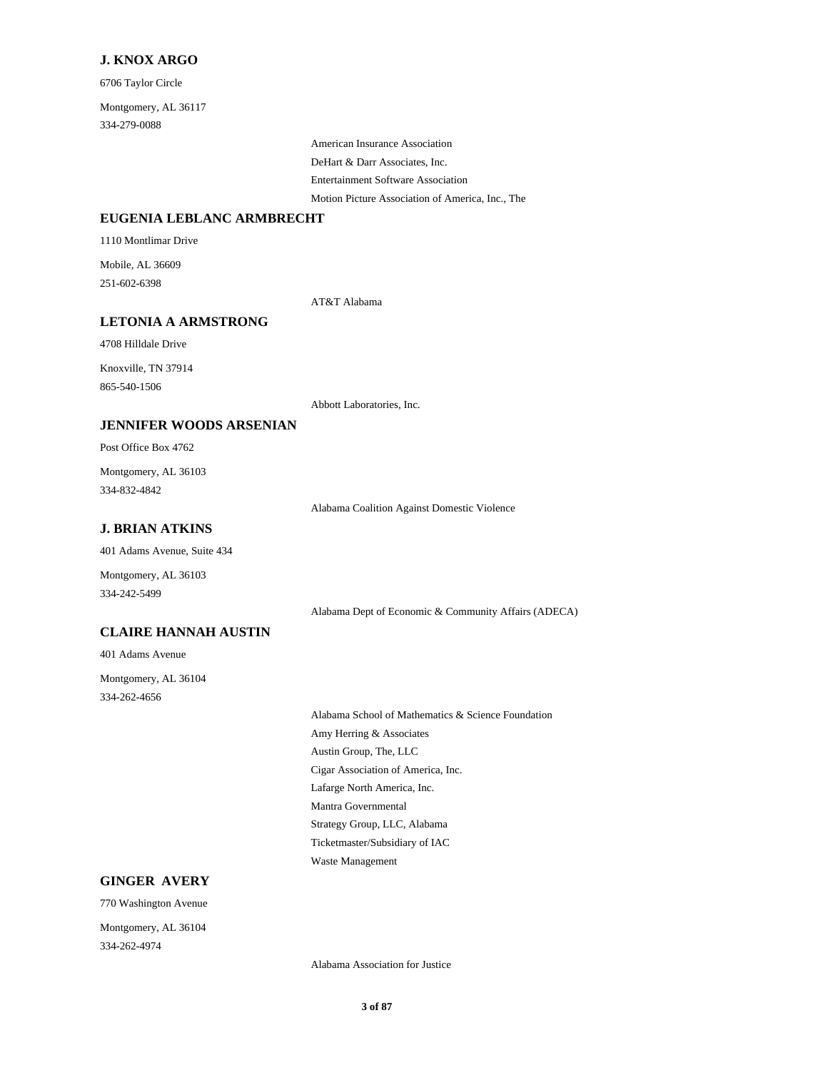### J. KNOX ARGO

6706 Taylor Circle

Montgomery, AL 36117

334-279-0088

- American Insurance Association
- DeHart & Darr Associates, Inc.
- Entertainment Software Association
- Motion Picture Association of America, Inc., The

### EUGENIA LEBLANC ARMBRECHT

1110 Montlimar Drive

Mobile, AL 36609

251-602-6398

- AT&T Alabama

### LETONIA A ARMSTRONG

4708 Hilldale Drive

Knoxville, TN 37914

865-540-1506

- Abbott Laboratories, Inc.

### JENNIFER WOODS ARSENIAN

Post Office Box 4762

Montgomery, AL 36103

334-832-4842

- Alabama Coalition Against Domestic Violence

### J. BRIAN ATKINS

401 Adams Avenue, Suite 434

Montgomery, AL 36103

334-242-5499

- Alabama Dept of Economic & Community Affairs (ADECA)

### CLAIRE HANNAH AUSTIN

401 Adams Avenue

Montgomery, AL 36104

334-262-4656

- Alabama School of Mathematics & Science Foundation
- Amy Herring & Associates
- Austin Group, The, LLC
- Cigar Association of America, Inc.
- Lafarge North America, Inc.
- Mantra Governmental
- Strategy Group, LLC, Alabama
- Ticketmaster/Subsidiary of IAC
- Waste Management

### GINGER AVERY

770 Washington Avenue

Montgomery, AL 36104

334-262-4974

- Alabama Association for Justice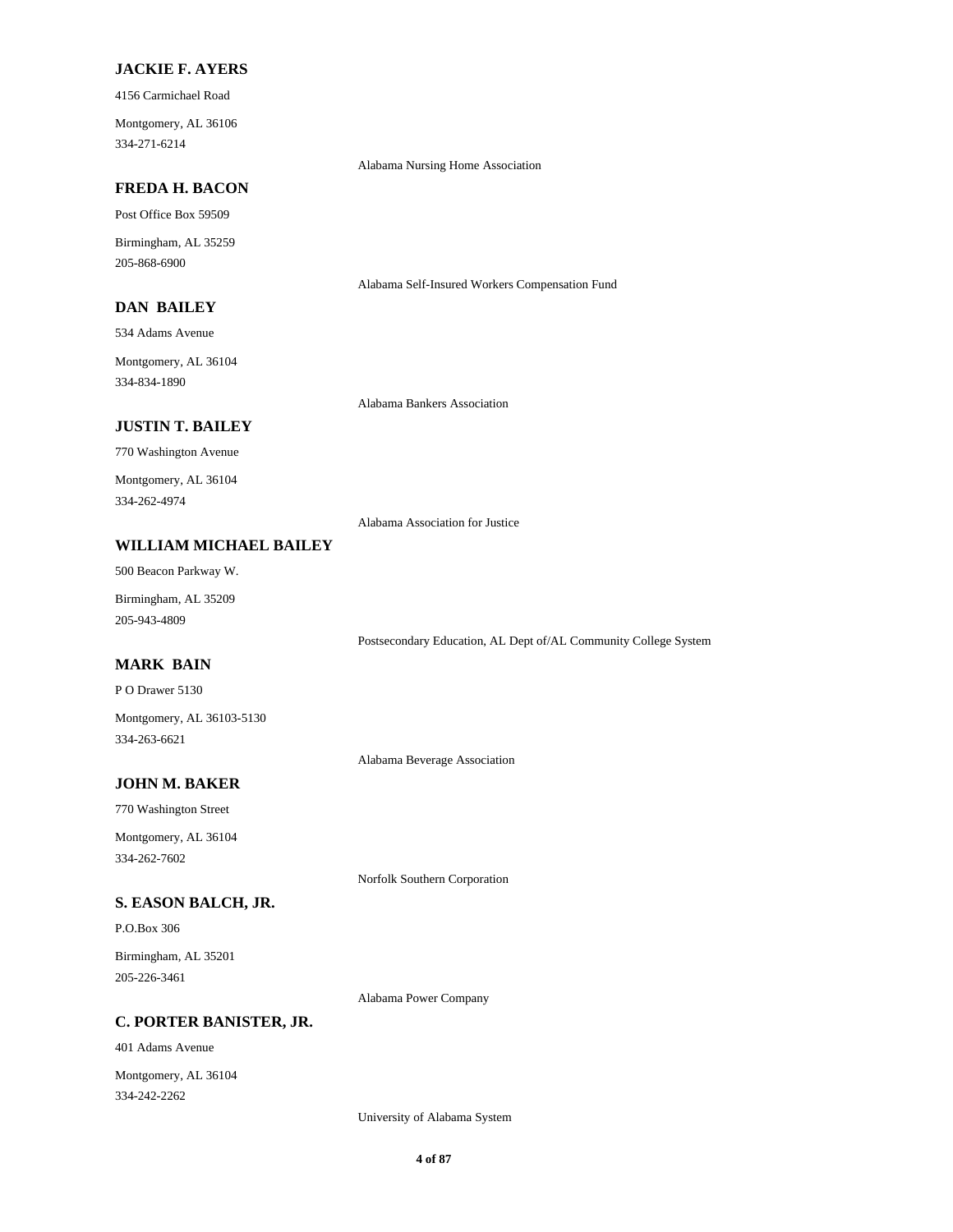**JACKIE F. AYERS**

4156 Carmichael Road

Montgomery, AL 36106

334-271-6214

Alabama Nursing Home Association

**FREDA H. BACON**

Post Office Box 59509

Birmingham, AL 35259

205-868-6900

Alabama Self-Insured Workers Compensation Fund

**DAN BAILEY**

534 Adams Avenue

Montgomery, AL 36104

334-834-1890

Alabama Bankers Association

**JUSTIN T. BAILEY**

770 Washington Avenue

Montgomery, AL 36104

334-262-4974

Alabama Association for Justice

**WILLIAM MICHAEL BAILEY**

500 Beacon Parkway W.

Birmingham, AL 35209

205-943-4809

Postsecondary Education, AL Dept of/AL Community College System

**MARK BAIN**

P O Drawer 5130

Montgomery, AL 36103-5130

334-263-6621

Alabama Beverage Association

**JOHN M. BAKER**

770 Washington Street

Montgomery, AL 36104

334-262-7602

Norfolk Southern Corporation

**S. EASON BALCH, JR.**

P.O.Box 306

Birmingham, AL 35201

205-226-3461

Alabama Power Company

**C. PORTER BANISTER, JR.**

401 Adams Avenue

Montgomery, AL 36104

334-242-2262

University of Alabama System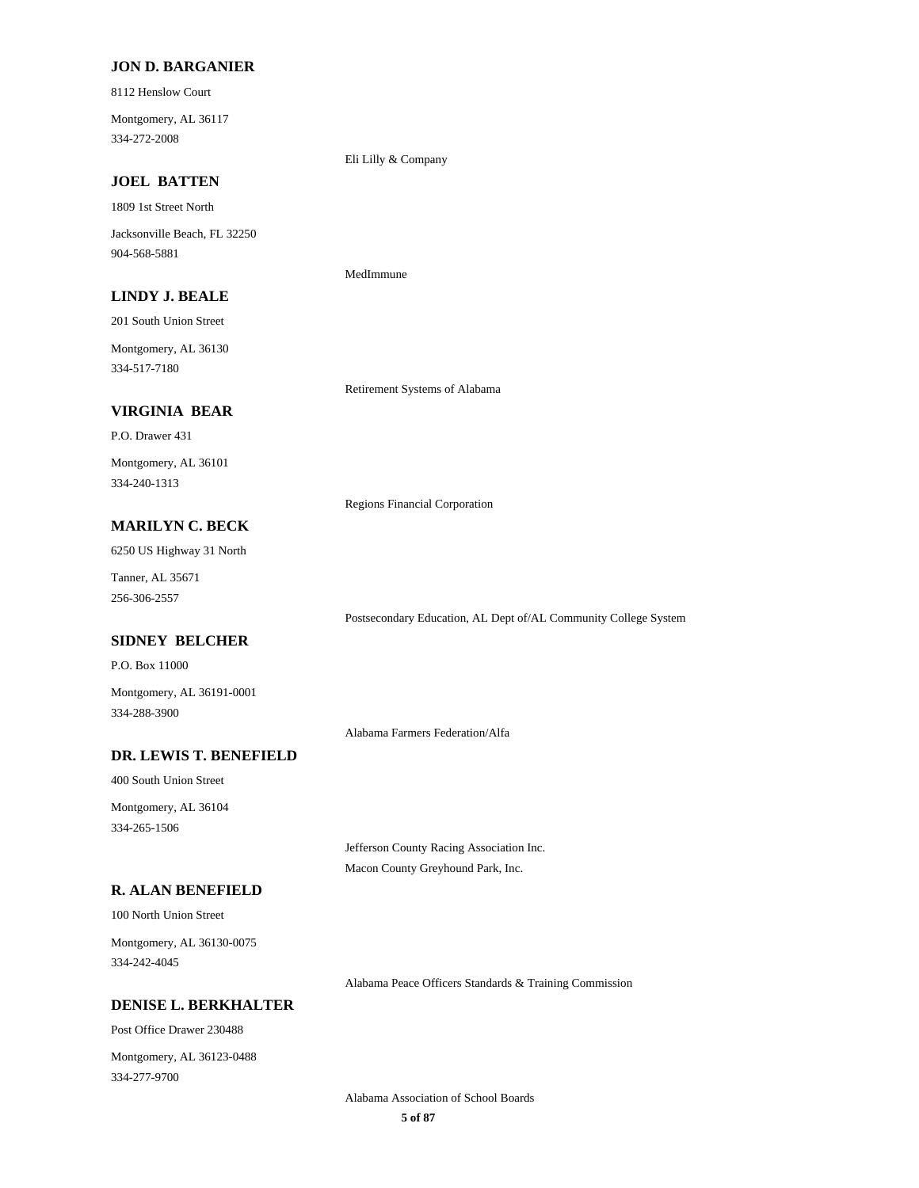**JON D. BARGANIER**

8112 Henslow Court

Montgomery, AL 36117
334-272-2008

Eli Lilly & Company

**JOEL BATTEN**

1809 1st Street North

Jacksonville Beach, FL 32250
904-568-5881

MedImmune

**LINDY J. BEALE**

201 South Union Street

Montgomery, AL 36130
334-517-7180

Retirement Systems of Alabama

**VIRGINIA BEAR**

P.O. Drawer 431

Montgomery, AL 36101
334-240-1313

Regions Financial Corporation

**MARILYN C. BECK**

6250 US Highway 31 North

Tanner, AL 35671
256-306-2557

Postsecondary Education, AL Dept of/AL Community College System

**SIDNEY BELCHER**

P.O. Box 11000

Montgomery, AL 36191-0001
334-288-3900

Alabama Farmers Federation/Alfa

**DR. LEWIS T. BENEFIELD**

400 South Union Street

Montgomery, AL 36104
334-265-1506

Jefferson County Racing Association Inc.

Macon County Greyhound Park, Inc.

**R. ALAN BENEFIELD**

100 North Union Street

Montgomery, AL 36130-0075
334-242-4045

Alabama Peace Officers Standards & Training Commission

**DENISE L. BERKHALTER**

Post Office Drawer 230488

Montgomery, AL 36123-0488
334-277-9700

Alabama Association of School Boards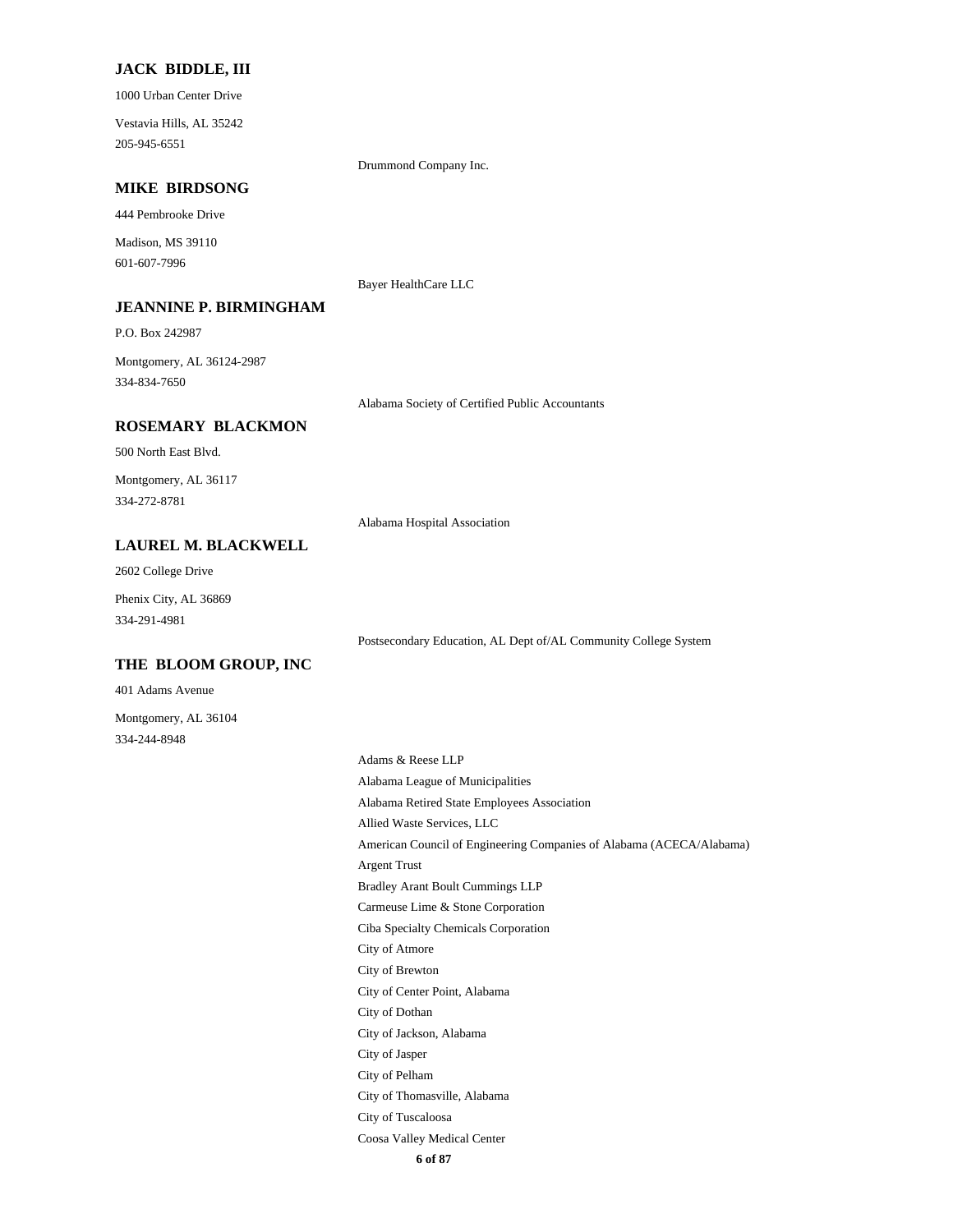### JACK BIDDLE, III

1000 Urban Center Drive

Vestavia Hills, AL 35242
205-945-6551

Drummond Company Inc.

### MIKE BIRDSONG

444 Pembrooke Drive

Madison, MS 39110
601-607-7996

Bayer HealthCare LLC

### JEANNINE P. BIRMINGHAM

P.O. Box 242987

Montgomery, AL 36124-2987
334-834-7650

Alabama Society of Certified Public Accountants

### ROSEMARY BLACKMON

500 North East Blvd.

Montgomery, AL 36117
334-272-8781

Alabama Hospital Association

### LAUREL M. BLACKWELL

2602 College Drive

Phenix City, AL 36869
334-291-4981

Postsecondary Education, AL Dept of/AL Community College System

### THE BLOOM GROUP, INC

401 Adams Avenue

Montgomery, AL 36104
334-244-8948

Adams & Reese LLP
Alabama League of Municipalities
Alabama Retired State Employees Association
Allied Waste Services, LLC
American Council of Engineering Companies of Alabama (ACECA/Alabama)
Argent Trust
Bradley Arant Boult Cummings LLP
Carmeuse Lime & Stone Corporation
Ciba Specialty Chemicals Corporation
City of Atmore
City of Brewton
City of Center Point, Alabama
City of Dothan
City of Jackson, Alabama
City of Jasper
City of Pelham
City of Thomasville, Alabama
City of Tuscaloosa
Coosa Valley Medical Center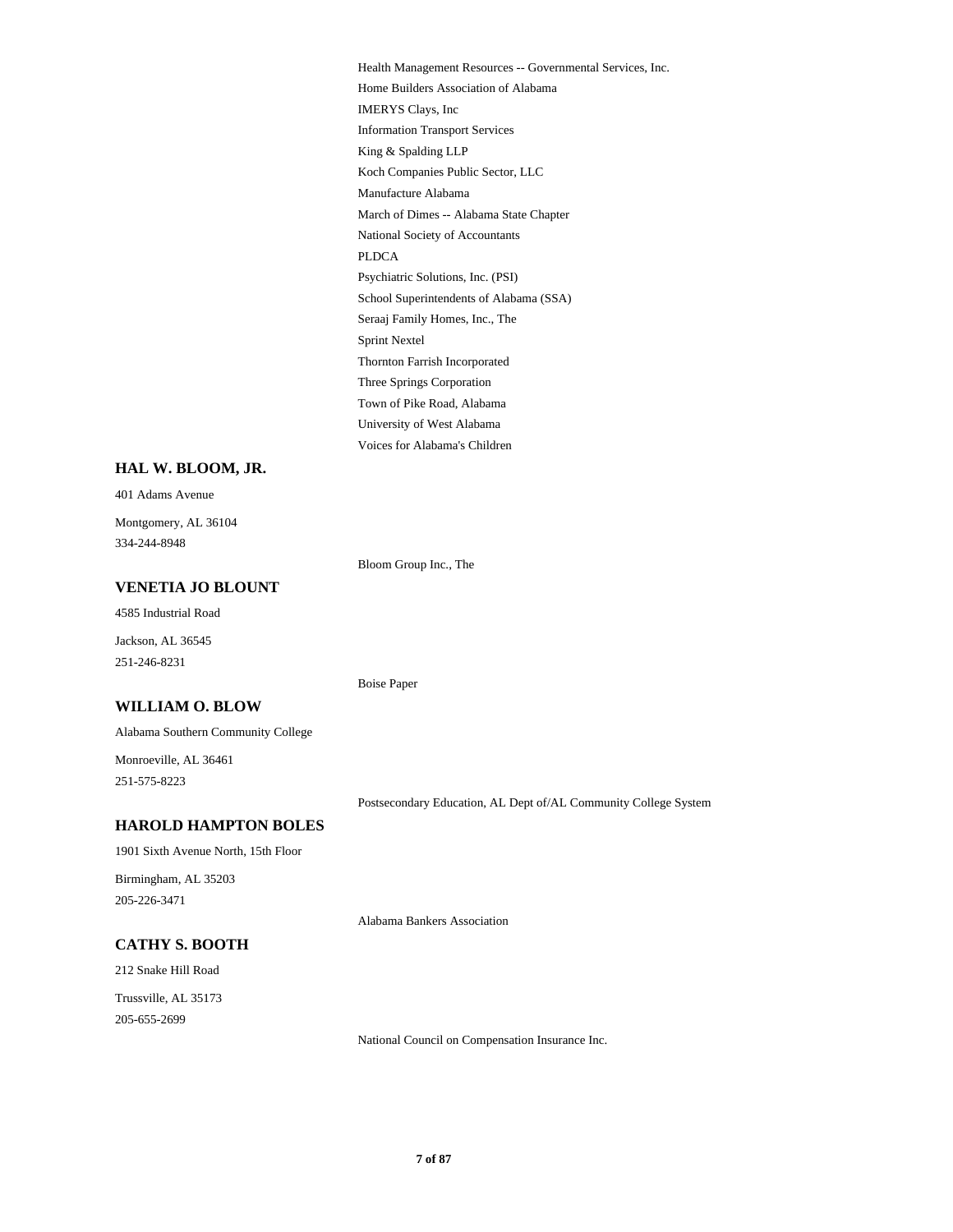Health Management Resources -- Governmental Services, Inc.
Home Builders Association of Alabama
IMERYS Clays, Inc
Information Transport Services
King & Spalding LLP
Koch Companies Public Sector, LLC
Manufacture Alabama
March of Dimes -- Alabama State Chapter
National Society of Accountants
PLDCA
Psychiatric Solutions, Inc. (PSI)
School Superintendents of Alabama (SSA)
Seraaj Family Homes, Inc., The
Sprint Nextel
Thornton Farrish Incorporated
Three Springs Corporation
Town of Pike Road, Alabama
University of West Alabama
Voices for Alabama's Children

### HAL W. BLOOM, JR.

401 Adams Avenue

Montgomery, AL 36104
334-244-8948

Bloom Group Inc., The

### VENETIA JO BLOUNT

4585 Industrial Road

Jackson, AL 36545
251-246-8231

Boise Paper

### WILLIAM O. BLOW

Alabama Southern Community College

Monroeville, AL 36461
251-575-8223

Postsecondary Education, AL Dept of/AL Community College System

### HAROLD HAMPTON BOLES

1901 Sixth Avenue North, 15th Floor

Birmingham, AL 35203
205-226-3471

Alabama Bankers Association

### CATHY S. BOOTH

212 Snake Hill Road

Trussville, AL 35173
205-655-2699

National Council on Compensation Insurance Inc.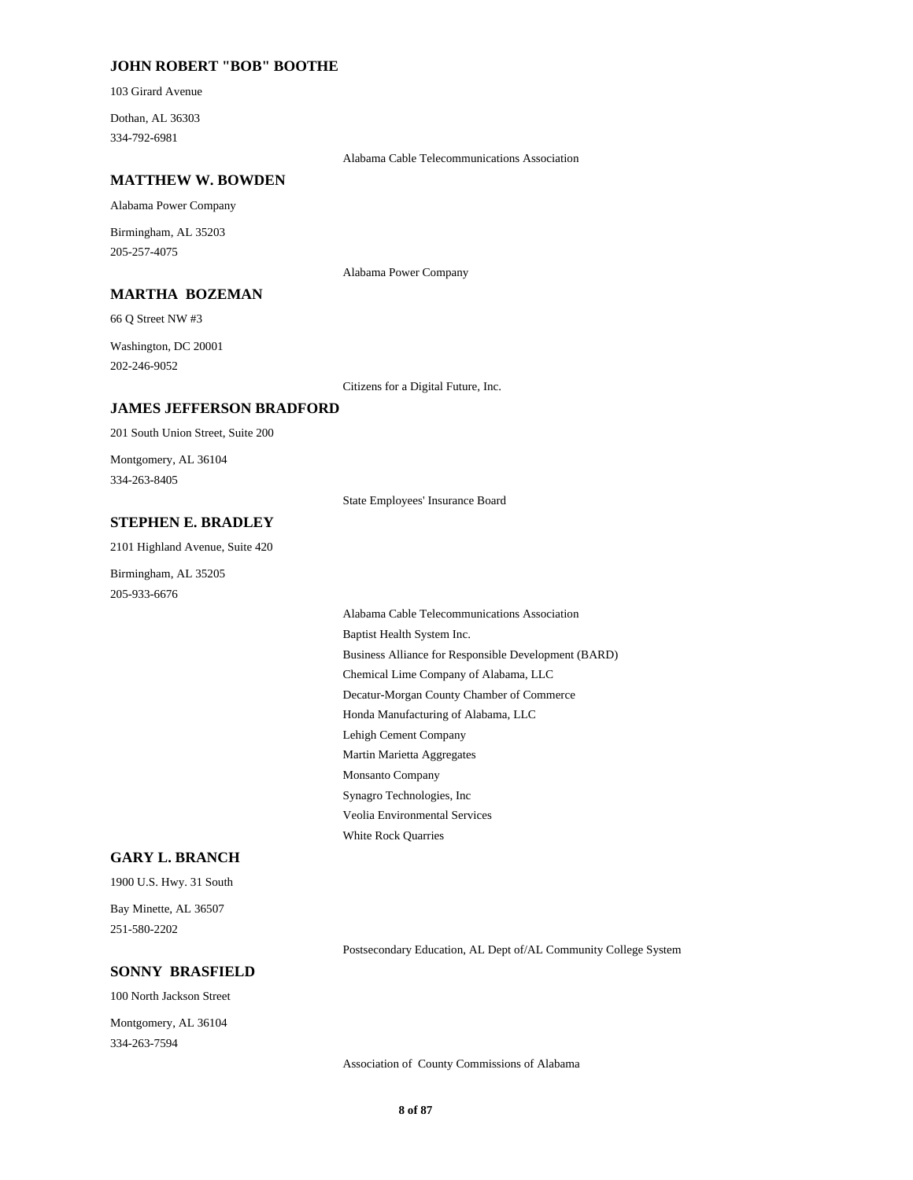### JOHN ROBERT "BOB" BOOTHE

103 Girard Avenue

Dothan, AL 36303
334-792-6981

Alabama Cable Telecommunications Association

### MATTHEW W. BOWDEN

Alabama Power Company

Birmingham, AL 35203
205-257-4075

Alabama Power Company

### MARTHA BOZEMAN

66 Q Street NW #3

Washington, DC 20001
202-246-9052

Citizens for a Digital Future, Inc.

### JAMES JEFFERSON BRADFORD

201 South Union Street, Suite 200

Montgomery, AL 36104
334-263-8405

State Employees' Insurance Board

### STEPHEN E. BRADLEY

2101 Highland Avenue, Suite 420

Birmingham, AL 35205
205-933-6676

Alabama Cable Telecommunications Association
Baptist Health System Inc.
Business Alliance for Responsible Development (BARD)
Chemical Lime Company of Alabama, LLC
Decatur-Morgan County Chamber of Commerce
Honda Manufacturing of Alabama, LLC
Lehigh Cement Company
Martin Marietta Aggregates
Monsanto Company
Synagro Technologies, Inc
Veolia Environmental Services
White Rock Quarries

### GARY L. BRANCH

1900 U.S. Hwy. 31 South

Bay Minette, AL 36507
251-580-2202

Postsecondary Education, AL Dept of/AL Community College System

### SONNY BRASFIELD

100 North Jackson Street

Montgomery, AL 36104
334-263-7594

Association of County Commissions of Alabama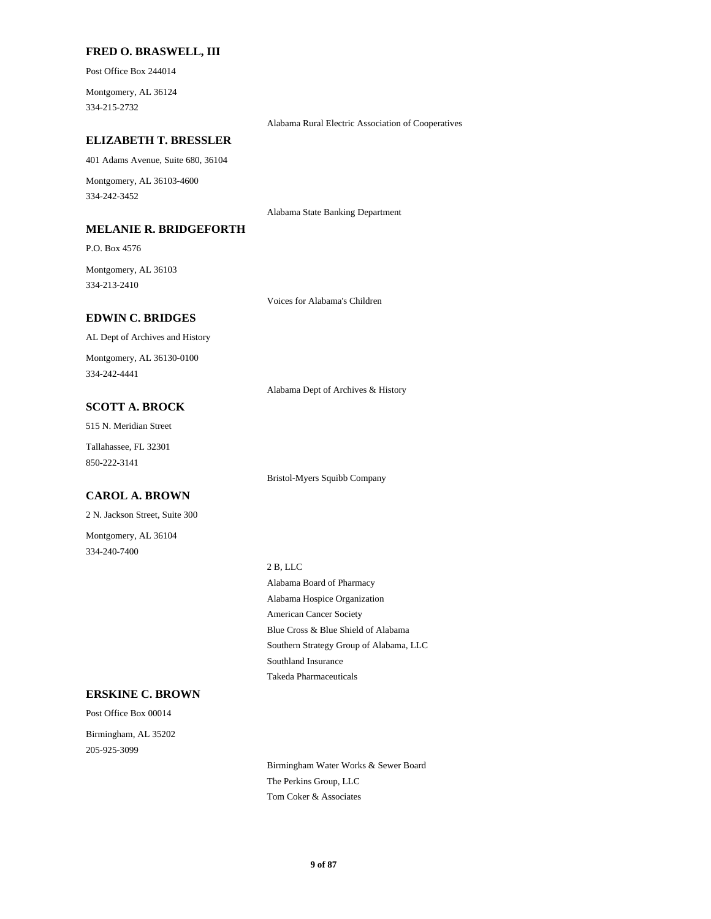### FRED O. BRASWELL, III

Post Office Box 244014

Montgomery, AL 36124
334-215-2732

Alabama Rural Electric Association of Cooperatives

### ELIZABETH T. BRESSLER

401 Adams Avenue, Suite 680, 36104

Montgomery, AL 36103-4600
334-242-3452

Alabama State Banking Department

### MELANIE R. BRIDGEFORTH

P.O. Box 4576

Montgomery, AL 36103
334-213-2410

Voices for Alabama's Children

### EDWIN C. BRIDGES

AL Dept of Archives and History

Montgomery, AL 36130-0100
334-242-4441

Alabama Dept of Archives & History

### SCOTT A. BROCK

515 N. Meridian Street

Tallahassee, FL 32301
850-222-3141

Bristol-Myers Squibb Company

### CAROL A. BROWN

2 N. Jackson Street, Suite 300

Montgomery, AL 36104
334-240-7400

2 B, LLC
Alabama Board of Pharmacy
Alabama Hospice Organization
American Cancer Society
Blue Cross & Blue Shield of Alabama
Southern Strategy Group of Alabama, LLC
Southland Insurance
Takeda Pharmaceuticals

### ERSKINE C. BROWN

Post Office Box 00014

Birmingham, AL 35202
205-925-3099

Birmingham Water Works & Sewer Board
The Perkins Group, LLC
Tom Coker & Associates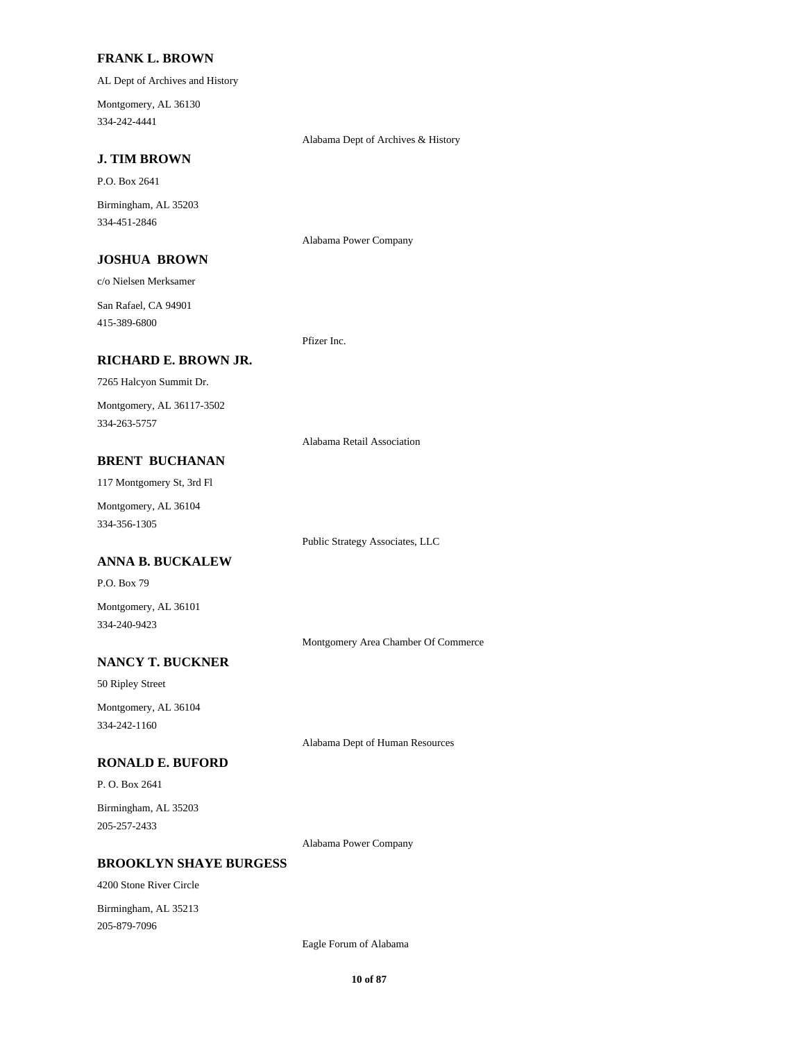### FRANK L. BROWN

AL Dept of Archives and History

Montgomery, AL 36130
334-242-4441

Alabama Dept of Archives & History

### J. TIM BROWN

P.O. Box 2641

Birmingham, AL 35203
334-451-2846

Alabama Power Company

### JOSHUA BROWN

c/o Nielsen Merksamer

San Rafael, CA 94901
415-389-6800

Pfizer Inc.

### RICHARD E. BROWN JR.

7265 Halcyon Summit Dr.

Montgomery, AL 36117-3502
334-263-5757

Alabama Retail Association

### BRENT BUCHANAN

117 Montgomery St, 3rd Fl

Montgomery, AL 36104
334-356-1305

Public Strategy Associates, LLC

### ANNA B. BUCKALEW

P.O. Box 79

Montgomery, AL 36101
334-240-9423

Montgomery Area Chamber Of Commerce

### NANCY T. BUCKNER

50 Ripley Street

Montgomery, AL 36104
334-242-1160

Alabama Dept of Human Resources

### RONALD E. BUFORD

P. O. Box 2641

Birmingham, AL 35203
205-257-2433

Alabama Power Company

### BROOKLYN SHAYE BURGESS

4200 Stone River Circle

Birmingham, AL 35213
205-879-7096

Eagle Forum of Alabama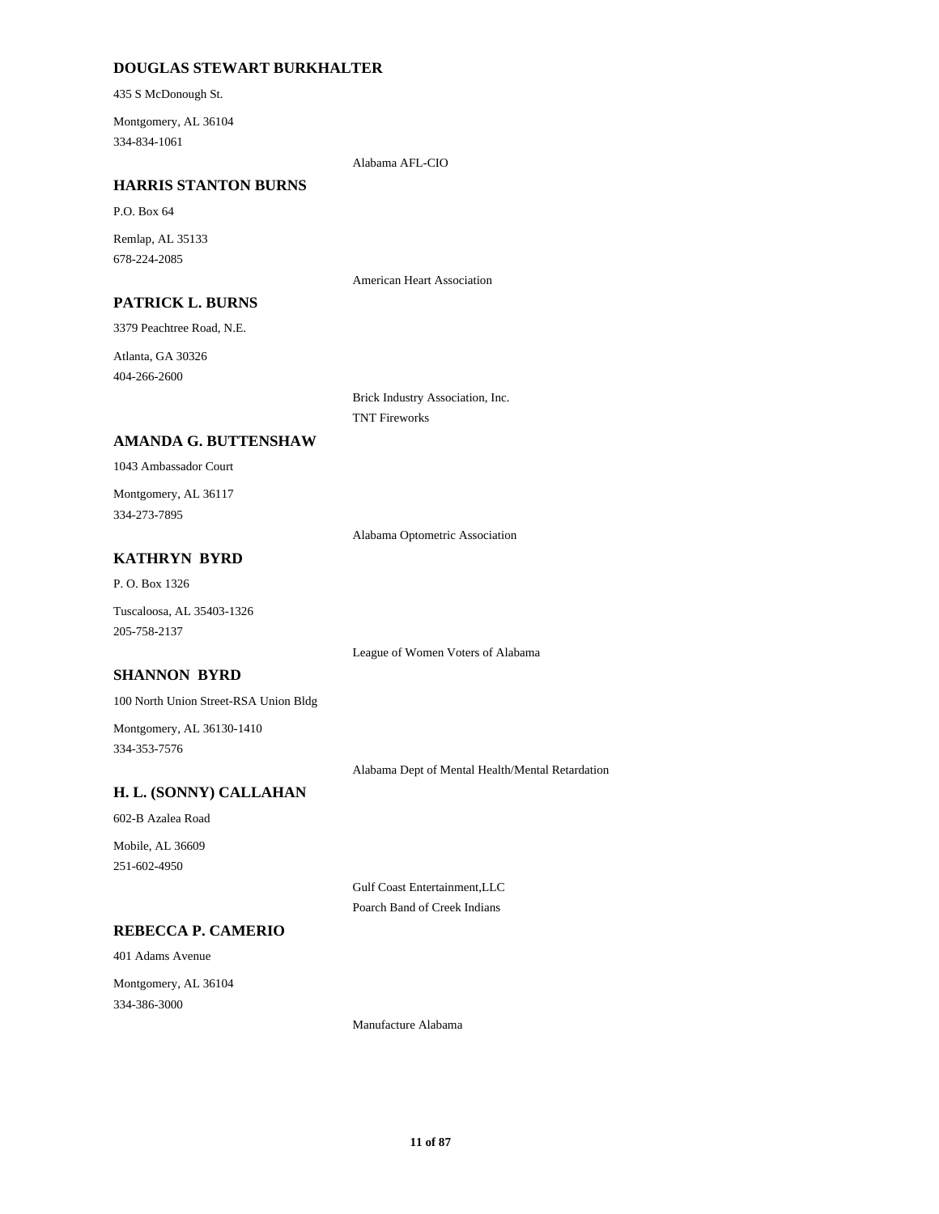### DOUGLAS STEWART BURKHALTER

435 S McDonough St.

Montgomery, AL 36104

334-834-1061

Alabama AFL-CIO

### HARRIS STANTON BURNS

P.O. Box 64

Remlap, AL 35133

678-224-2085

American Heart Association

### PATRICK L. BURNS

3379 Peachtree Road, N.E.

Atlanta, GA 30326

404-266-2600

Brick Industry Association, Inc.

TNT Fireworks

### AMANDA G. BUTTENSHAW

1043 Ambassador Court

Montgomery, AL 36117

334-273-7895

Alabama Optometric Association

### KATHRYN BYRD

P. O. Box 1326

Tuscaloosa, AL 35403-1326

205-758-2137

League of Women Voters of Alabama

### SHANNON BYRD

100 North Union Street-RSA Union Bldg

Montgomery, AL 36130-1410

334-353-7576

Alabama Dept of Mental Health/Mental Retardation

### H. L. (SONNY) CALLAHAN

602-B Azalea Road

Mobile, AL 36609

251-602-4950

Gulf Coast Entertainment,LLC

Poarch Band of Creek Indians

### REBECCA P. CAMERIO

401 Adams Avenue

Montgomery, AL 36104

334-386-3000

Manufacture Alabama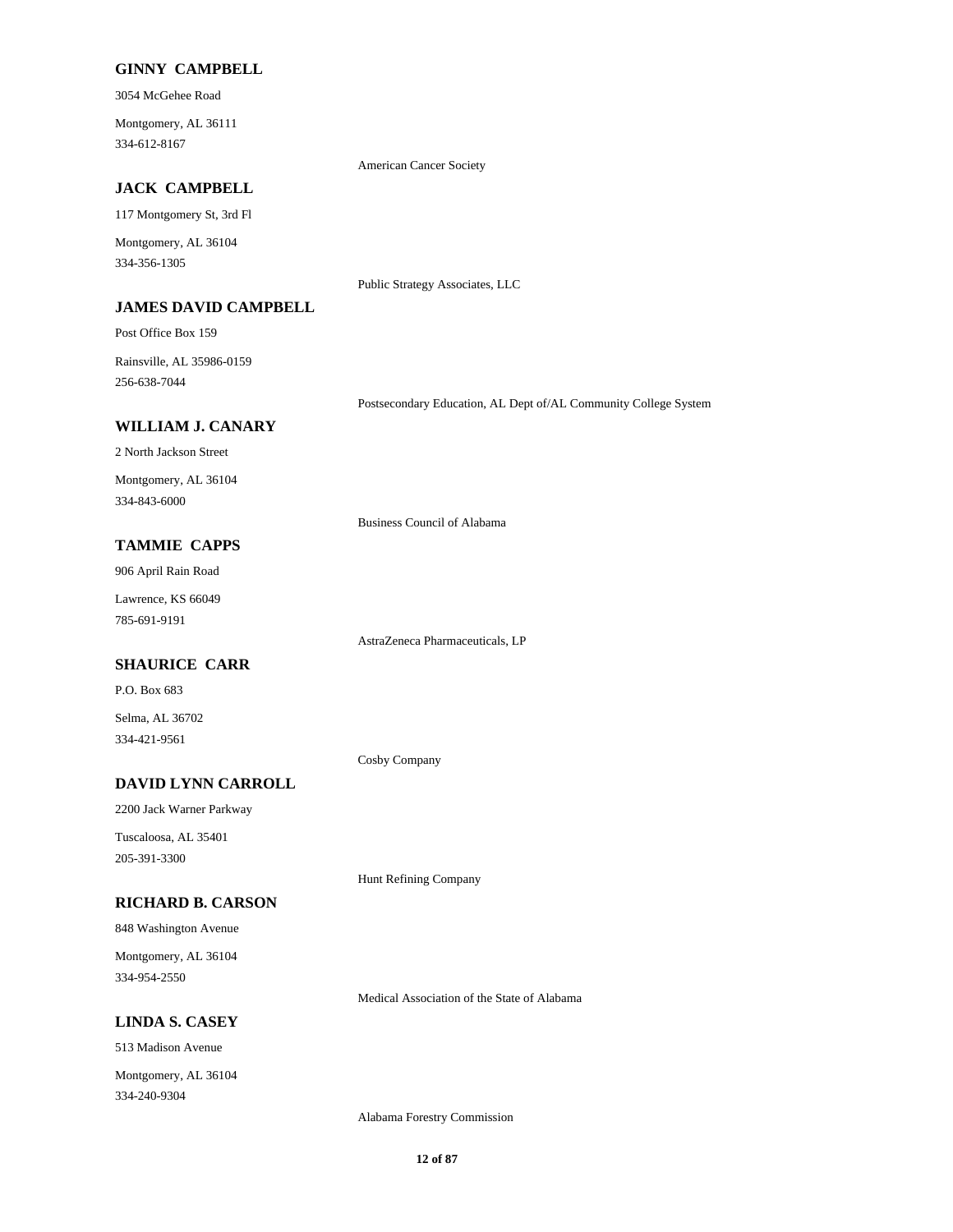**GINNY CAMPBELL**

3054 McGehee Road

Montgomery, AL 36111
334-612-8167

American Cancer Society

**JACK CAMPBELL**

117 Montgomery St, 3rd Fl

Montgomery, AL 36104
334-356-1305

Public Strategy Associates, LLC

**JAMES DAVID CAMPBELL**

Post Office Box 159

Rainsville, AL 35986-0159
256-638-7044

Postsecondary Education, AL Dept of/AL Community College System

**WILLIAM J. CANARY**

2 North Jackson Street

Montgomery, AL 36104
334-843-6000

Business Council of Alabama

**TAMMIE CAPPS**

906 April Rain Road

Lawrence, KS 66049
785-691-9191

AstraZeneca Pharmaceuticals, LP

**SHAURICE CARR**

P.O. Box 683

Selma, AL 36702
334-421-9561

Cosby Company

**DAVID LYNN CARROLL**

2200 Jack Warner Parkway

Tuscaloosa, AL 35401
205-391-3300

Hunt Refining Company

**RICHARD B. CARSON**

848 Washington Avenue

Montgomery, AL 36104
334-954-2550

Medical Association of the State of Alabama

**LINDA S. CASEY**

513 Madison Avenue

Montgomery, AL 36104
334-240-9304

Alabama Forestry Commission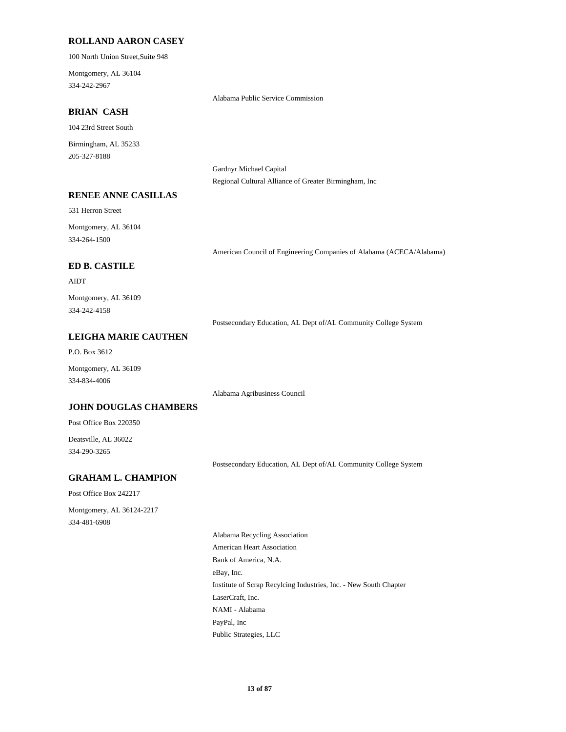### ROLLAND AARON CASEY

100 North Union Street,Suite 948

Montgomery, AL 36104
334-242-2967

Alabama Public Service Commission

### BRIAN CASH

104 23rd Street South

Birmingham, AL 35233
205-327-8188

Gardnyr Michael Capital
Regional Cultural Alliance of Greater Birmingham, Inc

### RENEE ANNE CASILLAS

531 Herron Street

Montgomery, AL 36104
334-264-1500

American Council of Engineering Companies of Alabama (ACECA/Alabama)

### ED B. CASTILE

AIDT

Montgomery, AL 36109
334-242-4158

Postsecondary Education, AL Dept of/AL Community College System

### LEIGHA MARIE CAUTHEN

P.O. Box 3612

Montgomery, AL 36109
334-834-4006

Alabama Agribusiness Council

### JOHN DOUGLAS CHAMBERS

Post Office Box 220350

Deatsville, AL 36022
334-290-3265

Postsecondary Education, AL Dept of/AL Community College System

### GRAHAM L. CHAMPION

Post Office Box 242217

Montgomery, AL 36124-2217
334-481-6908

Alabama Recycling Association
American Heart Association
Bank of America, N.A.
eBay, Inc.
Institute of Scrap Recylcing Industries, Inc. - New South Chapter
LaserCraft, Inc.
NAMI - Alabama
PayPal, Inc
Public Strategies, LLC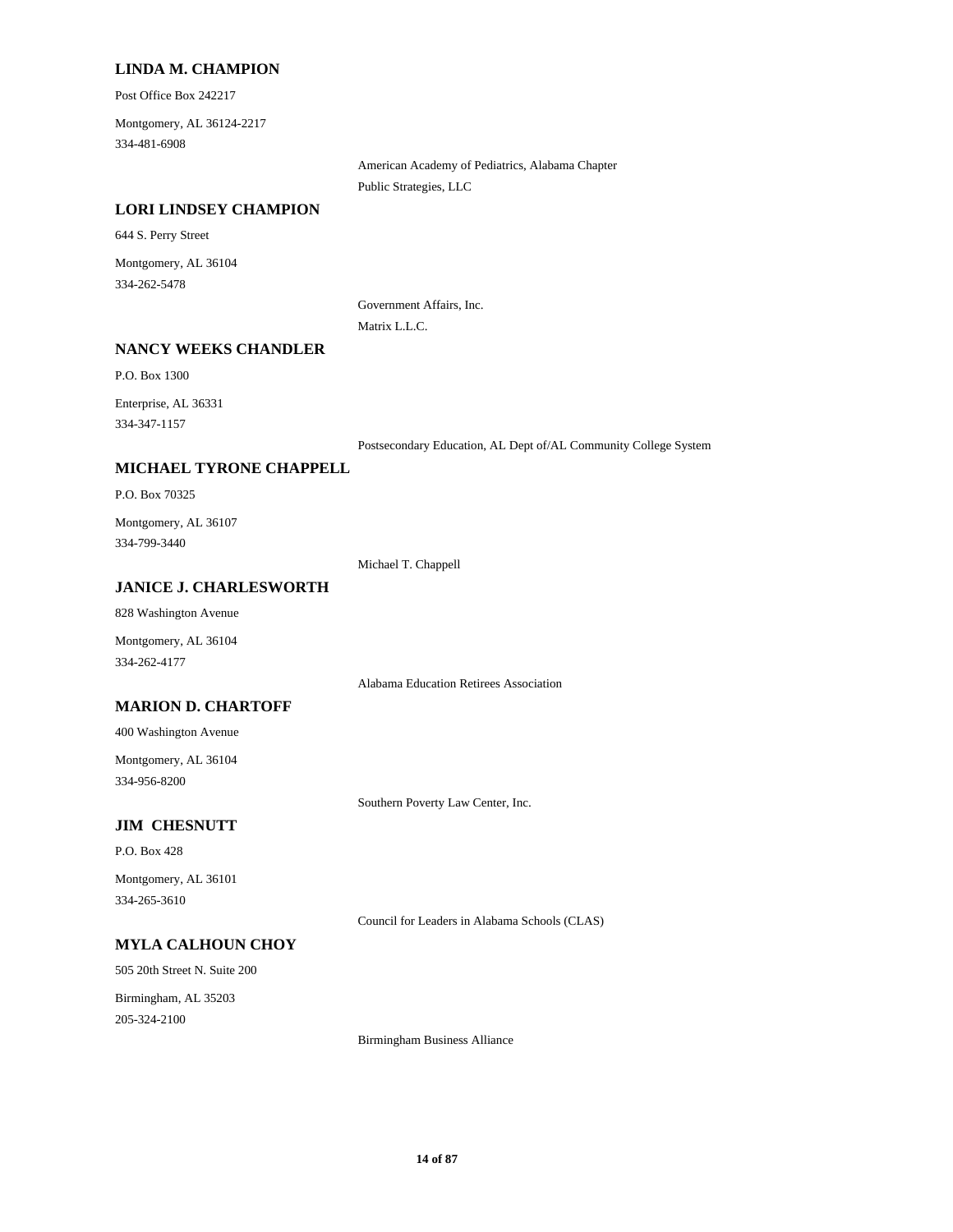### LINDA M. CHAMPION

Post Office Box 242217

Montgomery, AL 36124-2217
334-481-6908

American Academy of Pediatrics, Alabama Chapter
Public Strategies, LLC

### LORI LINDSEY CHAMPION

644 S. Perry Street

Montgomery, AL 36104
334-262-5478

Government Affairs, Inc.
Matrix L.L.C.

### NANCY WEEKS CHANDLER

P.O. Box 1300

Enterprise, AL 36331
334-347-1157

Postsecondary Education, AL Dept of/AL Community College System

### MICHAEL TYRONE CHAPPELL

P.O. Box 70325

Montgomery, AL 36107
334-799-3440

Michael T. Chappell

### JANICE J. CHARLESWORTH

828 Washington Avenue

Montgomery, AL 36104
334-262-4177

Alabama Education Retirees Association

### MARION D. CHARTOFF

400 Washington Avenue

Montgomery, AL 36104
334-956-8200

Southern Poverty Law Center, Inc.

### JIM CHESNUTT

P.O. Box 428

Montgomery, AL 36101
334-265-3610

Council for Leaders in Alabama Schools (CLAS)

### MYLA CALHOUN CHOY

505 20th Street N. Suite 200

Birmingham, AL 35203
205-324-2100

Birmingham Business Alliance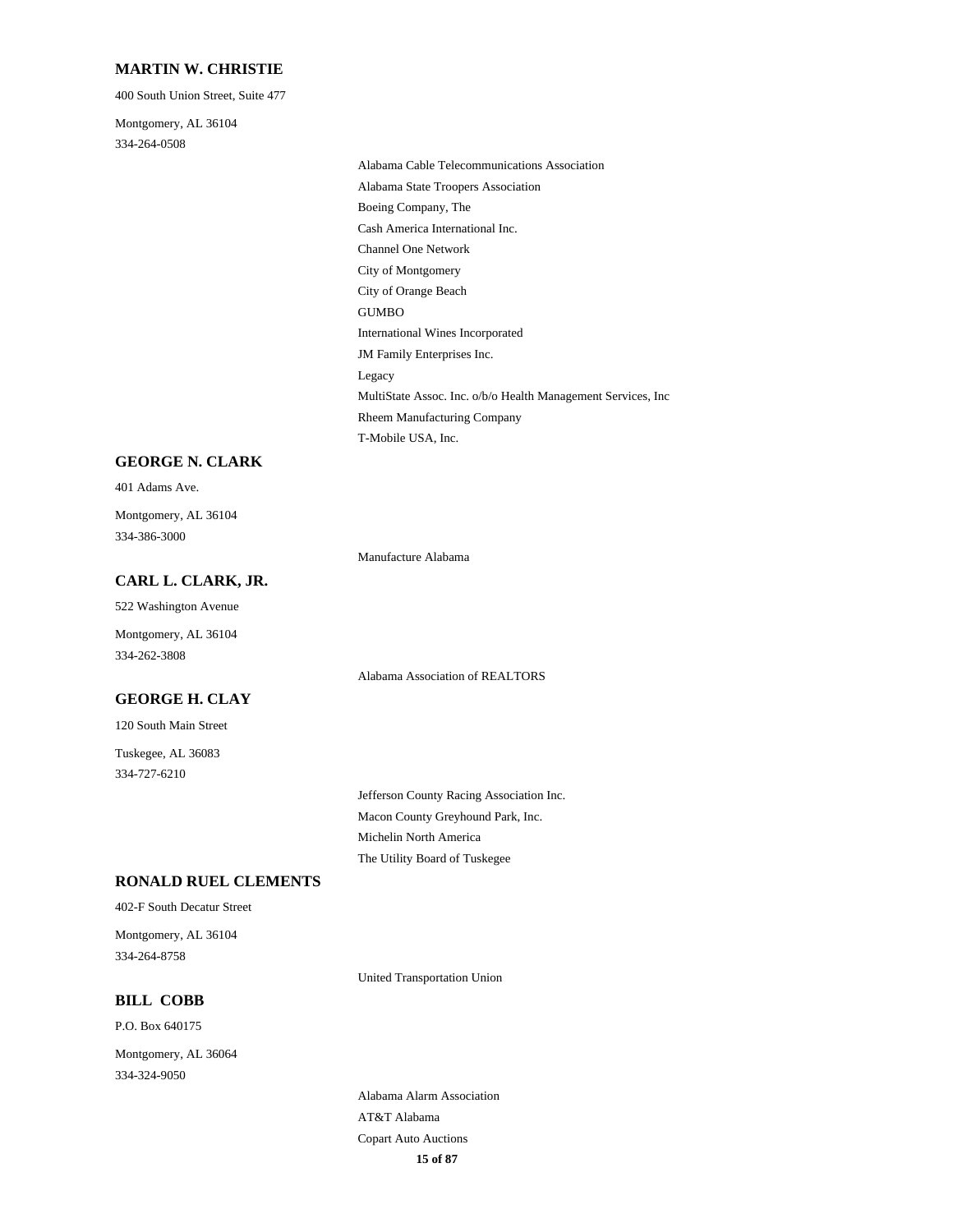### MARTIN W. CHRISTIE

400 South Union Street, Suite 477

Montgomery, AL 36104

334-264-0508

- Alabama Cable Telecommunications Association
- Alabama State Troopers Association
- Boeing Company, The
- Cash America International Inc.
- Channel One Network
- City of Montgomery
- City of Orange Beach
- GUMBO
- International Wines Incorporated
- JM Family Enterprises Inc.
- Legacy
- MultiState Assoc. Inc. o/b/o Health Management Services, Inc
- Rheem Manufacturing Company
- T-Mobile USA, Inc.

### GEORGE N. CLARK

401 Adams Ave.

Montgomery, AL 36104

334-386-3000

- Manufacture Alabama

### CARL L. CLARK, JR.

522 Washington Avenue

Montgomery, AL 36104

334-262-3808

- Alabama Association of REALTORS

### GEORGE H. CLAY

120 South Main Street

Tuskegee, AL 36083

334-727-6210

- Jefferson County Racing Association Inc.
- Macon County Greyhound Park, Inc.
- Michelin North America
- The Utility Board of Tuskegee

### RONALD RUEL CLEMENTS

402-F South Decatur Street

Montgomery, AL 36104

334-264-8758

- United Transportation Union

### BILL COBB

P.O. Box 640175

Montgomery, AL 36064

334-324-9050

- Alabama Alarm Association
- AT&T Alabama
- Copart Auto Auctions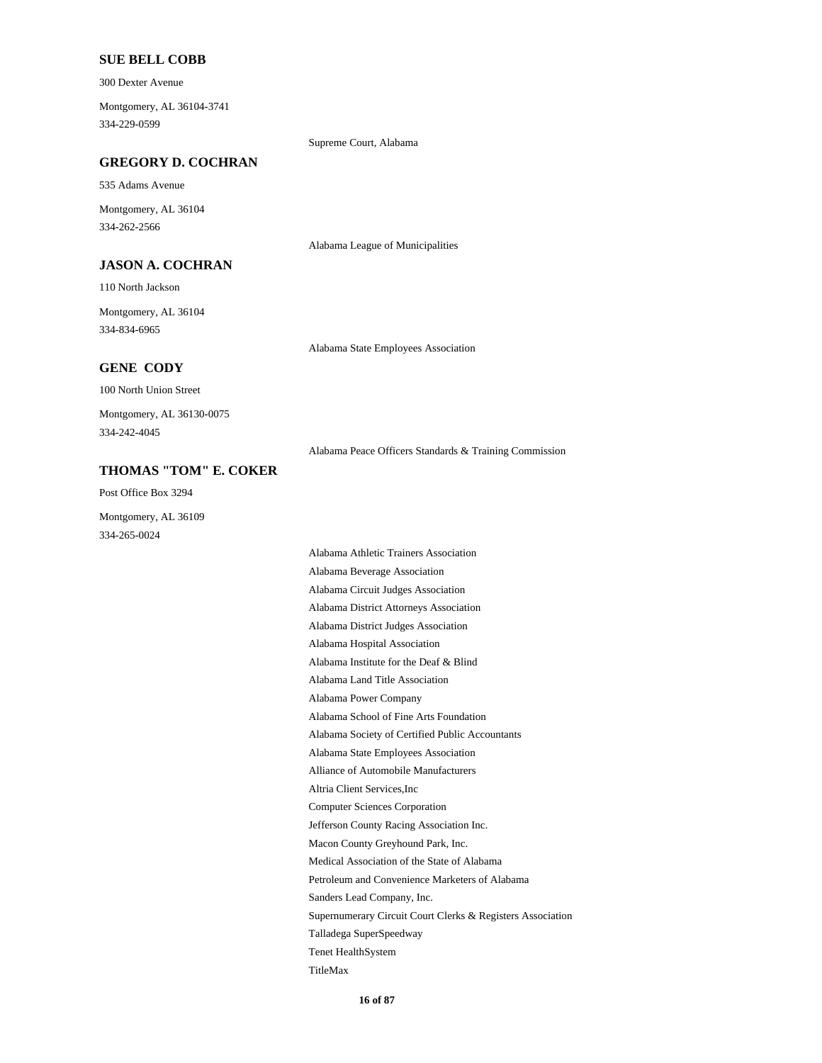**SUE BELL COBB**

300 Dexter Avenue

Montgomery, AL 36104-3741
334-229-0599

Supreme Court, Alabama

**GREGORY D. COCHRAN**

535 Adams Avenue

Montgomery, AL 36104
334-262-2566

Alabama League of Municipalities

**JASON A. COCHRAN**

110 North Jackson

Montgomery, AL 36104
334-834-6965

Alabama State Employees Association

**GENE CODY**

100 North Union Street

Montgomery, AL 36130-0075
334-242-4045

Alabama Peace Officers Standards & Training Commission

**THOMAS "TOM" E. COKER**

Post Office Box 3294

Montgomery, AL 36109
334-265-0024

Alabama Athletic Trainers Association
Alabama Beverage Association
Alabama Circuit Judges Association
Alabama District Attorneys Association
Alabama District Judges Association
Alabama Hospital Association
Alabama Institute for the Deaf & Blind
Alabama Land Title Association
Alabama Power Company
Alabama School of Fine Arts Foundation
Alabama Society of Certified Public Accountants
Alabama State Employees Association
Alliance of Automobile Manufacturers
Altria Client Services,Inc
Computer Sciences Corporation
Jefferson County Racing Association Inc.
Macon County Greyhound Park, Inc.
Medical Association of the State of Alabama
Petroleum and Convenience Marketers of Alabama
Sanders Lead Company, Inc.
Supernumerary Circuit Court Clerks & Registers Association
Talladega SuperSpeedway
Tenet HealthSystem
TitleMax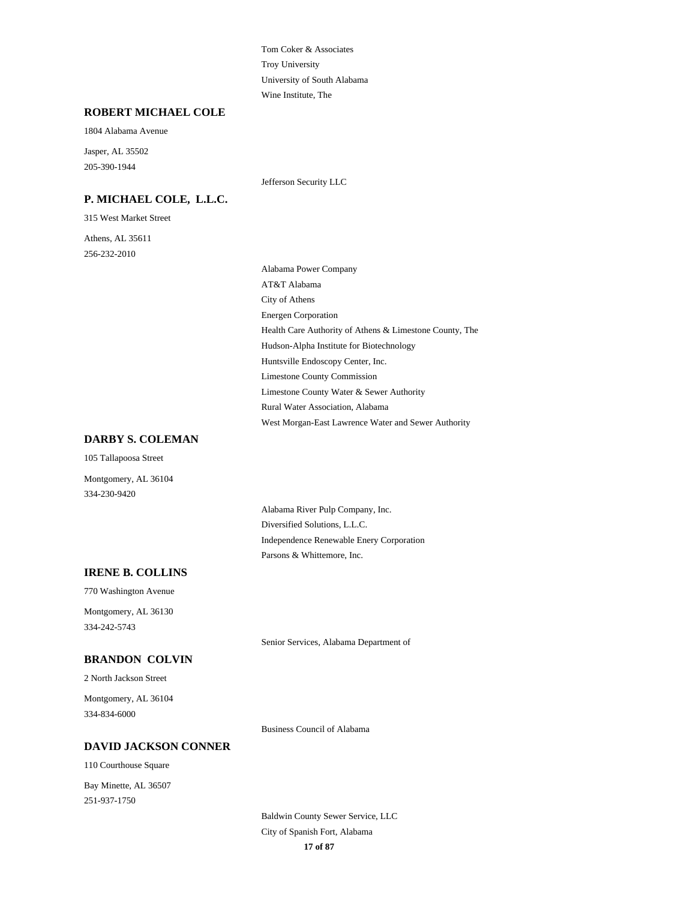Tom Coker & Associates
Troy University
University of South Alabama
Wine Institute, The

### ROBERT MICHAEL COLE

1804 Alabama Avenue

Jasper, AL 35502
205-390-1944

Jefferson Security LLC

### P. MICHAEL COLE, L.L.C.

315 West Market Street

Athens, AL 35611
256-232-2010

Alabama Power Company
AT&T Alabama
City of Athens
Energen Corporation
Health Care Authority of Athens & Limestone County, The
Hudson-Alpha Institute for Biotechnology
Huntsville Endoscopy Center, Inc.
Limestone County Commission
Limestone County Water & Sewer Authority
Rural Water Association, Alabama
West Morgan-East Lawrence Water and Sewer Authority

### DARBY S. COLEMAN

105 Tallapoosa Street

Montgomery, AL 36104
334-230-9420

Alabama River Pulp Company, Inc.
Diversified Solutions, L.L.C.
Independence Renewable Enery Corporation
Parsons & Whittemore, Inc.

### IRENE B. COLLINS

770 Washington Avenue

Montgomery, AL 36130
334-242-5743

Senior Services, Alabama Department of

### BRANDON COLVIN

2 North Jackson Street

Montgomery, AL 36104
334-834-6000

Business Council of Alabama

### DAVID JACKSON CONNER

110 Courthouse Square

Bay Minette, AL 36507
251-937-1750

Baldwin County Sewer Service, LLC
City of Spanish Fort, Alabama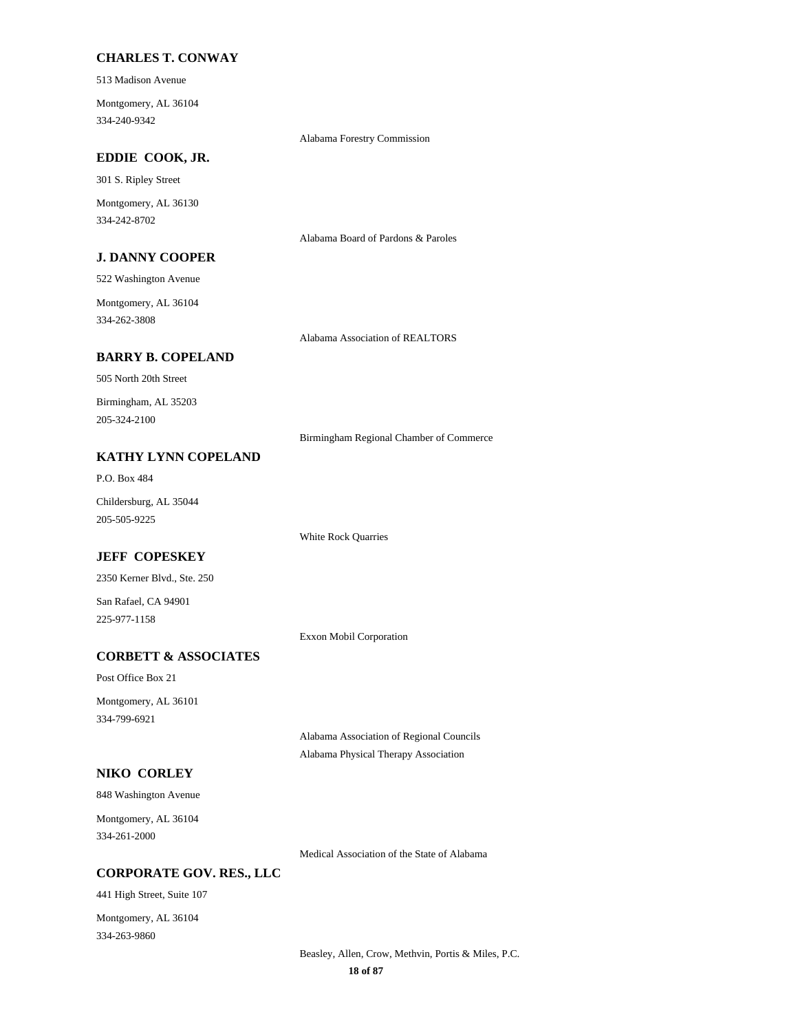**CHARLES T. CONWAY**

513 Madison Avenue

Montgomery, AL 36104
334-240-9342

Alabama Forestry Commission

**EDDIE COOK, JR.**

301 S. Ripley Street

Montgomery, AL 36130
334-242-8702

Alabama Board of Pardons & Paroles

**J. DANNY COOPER**

522 Washington Avenue

Montgomery, AL 36104
334-262-3808

Alabama Association of REALTORS

**BARRY B. COPELAND**

505 North 20th Street

Birmingham, AL 35203
205-324-2100

Birmingham Regional Chamber of Commerce

**KATHY LYNN COPELAND**

P.O. Box 484

Childersburg, AL 35044
205-505-9225

White Rock Quarries

**JEFF COPESKEY**

2350 Kerner Blvd., Ste. 250

San Rafael, CA 94901
225-977-1158

Exxon Mobil Corporation

**CORBETT & ASSOCIATES**

Post Office Box 21

Montgomery, AL 36101
334-799-6921

Alabama Association of Regional Councils
Alabama Physical Therapy Association

**NIKO CORLEY**

848 Washington Avenue

Montgomery, AL 36104
334-261-2000

Medical Association of the State of Alabama

**CORPORATE GOV. RES., LLC**

441 High Street, Suite 107

Montgomery, AL 36104
334-263-9860

Beasley, Allen, Crow, Methvin, Portis & Miles, P.C.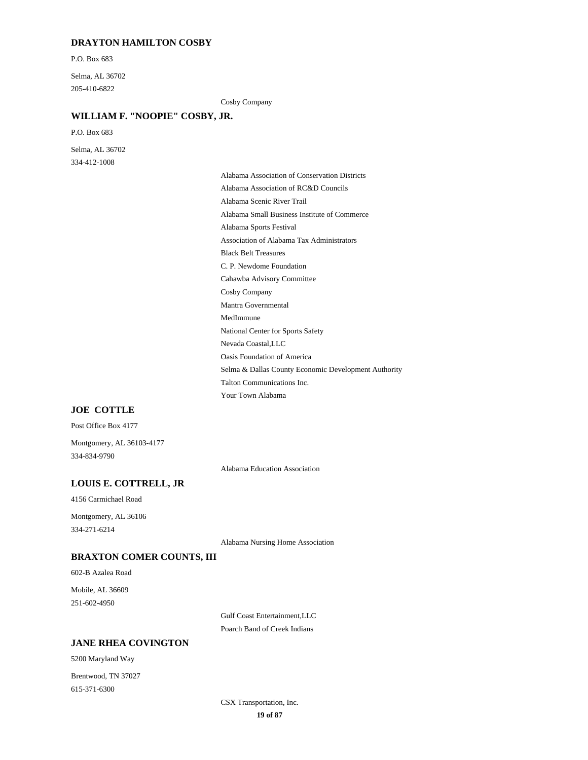### DRAYTON HAMILTON COSBY

P.O. Box 683

Selma, AL 36702

205-410-6822

Cosby Company

### WILLIAM F. "NOOPIE" COSBY, JR.

P.O. Box 683

Selma, AL 36702

334-412-1008

Alabama Association of Conservation Districts

Alabama Association of RC&D Councils

Alabama Scenic River Trail

Alabama Small Business Institute of Commerce

Alabama Sports Festival

Association of Alabama Tax Administrators

Black Belt Treasures

C. P. Newdome Foundation

Cahawba Advisory Committee

Cosby Company

Mantra Governmental

MedImmune

National Center for Sports Safety

Nevada Coastal,LLC

Oasis Foundation of America

Selma & Dallas County Economic Development Authority

Talton Communications Inc.

Your Town Alabama

### JOE COTTLE

Post Office Box 4177

Montgomery, AL 36103-4177

334-834-9790

Alabama Education Association

### LOUIS E. COTTRELL, JR

4156 Carmichael Road

Montgomery, AL 36106

334-271-6214

Alabama Nursing Home Association

### BRAXTON COMER COUNTS, III

602-B Azalea Road

Mobile, AL 36609

251-602-4950

Gulf Coast Entertainment,LLC

Poarch Band of Creek Indians

### JANE RHEA COVINGTON

5200 Maryland Way

Brentwood, TN 37027

615-371-6300

CSX Transportation, Inc.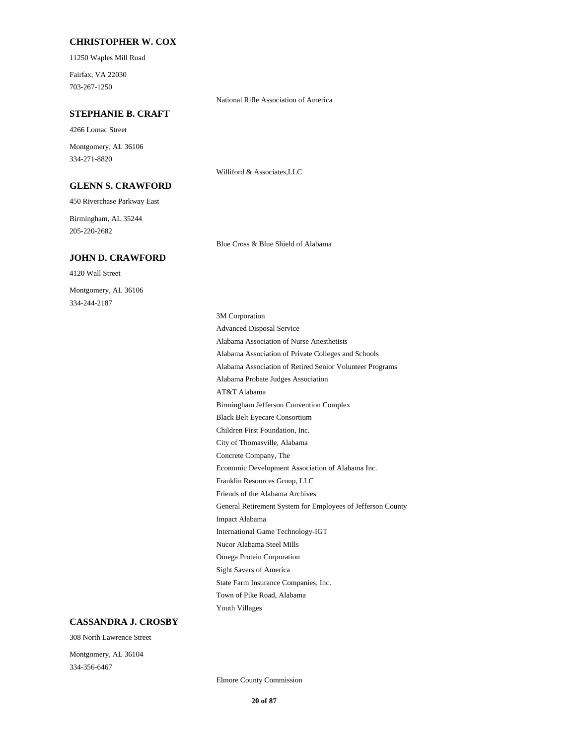**CHRISTOPHER W. COX**

11250 Waples Mill Road

Fairfax, VA 22030

703-267-1250

National Rifle Association of America

**STEPHANIE B. CRAFT**

4266 Lomac Street

Montgomery, AL 36106

334-271-8820

Williford & Associates,LLC

**GLENN S. CRAWFORD**

450 Riverchase Parkway East

Birmingham, AL 35244

205-220-2682

Blue Cross & Blue Shield of Alabama

**JOHN D. CRAWFORD**

4120 Wall Street

Montgomery, AL 36106

334-244-2187

3M Corporation

Advanced Disposal Service

Alabama Association of Nurse Anesthetists

Alabama Association of Private Colleges and Schools

Alabama Association of Retired Senior Volunteer Programs

Alabama Probate Judges Association

AT&T Alabama

Birmingham Jefferson Convention Complex

Black Belt Eyecare Consortium

Children First Foundation, Inc.

City of Thomasville, Alabama

Concrete Company, The

Economic Development Association of Alabama Inc.

Franklin Resources Group, LLC

Friends of the Alabama Archives

General Retirement System for Employees of Jefferson County

Impact Alabama

International Game Technology-IGT

Nucor Alabama Steel Mills

Omega Protein Corporation

Sight Savers of America

State Farm Insurance Companies, Inc.

Town of Pike Road, Alabama

Youth Villages

**CASSANDRA J. CROSBY**

308 North Lawrence Street

Montgomery, AL 36104

334-356-6467

Elmore County Commission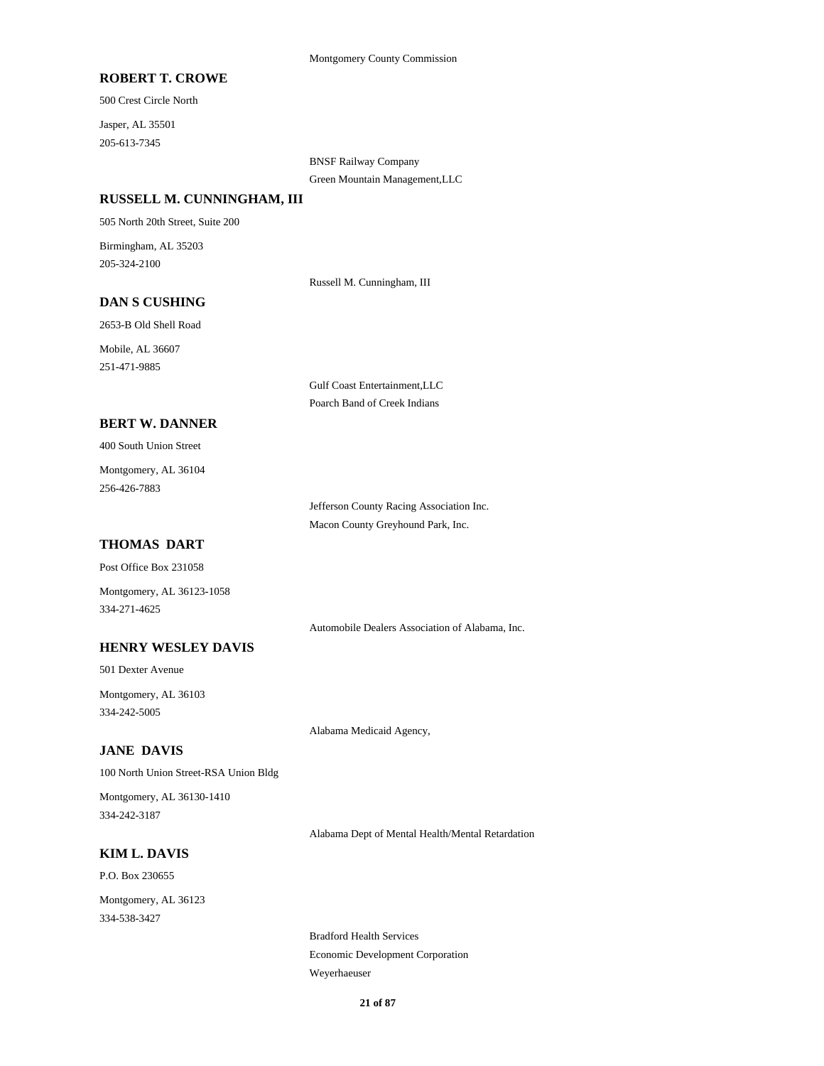Montgomery County Commission

**ROBERT T. CROWE**

500 Crest Circle North

Jasper, AL 35501

205-613-7345

BNSF Railway Company

Green Mountain Management,LLC

**RUSSELL M. CUNNINGHAM, III**

505 North 20th Street, Suite 200

Birmingham, AL 35203

205-324-2100

Russell M. Cunningham, III

**DAN S CUSHING**

2653-B Old Shell Road

Mobile, AL 36607

251-471-9885

Gulf Coast Entertainment,LLC

Poarch Band of Creek Indians

**BERT W. DANNER**

400 South Union Street

Montgomery, AL 36104

256-426-7883

Jefferson County Racing Association Inc.

Macon County Greyhound Park, Inc.

**THOMAS DART**

Post Office Box 231058

Montgomery, AL 36123-1058

334-271-4625

Automobile Dealers Association of Alabama, Inc.

**HENRY WESLEY DAVIS**

501 Dexter Avenue

Montgomery, AL 36103

334-242-5005

Alabama Medicaid Agency,

**JANE DAVIS**

100 North Union Street-RSA Union Bldg

Montgomery, AL 36130-1410

334-242-3187

Alabama Dept of Mental Health/Mental Retardation

**KIM L. DAVIS**

P.O. Box 230655

Montgomery, AL 36123

334-538-3427

Bradford Health Services

Economic Development Corporation

Weyerhaeuser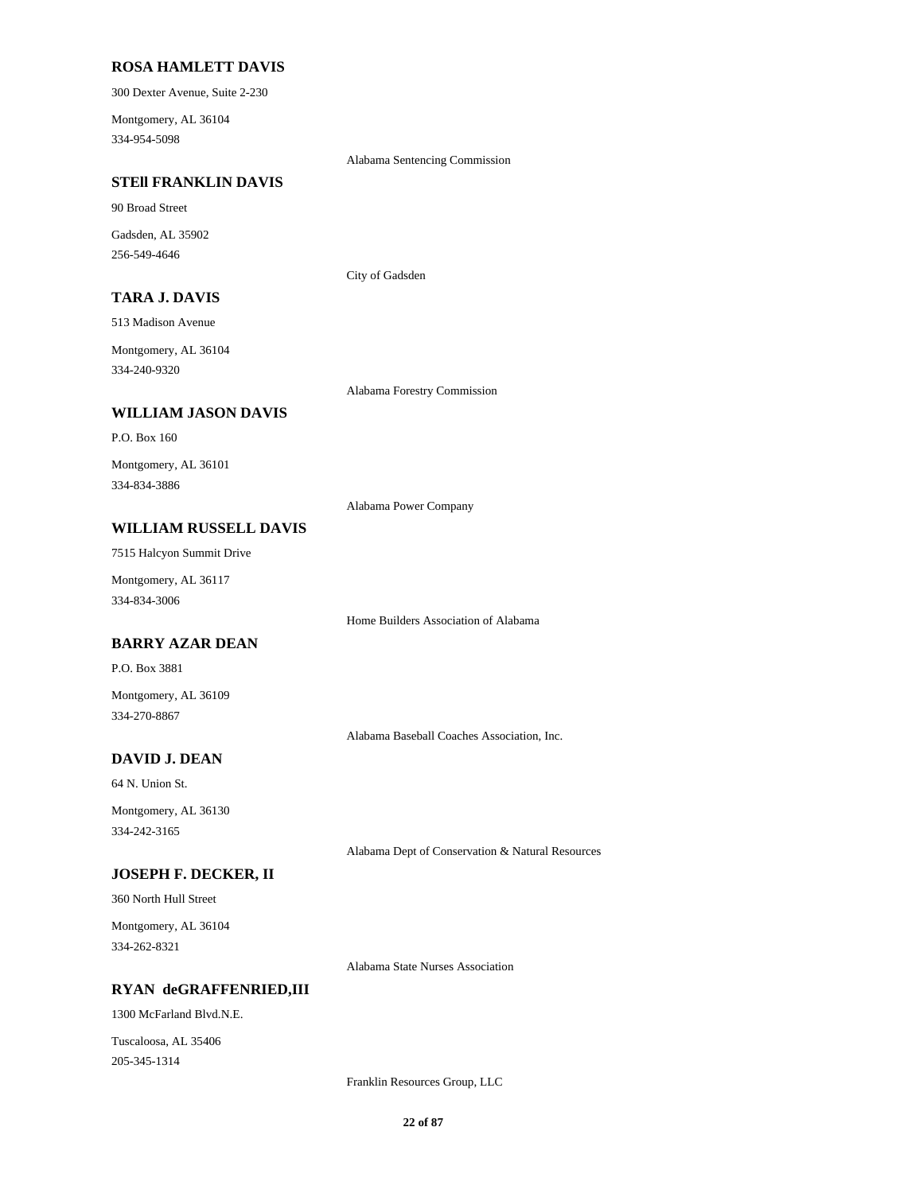### ROSA HAMLETT DAVIS

300 Dexter Avenue, Suite 2-230

Montgomery, AL 36104
334-954-5098

Alabama Sentencing Commission

### STEll FRANKLIN DAVIS

90 Broad Street

Gadsden, AL 35902
256-549-4646

City of Gadsden

### TARA J. DAVIS

513 Madison Avenue

Montgomery, AL 36104
334-240-9320

Alabama Forestry Commission

### WILLIAM JASON DAVIS

P.O. Box 160

Montgomery, AL 36101
334-834-3886

Alabama Power Company

### WILLIAM RUSSELL DAVIS

7515 Halcyon Summit Drive

Montgomery, AL 36117
334-834-3006

Home Builders Association of Alabama

### BARRY AZAR DEAN

P.O. Box 3881

Montgomery, AL 36109
334-270-8867

Alabama Baseball Coaches Association, Inc.

### DAVID J. DEAN

64 N. Union St.

Montgomery, AL 36130
334-242-3165

Alabama Dept of Conservation & Natural Resources

### JOSEPH F. DECKER, II

360 North Hull Street

Montgomery, AL 36104
334-262-8321

Alabama State Nurses Association

### RYAN deGRAFFENRIED,III

1300 McFarland Blvd.N.E.

Tuscaloosa, AL 35406
205-345-1314

Franklin Resources Group, LLC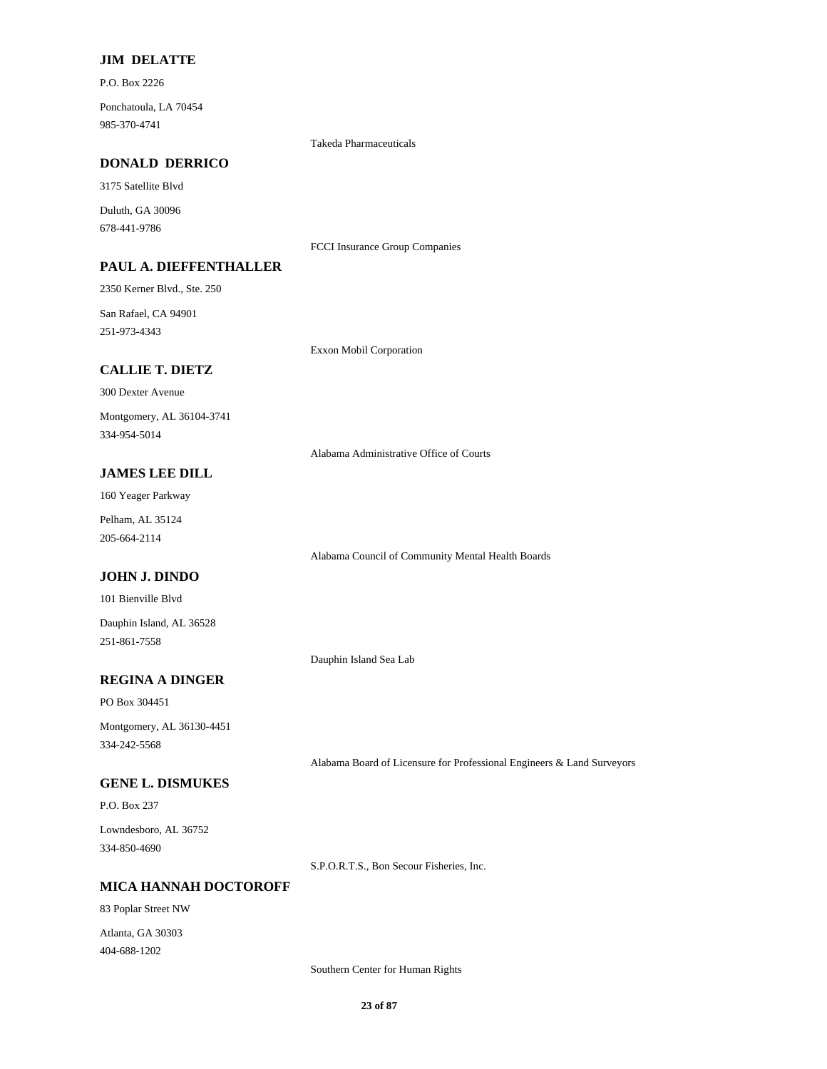**JIM DELATTE**

P.O. Box 2226

Ponchatoula, LA 70454
985-370-4741

Takeda Pharmaceuticals

**DONALD DERRICO**

3175 Satellite Blvd

Duluth, GA 30096
678-441-9786

FCCI Insurance Group Companies

**PAUL A. DIEFFENTHALLER**

2350 Kerner Blvd., Ste. 250

San Rafael, CA 94901
251-973-4343

Exxon Mobil Corporation

**CALLIE T. DIETZ**

300 Dexter Avenue

Montgomery, AL 36104-3741
334-954-5014

Alabama Administrative Office of Courts

**JAMES LEE DILL**

160 Yeager Parkway

Pelham, AL 35124
205-664-2114

Alabama Council of Community Mental Health Boards

**JOHN J. DINDO**

101 Bienville Blvd

Dauphin Island, AL 36528
251-861-7558

Dauphin Island Sea Lab

**REGINA A DINGER**

PO Box 304451

Montgomery, AL 36130-4451
334-242-5568

Alabama Board of Licensure for Professional Engineers & Land Surveyors

**GENE L. DISMUKES**

P.O. Box 237

Lowndesboro, AL 36752
334-850-4690

S.P.O.R.T.S., Bon Secour Fisheries, Inc.

**MICA HANNAH DOCTOROFF**

83 Poplar Street NW

Atlanta, GA 30303
404-688-1202

Southern Center for Human Rights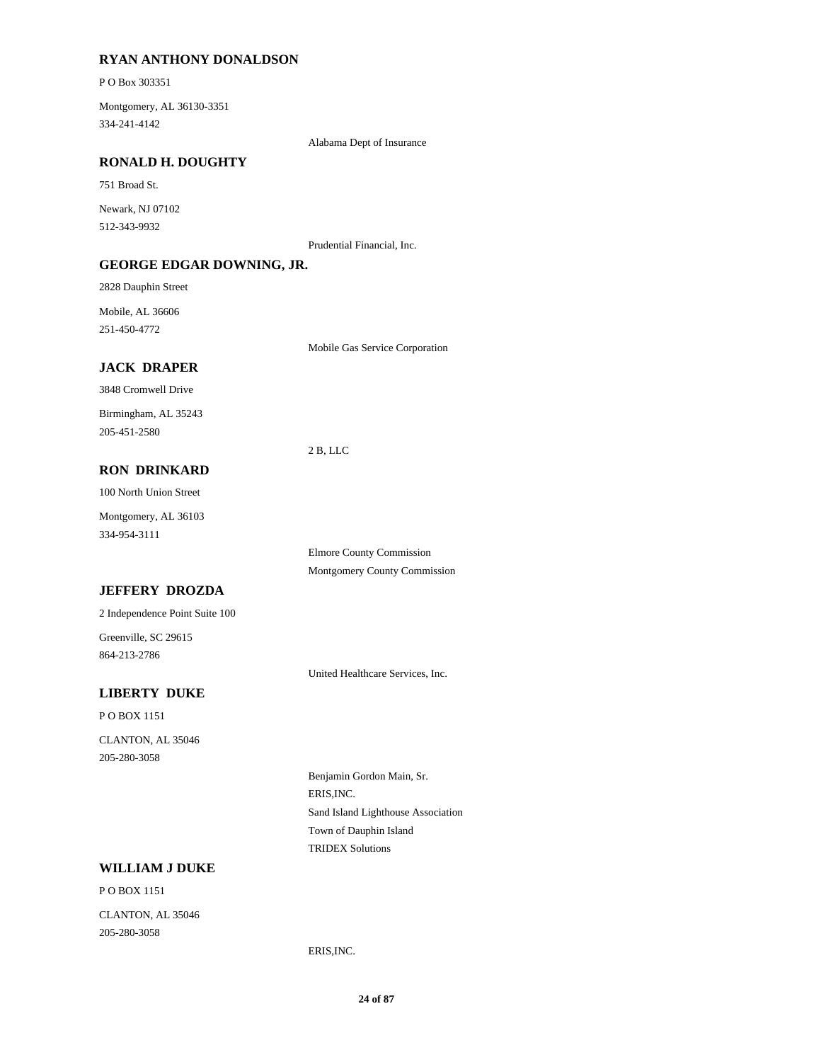### RYAN ANTHONY DONALDSON

P O Box 303351

Montgomery, AL 36130-3351

334-241-4142

Alabama Dept of Insurance

### RONALD H. DOUGHTY

751 Broad St.

Newark, NJ 07102

512-343-9932

Prudential Financial, Inc.

### GEORGE EDGAR DOWNING, JR.

2828 Dauphin Street

Mobile, AL 36606

251-450-4772

Mobile Gas Service Corporation

### JACK DRAPER

3848 Cromwell Drive

Birmingham, AL 35243

205-451-2580

2 B, LLC

### RON DRINKARD

100 North Union Street

Montgomery, AL 36103

334-954-3111

Elmore County Commission

Montgomery County Commission

### JEFFERY DROZDA

2 Independence Point Suite 100

Greenville, SC 29615

864-213-2786

United Healthcare Services, Inc.

### LIBERTY DUKE

P O BOX 1151

CLANTON, AL 35046

205-280-3058

Benjamin Gordon Main, Sr.

ERIS,INC.

Sand Island Lighthouse Association

Town of Dauphin Island

TRIDEX Solutions

### WILLIAM J DUKE

P O BOX 1151

CLANTON, AL 35046

205-280-3058

ERIS,INC.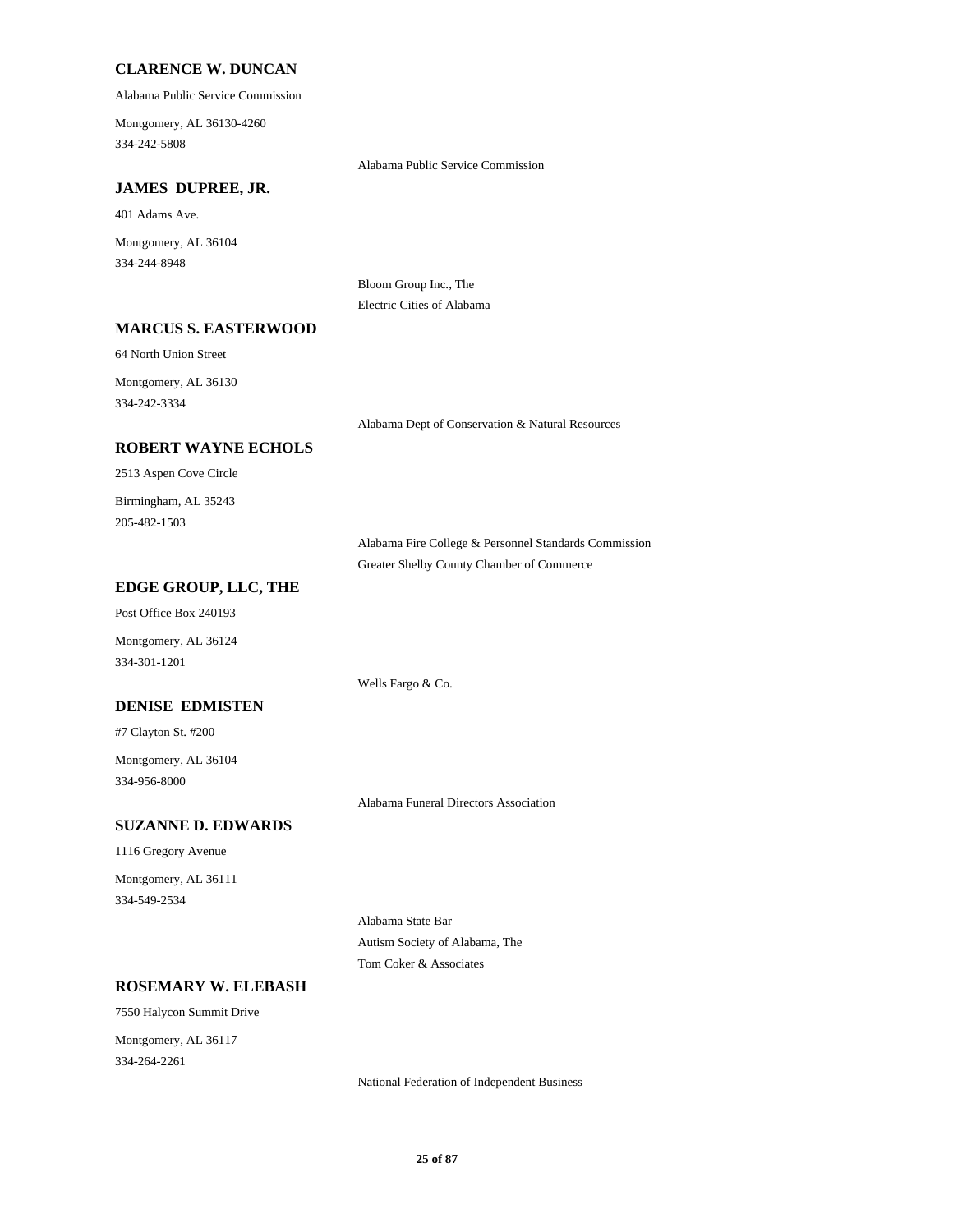**CLARENCE W. DUNCAN**

Alabama Public Service Commission

Montgomery, AL 36130-4260
334-242-5808

Alabama Public Service Commission

**JAMES DUPREE, JR.**

401 Adams Ave.

Montgomery, AL 36104
334-244-8948

Bloom Group Inc., The
Electric Cities of Alabama

**MARCUS S. EASTERWOOD**

64 North Union Street

Montgomery, AL 36130
334-242-3334

Alabama Dept of Conservation & Natural Resources

**ROBERT WAYNE ECHOLS**

2513 Aspen Cove Circle

Birmingham, AL 35243
205-482-1503

Alabama Fire College & Personnel Standards Commission
Greater Shelby County Chamber of Commerce

**EDGE GROUP, LLC, THE**

Post Office Box 240193

Montgomery, AL 36124
334-301-1201

Wells Fargo & Co.

**DENISE EDMISTEN**

#7 Clayton St. #200

Montgomery, AL 36104
334-956-8000

Alabama Funeral Directors Association

**SUZANNE D. EDWARDS**

1116 Gregory Avenue

Montgomery, AL 36111
334-549-2534

Alabama State Bar
Autism Society of Alabama, The
Tom Coker & Associates

**ROSEMARY W. ELEBASH**

7550 Halycon Summit Drive

Montgomery, AL 36117
334-264-2261

National Federation of Independent Business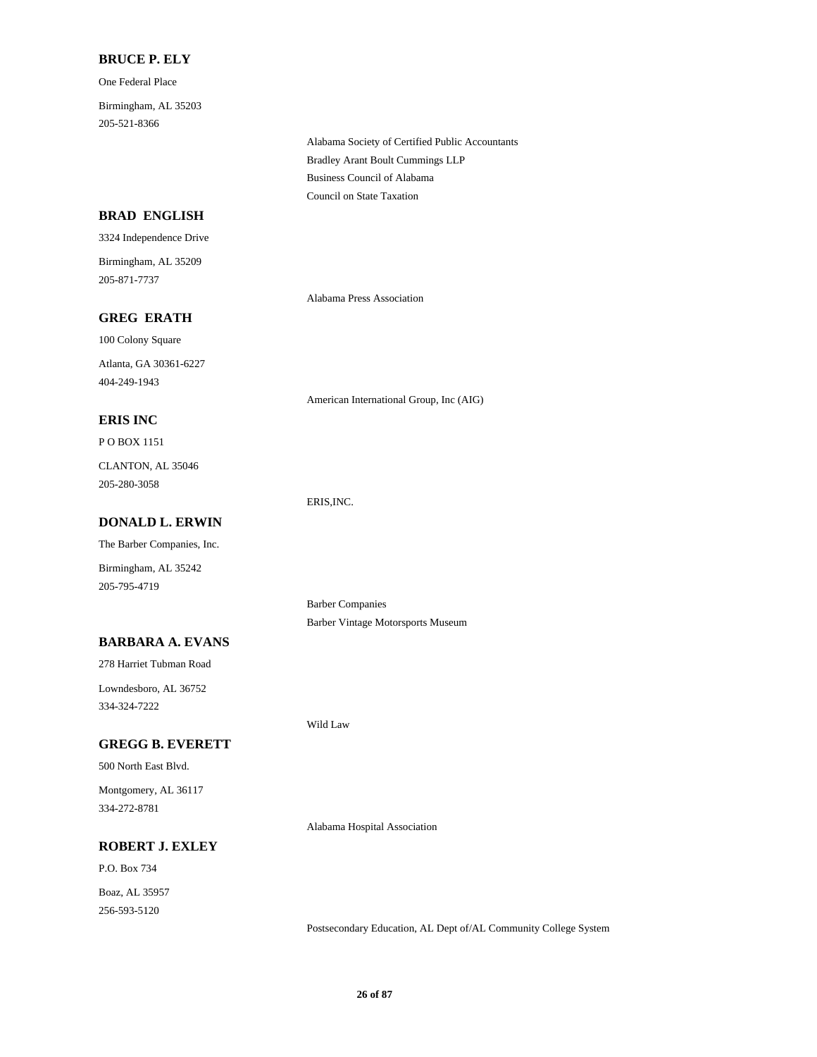**BRUCE P. ELY**

One Federal Place

Birmingham, AL 35203

205-521-8366

Alabama Society of Certified Public Accountants

Bradley Arant Boult Cummings LLP

Business Council of Alabama

Council on State Taxation

**BRAD ENGLISH**

3324 Independence Drive

Birmingham, AL 35209

205-871-7737

Alabama Press Association

**GREG ERATH**

100 Colony Square

Atlanta, GA 30361-6227

404-249-1943

American International Group, Inc (AIG)

**ERIS INC**

P O BOX 1151

CLANTON, AL 35046

205-280-3058

ERIS,INC.

**DONALD L. ERWIN**

The Barber Companies, Inc.

Birmingham, AL 35242

205-795-4719

Barber Companies

Barber Vintage Motorsports Museum

**BARBARA A. EVANS**

278 Harriet Tubman Road

Lowndesboro, AL 36752

334-324-7222

Wild Law

**GREGG B. EVERETT**

500 North East Blvd.

Montgomery, AL 36117

334-272-8781

Alabama Hospital Association

**ROBERT J. EXLEY**

P.O. Box 734

Boaz, AL 35957

256-593-5120

Postsecondary Education, AL Dept of/AL Community College System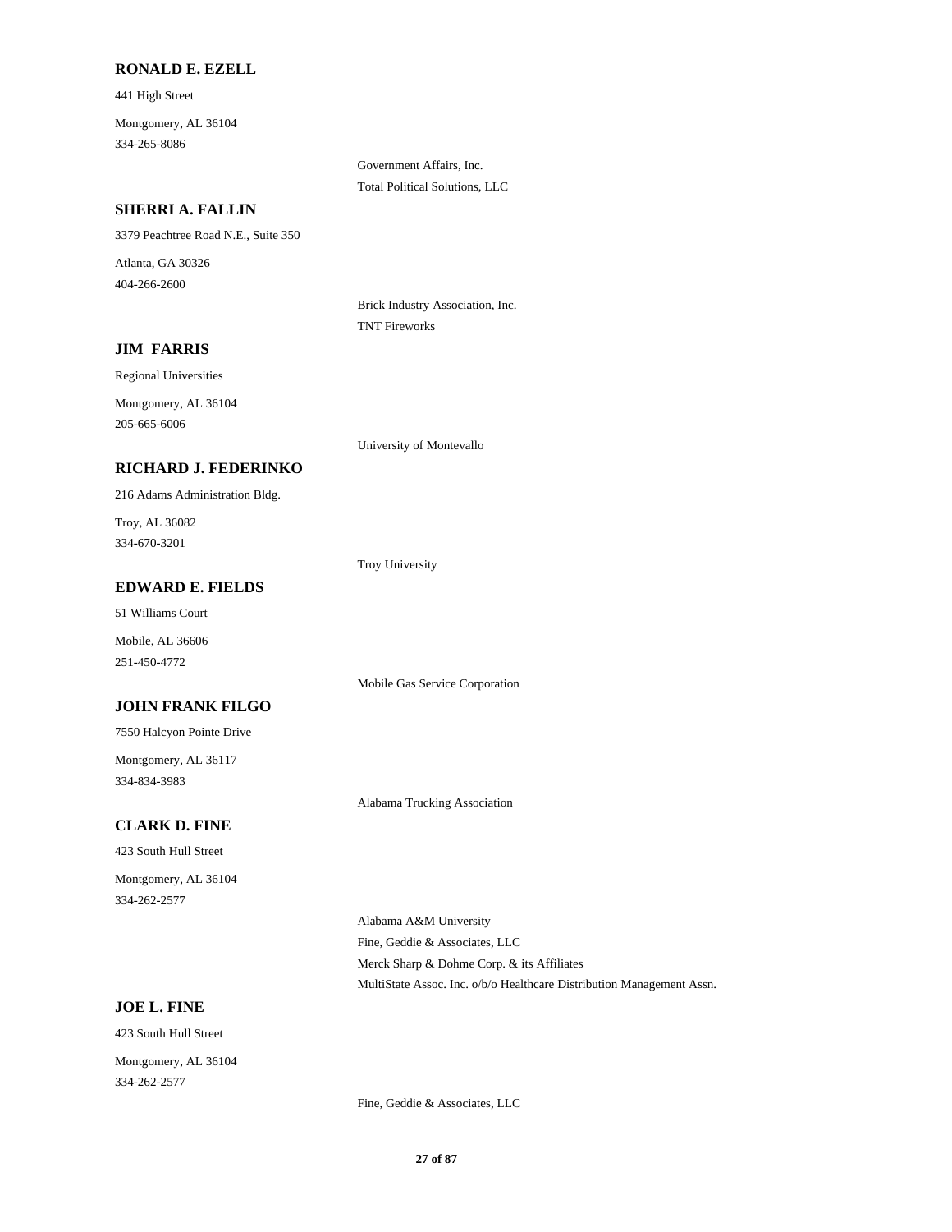**RONALD E. EZELL**

441 High Street

Montgomery, AL 36104
334-265-8086

Government Affairs, Inc.
Total Political Solutions, LLC

**SHERRI A. FALLIN**

3379 Peachtree Road N.E., Suite 350

Atlanta, GA 30326
404-266-2600

Brick Industry Association, Inc.
TNT Fireworks

**JIM FARRIS**

Regional Universities

Montgomery, AL 36104
205-665-6006

University of Montevallo

**RICHARD J. FEDERINKO**

216 Adams Administration Bldg.

Troy, AL 36082
334-670-3201

Troy University

**EDWARD E. FIELDS**

51 Williams Court

Mobile, AL 36606
251-450-4772

Mobile Gas Service Corporation

**JOHN FRANK FILGO**

7550 Halcyon Pointe Drive

Montgomery, AL 36117
334-834-3983

Alabama Trucking Association

**CLARK D. FINE**

423 South Hull Street

Montgomery, AL 36104
334-262-2577

Alabama A&M University
Fine, Geddie & Associates, LLC
Merck Sharp & Dohme Corp. & its Affiliates
MultiState Assoc. Inc. o/b/o Healthcare Distribution Management Assn.

**JOE L. FINE**

423 South Hull Street

Montgomery, AL 36104
334-262-2577

Fine, Geddie & Associates, LLC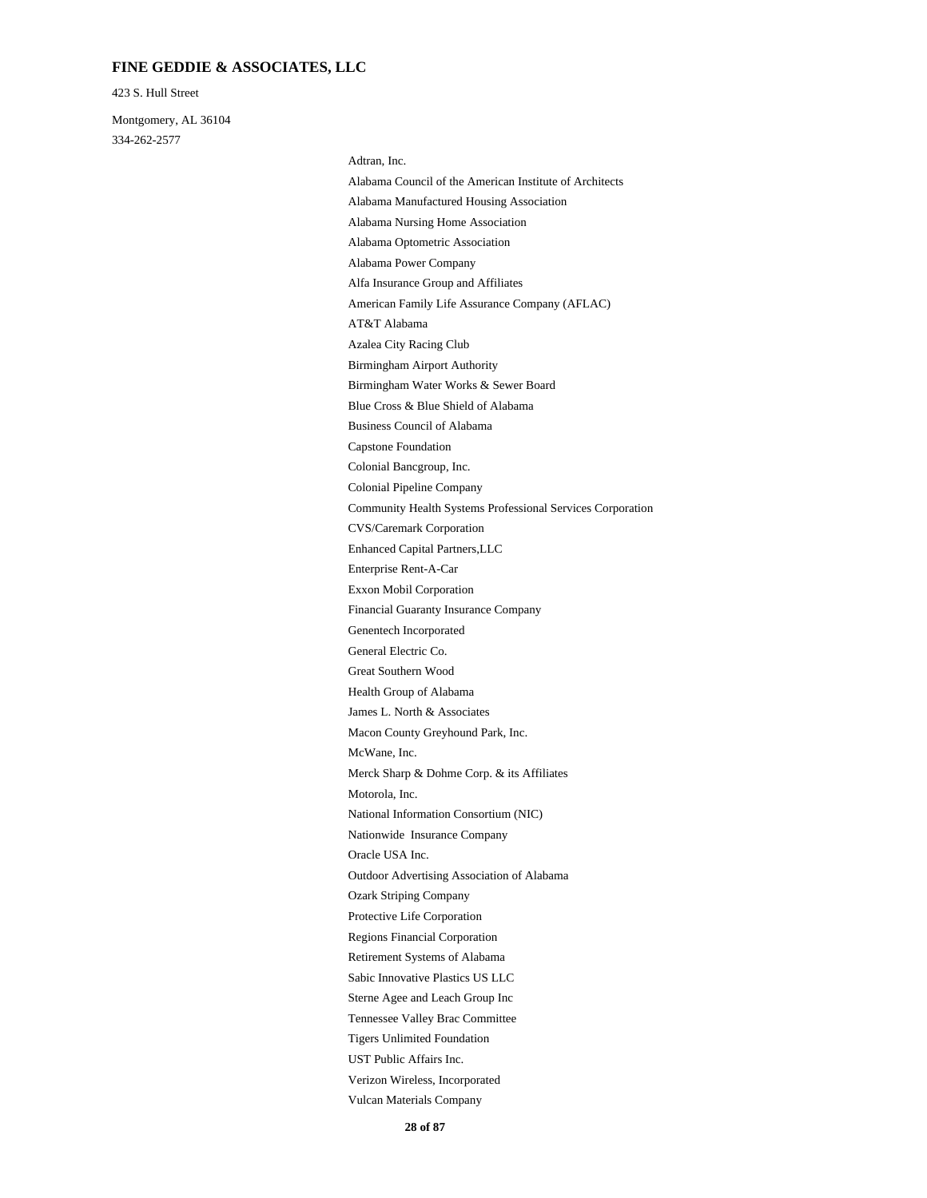**FINE GEDDIE & ASSOCIATES, LLC**

423 S. Hull Street

Montgomery, AL 36104

334-262-2577

Adtran, Inc.

Alabama Council of the American Institute of Architects

Alabama Manufactured Housing Association

Alabama Nursing Home Association

Alabama Optometric Association

Alabama Power Company

Alfa Insurance Group and Affiliates

American Family Life Assurance Company (AFLAC)

AT&T Alabama

Azalea City Racing Club

Birmingham Airport Authority

Birmingham Water Works & Sewer Board

Blue Cross & Blue Shield of Alabama

Business Council of Alabama

Capstone Foundation

Colonial Bancgroup, Inc.

Colonial Pipeline Company

Community Health Systems Professional Services Corporation

CVS/Caremark Corporation

Enhanced Capital Partners,LLC

Enterprise Rent-A-Car

Exxon Mobil Corporation

Financial Guaranty Insurance Company

Genentech Incorporated

General Electric Co.

Great Southern Wood

Health Group of Alabama

James L. North & Associates

Macon County Greyhound Park, Inc.

McWane, Inc.

Merck Sharp & Dohme Corp. & its Affiliates

Motorola, Inc.

National Information Consortium (NIC)

Nationwide Insurance Company

Oracle USA Inc.

Outdoor Advertising Association of Alabama

Ozark Striping Company

Protective Life Corporation

Regions Financial Corporation

Retirement Systems of Alabama

Sabic Innovative Plastics US LLC

Sterne Agee and Leach Group Inc

Tennessee Valley Brac Committee

Tigers Unlimited Foundation

UST Public Affairs Inc.

Verizon Wireless, Incorporated

Vulcan Materials Company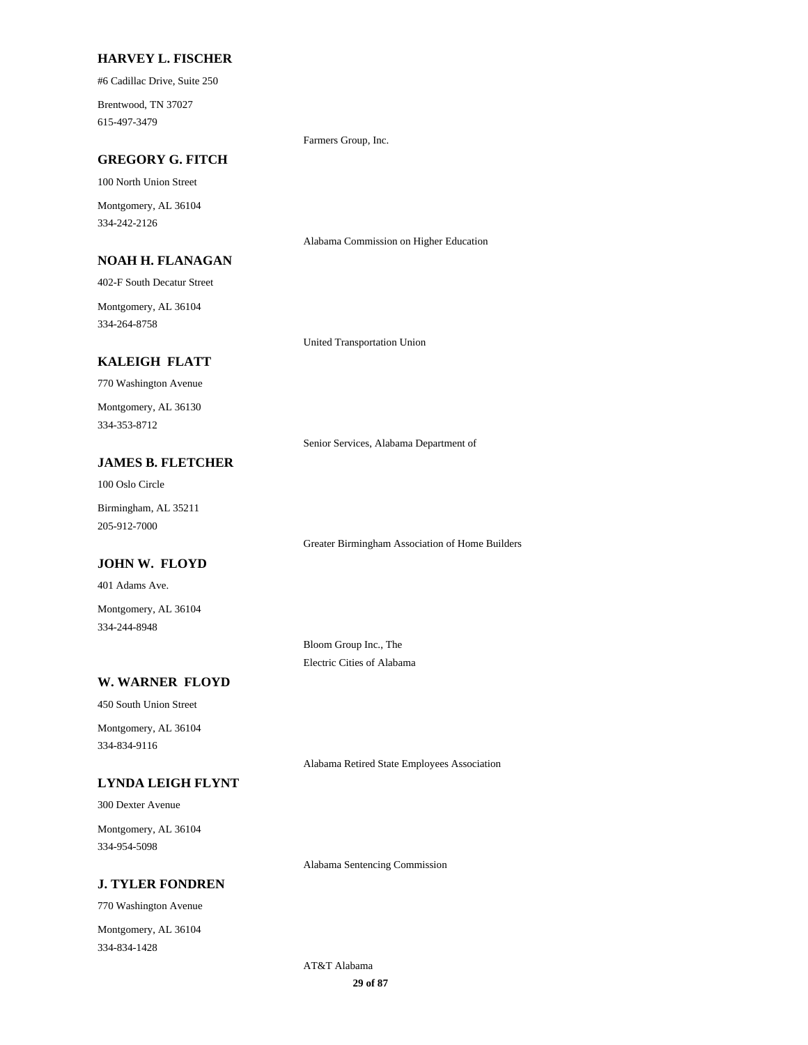**HARVEY L. FISCHER**

#6 Cadillac Drive, Suite 250

Brentwood, TN 37027
615-497-3479

Farmers Group, Inc.

**GREGORY G. FITCH**

100 North Union Street

Montgomery, AL 36104
334-242-2126

Alabama Commission on Higher Education

**NOAH H. FLANAGAN**

402-F South Decatur Street

Montgomery, AL 36104
334-264-8758

United Transportation Union

**KALEIGH FLATT**

770 Washington Avenue

Montgomery, AL 36130
334-353-8712

Senior Services, Alabama Department of

**JAMES B. FLETCHER**

100 Oslo Circle

Birmingham, AL 35211
205-912-7000

Greater Birmingham Association of Home Builders

**JOHN W. FLOYD**

401 Adams Ave.

Montgomery, AL 36104
334-244-8948

Bloom Group Inc., The
Electric Cities of Alabama

**W. WARNER FLOYD**

450 South Union Street

Montgomery, AL 36104
334-834-9116

Alabama Retired State Employees Association

**LYNDA LEIGH FLYNT**

300 Dexter Avenue

Montgomery, AL 36104
334-954-5098

Alabama Sentencing Commission

**J. TYLER FONDREN**

770 Washington Avenue

Montgomery, AL 36104
334-834-1428

AT&T Alabama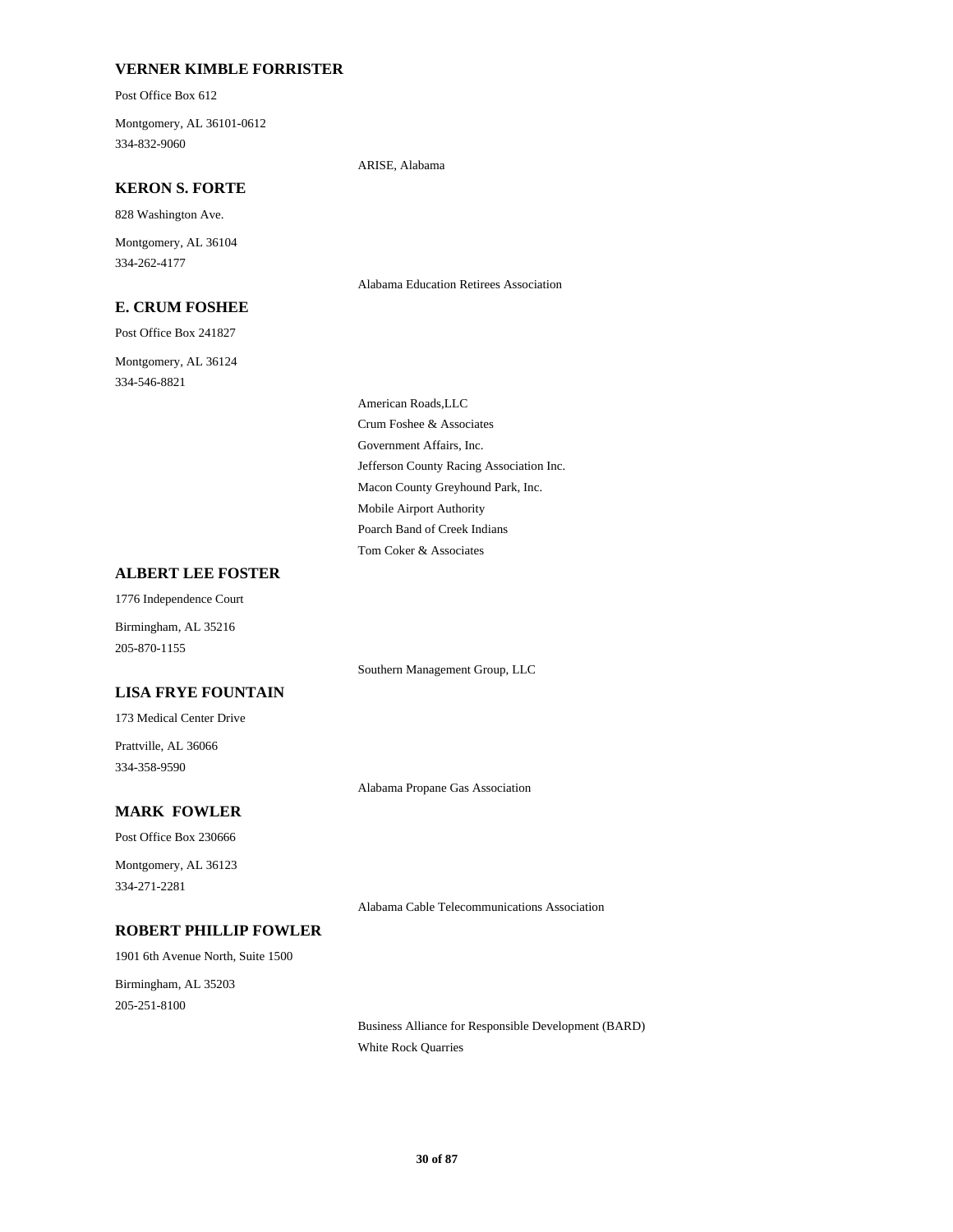### VERNER KIMBLE FORRISTER

Post Office Box 612

Montgomery, AL 36101-0612
334-832-9060

ARISE, Alabama

### KERON S. FORTE

828 Washington Ave.

Montgomery, AL 36104
334-262-4177

Alabama Education Retirees Association

### E. CRUM FOSHEE

Post Office Box 241827

Montgomery, AL 36124
334-546-8821

American Roads,LLC
Crum Foshee & Associates
Government Affairs, Inc.
Jefferson County Racing Association Inc.
Macon County Greyhound Park, Inc.
Mobile Airport Authority
Poarch Band of Creek Indians
Tom Coker & Associates

### ALBERT LEE FOSTER

1776 Independence Court

Birmingham, AL 35216
205-870-1155

Southern Management Group, LLC

### LISA FRYE FOUNTAIN

173 Medical Center Drive

Prattville, AL 36066
334-358-9590

Alabama Propane Gas Association

### MARK FOWLER

Post Office Box 230666

Montgomery, AL 36123
334-271-2281

Alabama Cable Telecommunications Association

### ROBERT PHILLIP FOWLER

1901 6th Avenue North, Suite 1500

Birmingham, AL 35203
205-251-8100

Business Alliance for Responsible Development (BARD)
White Rock Quarries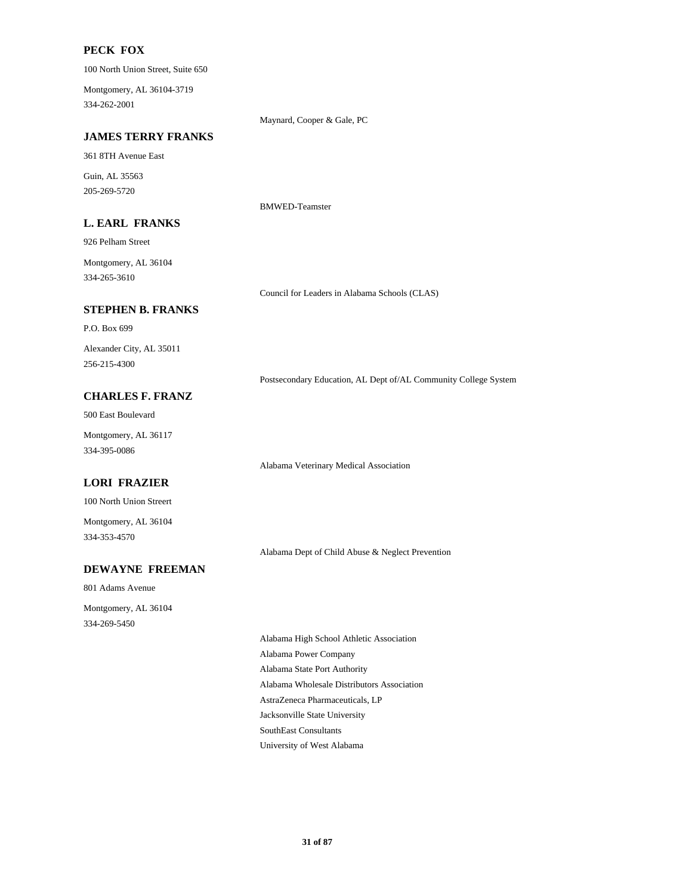**PECK FOX**

100 North Union Street, Suite 650

Montgomery, AL 36104-3719

334-262-2001

Maynard, Cooper & Gale, PC

**JAMES TERRY FRANKS**

361 8TH Avenue East

Guin, AL 35563

205-269-5720

BMWED-Teamster

**L. EARL FRANKS**

926 Pelham Street

Montgomery, AL 36104

334-265-3610

Council for Leaders in Alabama Schools (CLAS)

**STEPHEN B. FRANKS**

P.O. Box 699

Alexander City, AL 35011

256-215-4300

Postsecondary Education, AL Dept of/AL Community College System

**CHARLES F. FRANZ**

500 East Boulevard

Montgomery, AL 36117

334-395-0086

Alabama Veterinary Medical Association

**LORI FRAZIER**

100 North Union Streert

Montgomery, AL 36104

334-353-4570

Alabama Dept of Child Abuse & Neglect Prevention

**DEWAYNE FREEMAN**

801 Adams Avenue

Montgomery, AL 36104

334-269-5450

Alabama High School Athletic Association

Alabama Power Company

Alabama State Port Authority

Alabama Wholesale Distributors Association

AstraZeneca Pharmaceuticals, LP

Jacksonville State University

SouthEast Consultants

University of West Alabama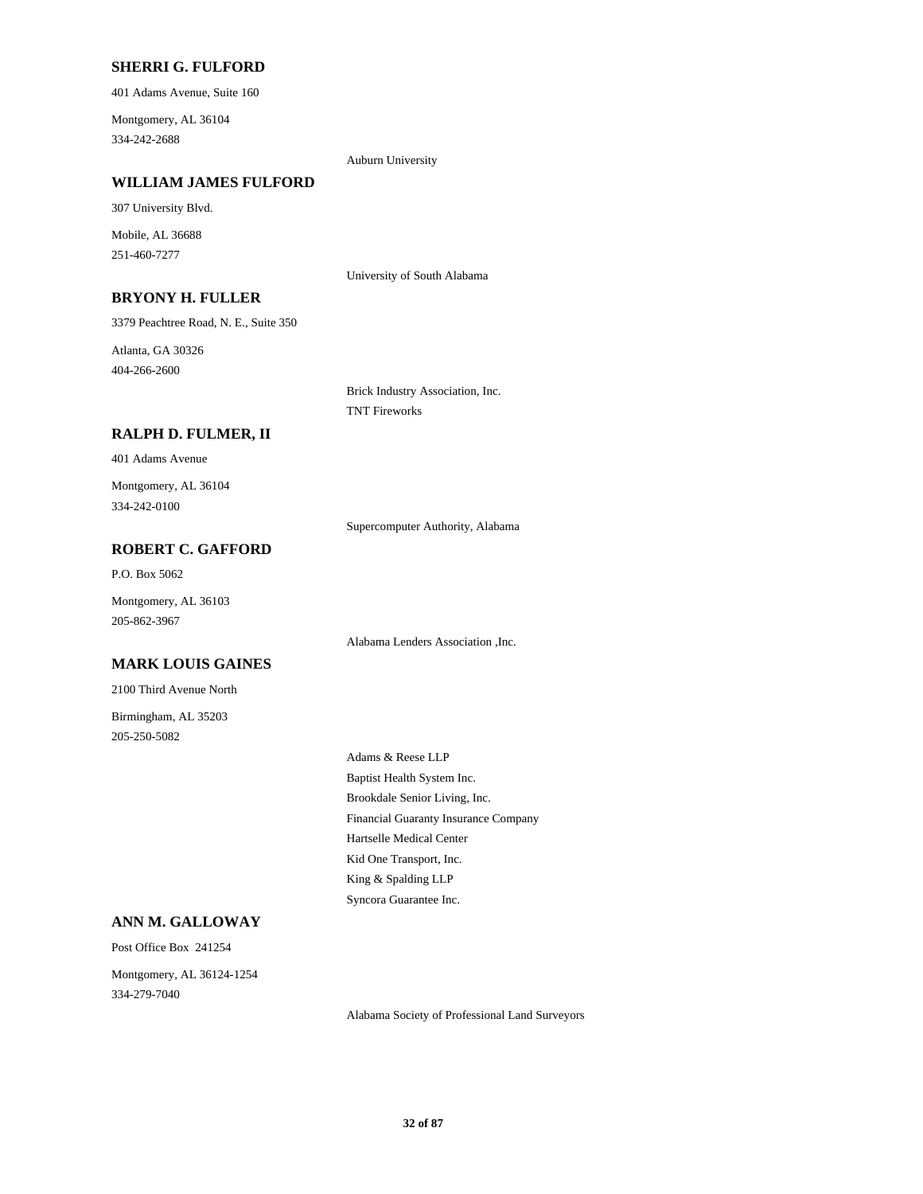**SHERRI G. FULFORD**

401 Adams Avenue, Suite 160

Montgomery, AL 36104
334-242-2688

Auburn University

**WILLIAM JAMES FULFORD**

307 University Blvd.

Mobile, AL 36688
251-460-7277

University of South Alabama

**BRYONY H. FULLER**

3379 Peachtree Road, N. E., Suite 350

Atlanta, GA 30326
404-266-2600

Brick Industry Association, Inc.
TNT Fireworks

**RALPH D. FULMER, II**

401 Adams Avenue

Montgomery, AL 36104
334-242-0100

Supercomputer Authority, Alabama

**ROBERT C. GAFFORD**

P.O. Box 5062

Montgomery, AL 36103
205-862-3967

Alabama Lenders Association ,Inc.

**MARK LOUIS GAINES**

2100 Third Avenue North

Birmingham, AL 35203
205-250-5082

Adams & Reese LLP
Baptist Health System Inc.
Brookdale Senior Living, Inc.
Financial Guaranty Insurance Company
Hartselle Medical Center
Kid One Transport, Inc.
King & Spalding LLP
Syncora Guarantee Inc.

**ANN M. GALLOWAY**

Post Office Box 241254

Montgomery, AL 36124-1254
334-279-7040

Alabama Society of Professional Land Surveyors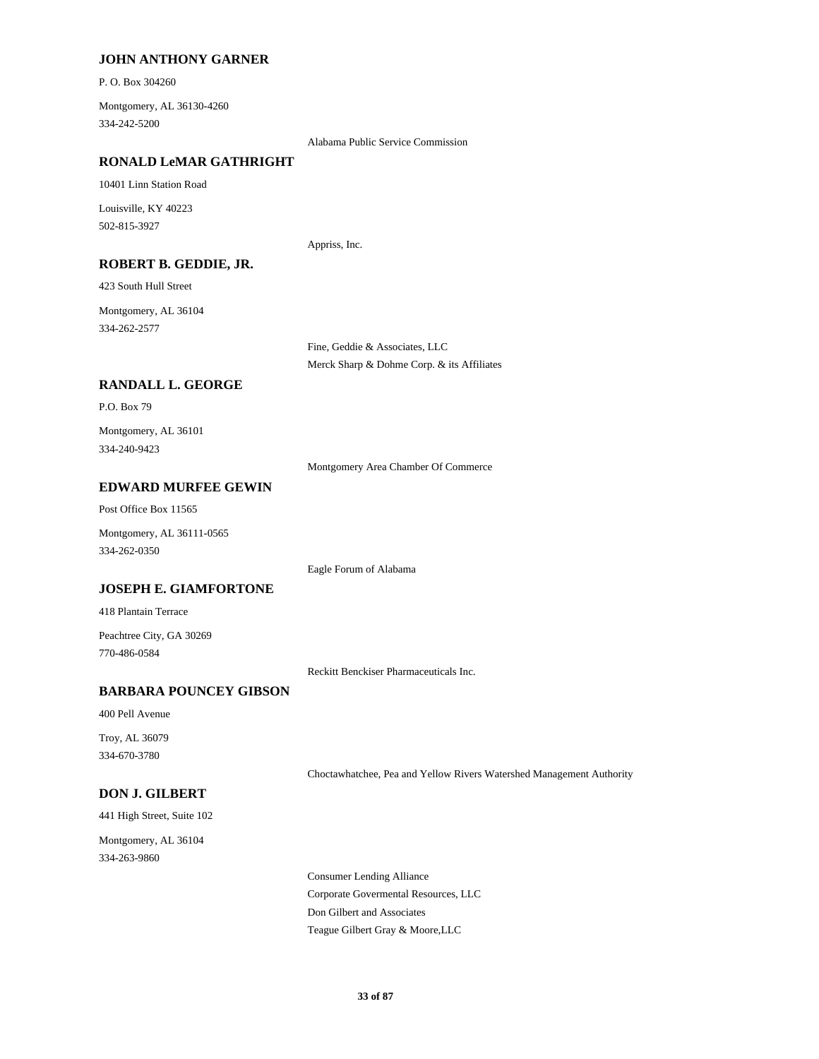### JOHN ANTHONY GARNER

P. O. Box 304260

Montgomery, AL 36130-4260

334-242-5200

Alabama Public Service Commission

### RONALD LeMAR GATHRIGHT

10401 Linn Station Road

Louisville, KY 40223

502-815-3927

Appriss, Inc.

### ROBERT B. GEDDIE, JR.

423 South Hull Street

Montgomery, AL 36104

334-262-2577

Fine, Geddie & Associates, LLC

Merck Sharp & Dohme Corp. & its Affiliates

### RANDALL L. GEORGE

P.O. Box 79

Montgomery, AL 36101

334-240-9423

Montgomery Area Chamber Of Commerce

### EDWARD MURFEE GEWIN

Post Office Box 11565

Montgomery, AL 36111-0565

334-262-0350

Eagle Forum of Alabama

### JOSEPH E. GIAMFORTONE

418 Plantain Terrace

Peachtree City, GA 30269

770-486-0584

Reckitt Benckiser Pharmaceuticals Inc.

### BARBARA POUNCEY GIBSON

400 Pell Avenue

Troy, AL 36079

334-670-3780

Choctawhatchee, Pea and Yellow Rivers Watershed Management Authority

### DON J. GILBERT

441 High Street, Suite 102

Montgomery, AL 36104

334-263-9860

Consumer Lending Alliance

Corporate Govermental Resources, LLC

Don Gilbert and Associates

Teague Gilbert Gray & Moore,LLC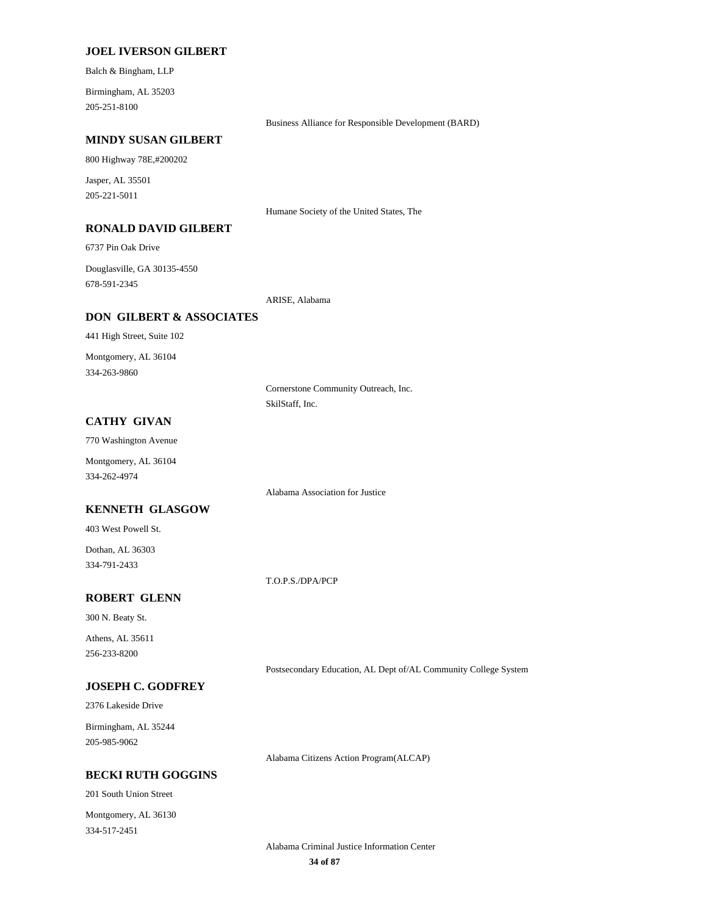**JOEL IVERSON GILBERT**

Balch & Bingham, LLP

Birmingham, AL 35203
205-251-8100

Business Alliance for Responsible Development (BARD)

**MINDY SUSAN GILBERT**

800 Highway 78E,#200202

Jasper, AL 35501
205-221-5011

Humane Society of the United States, The

**RONALD DAVID GILBERT**

6737 Pin Oak Drive

Douglasville, GA 30135-4550
678-591-2345

ARISE, Alabama

**DON GILBERT & ASSOCIATES**

441 High Street, Suite 102

Montgomery, AL 36104
334-263-9860

Cornerstone Community Outreach, Inc.
SkilStaff, Inc.

**CATHY GIVAN**

770 Washington Avenue

Montgomery, AL 36104
334-262-4974

Alabama Association for Justice

**KENNETH GLASGOW**

403 West Powell St.

Dothan, AL 36303
334-791-2433

T.O.P.S./DPA/PCP

**ROBERT GLENN**

300 N. Beaty St.

Athens, AL 35611
256-233-8200

Postsecondary Education, AL Dept of/AL Community College System

**JOSEPH C. GODFREY**

2376 Lakeside Drive

Birmingham, AL 35244
205-985-9062

Alabama Citizens Action Program(ALCAP)

**BECKI RUTH GOGGINS**

201 South Union Street

Montgomery, AL 36130
334-517-2451

Alabama Criminal Justice Information Center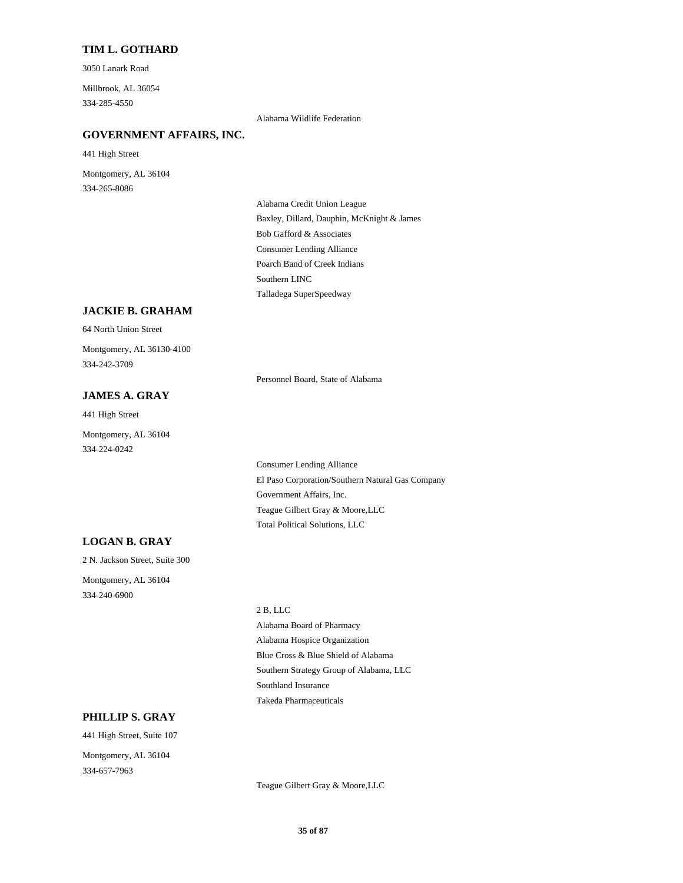### TIM L. GOTHARD

3050 Lanark Road

Millbrook, AL 36054

334-285-4550

Alabama Wildlife Federation

### GOVERNMENT AFFAIRS, INC.

441 High Street

Montgomery, AL 36104

334-265-8086

Alabama Credit Union League

Baxley, Dillard, Dauphin, McKnight & James

Bob Gafford & Associates

Consumer Lending Alliance

Poarch Band of Creek Indians

Southern LINC

Talladega SuperSpeedway

### JACKIE B. GRAHAM

64 North Union Street

Montgomery, AL 36130-4100

334-242-3709

Personnel Board, State of Alabama

### JAMES A. GRAY

441 High Street

Montgomery, AL 36104

334-224-0242

Consumer Lending Alliance

El Paso Corporation/Southern Natural Gas Company

Government Affairs, Inc.

Teague Gilbert Gray & Moore,LLC

Total Political Solutions, LLC

### LOGAN B. GRAY

2 N. Jackson Street, Suite 300

Montgomery, AL 36104

334-240-6900

2 B, LLC

Alabama Board of Pharmacy

Alabama Hospice Organization

Blue Cross & Blue Shield of Alabama

Southern Strategy Group of Alabama, LLC

Southland Insurance

Takeda Pharmaceuticals

### PHILLIP S. GRAY

441 High Street, Suite 107

Montgomery, AL 36104

334-657-7963

Teague Gilbert Gray & Moore,LLC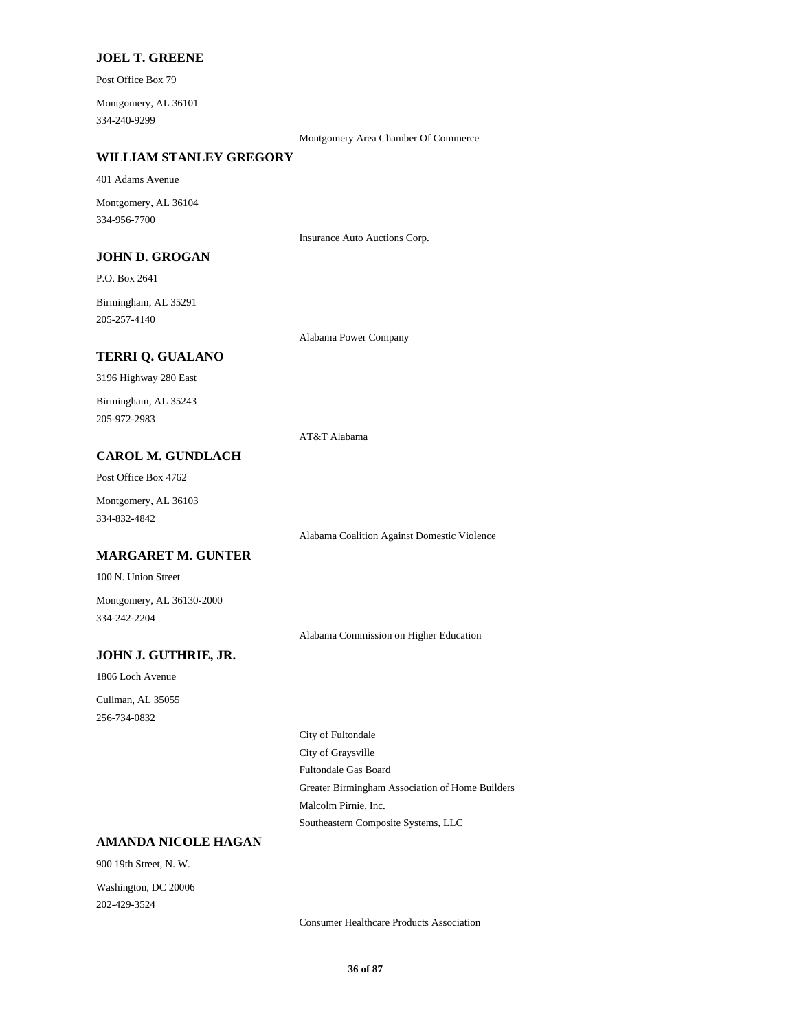### JOEL T. GREENE

Post Office Box 79

Montgomery, AL 36101

334-240-9299

Montgomery Area Chamber Of Commerce

### WILLIAM STANLEY GREGORY

401 Adams Avenue

Montgomery, AL 36104

334-956-7700

Insurance Auto Auctions Corp.

### JOHN D. GROGAN

P.O. Box 2641

Birmingham, AL 35291

205-257-4140

Alabama Power Company

### TERRI Q. GUALANO

3196 Highway 280 East

Birmingham, AL 35243

205-972-2983

AT&T Alabama

### CAROL M. GUNDLACH

Post Office Box 4762

Montgomery, AL 36103

334-832-4842

Alabama Coalition Against Domestic Violence

### MARGARET M. GUNTER

100 N. Union Street

Montgomery, AL 36130-2000

334-242-2204

Alabama Commission on Higher Education

### JOHN J. GUTHRIE, JR.

1806 Loch Avenue

Cullman, AL 35055

256-734-0832

City of Fultondale

City of Graysville

Fultondale Gas Board

Greater Birmingham Association of Home Builders

Malcolm Pirnie, Inc.

Southeastern Composite Systems, LLC

### AMANDA NICOLE HAGAN

900 19th Street, N. W.

Washington, DC 20006

202-429-3524

Consumer Healthcare Products Association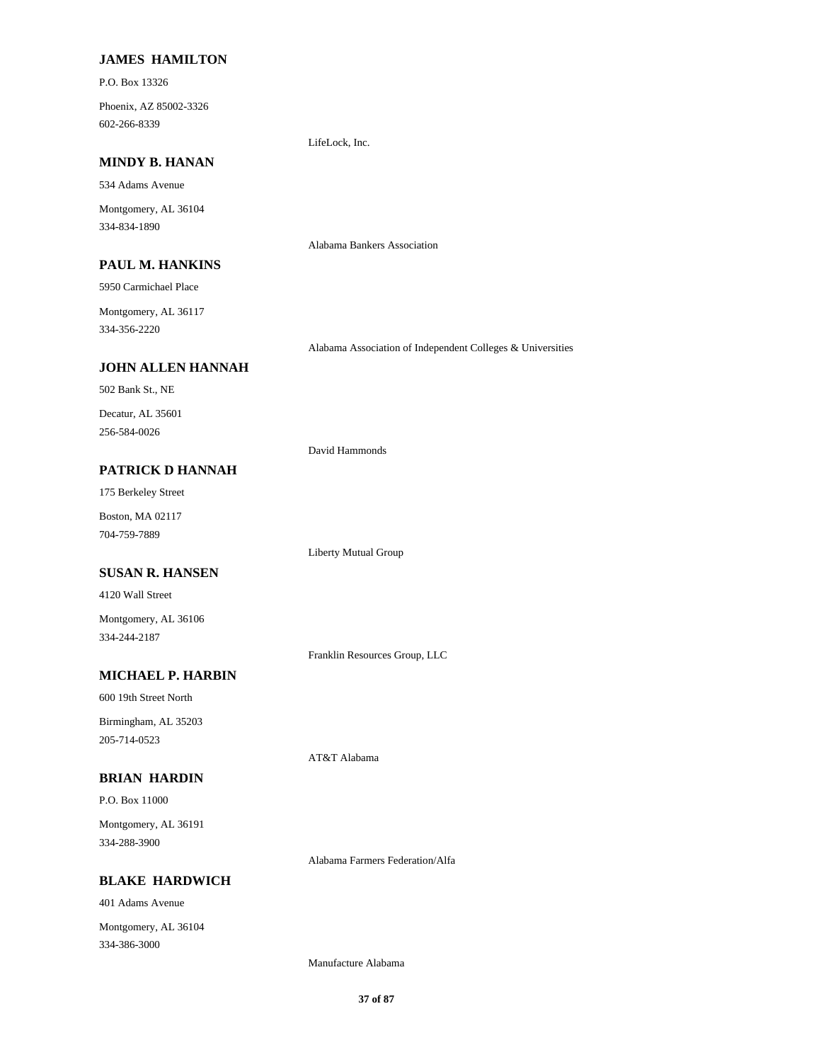**JAMES HAMILTON**

P.O. Box 13326

Phoenix, AZ 85002-3326

602-266-8339

LifeLock, Inc.

**MINDY B. HANAN**

534 Adams Avenue

Montgomery, AL 36104

334-834-1890

Alabama Bankers Association

**PAUL M. HANKINS**

5950 Carmichael Place

Montgomery, AL 36117

334-356-2220

Alabama Association of Independent Colleges & Universities

**JOHN ALLEN HANNAH**

502 Bank St., NE

Decatur, AL 35601

256-584-0026

David Hammonds

**PATRICK D HANNAH**

175 Berkeley Street

Boston, MA 02117

704-759-7889

Liberty Mutual Group

**SUSAN R. HANSEN**

4120 Wall Street

Montgomery, AL 36106

334-244-2187

Franklin Resources Group, LLC

**MICHAEL P. HARBIN**

600 19th Street North

Birmingham, AL 35203

205-714-0523

AT&T Alabama

**BRIAN HARDIN**

P.O. Box 11000

Montgomery, AL 36191

334-288-3900

Alabama Farmers Federation/Alfa

**BLAKE HARDWICH**

401 Adams Avenue

Montgomery, AL 36104

334-386-3000

Manufacture Alabama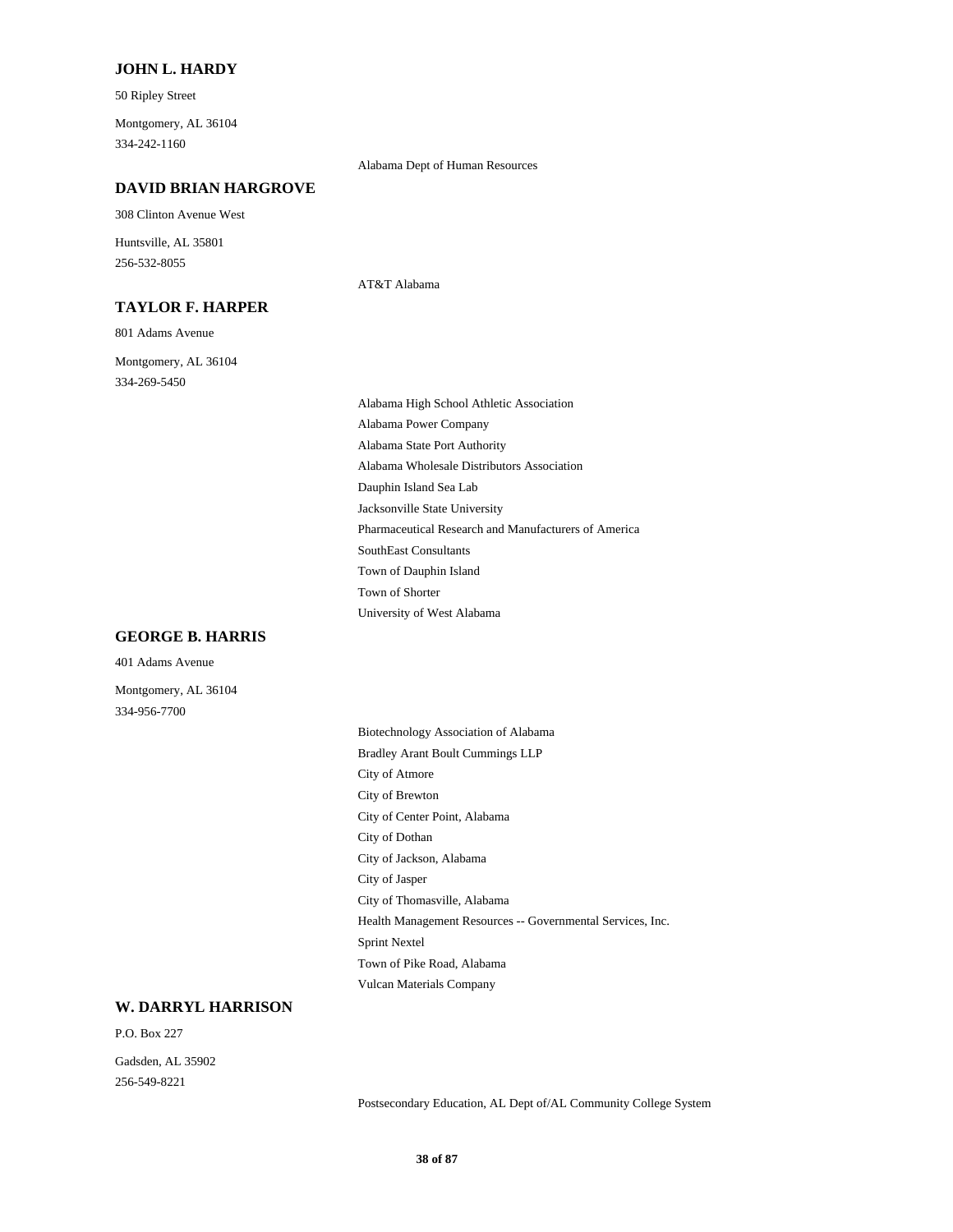### JOHN L. HARDY

50 Ripley Street

Montgomery, AL 36104

334-242-1160

Alabama Dept of Human Resources

### DAVID BRIAN HARGROVE

308 Clinton Avenue West

Huntsville, AL 35801

256-532-8055

AT&T Alabama

### TAYLOR F. HARPER

801 Adams Avenue

Montgomery, AL 36104

334-269-5450

Alabama High School Athletic Association

Alabama Power Company

Alabama State Port Authority

Alabama Wholesale Distributors Association

Dauphin Island Sea Lab

Jacksonville State University

Pharmaceutical Research and Manufacturers of America

SouthEast Consultants

Town of Dauphin Island

Town of Shorter

University of West Alabama

### GEORGE B. HARRIS

401 Adams Avenue

Montgomery, AL 36104

334-956-7700

Biotechnology Association of Alabama

Bradley Arant Boult Cummings LLP

City of Atmore

City of Brewton

City of Center Point, Alabama

City of Dothan

City of Jackson, Alabama

City of Jasper

City of Thomasville, Alabama

Health Management Resources -- Governmental Services, Inc.

Sprint Nextel

Town of Pike Road, Alabama

Vulcan Materials Company

### W. DARRYL HARRISON

P.O. Box 227

Gadsden, AL 35902

256-549-8221

Postsecondary Education, AL Dept of/AL Community College System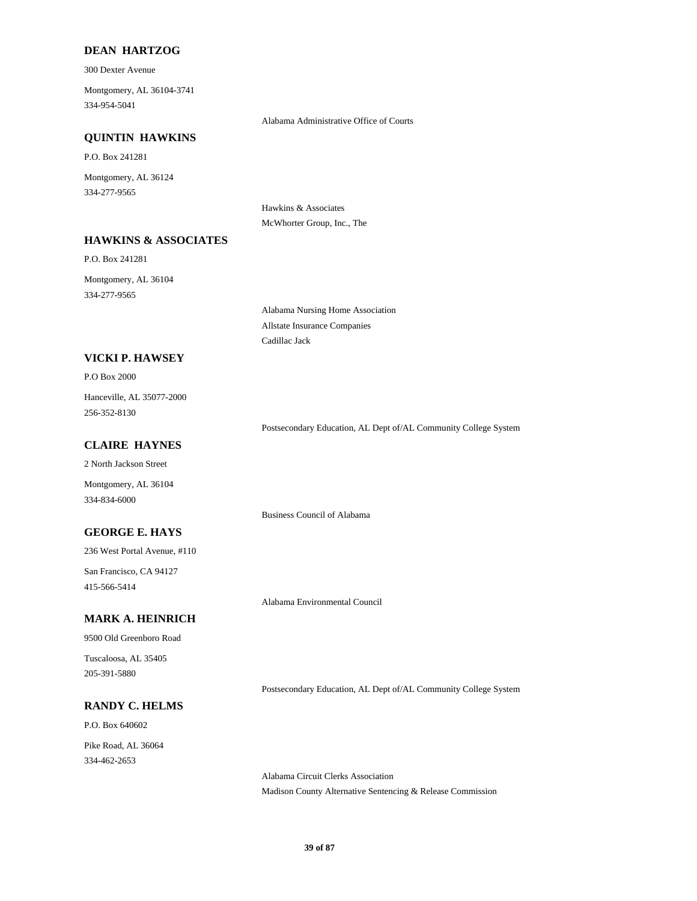**DEAN HARTZOG**

300 Dexter Avenue

Montgomery, AL 36104-3741
334-954-5041

Alabama Administrative Office of Courts

**QUINTIN HAWKINS**

P.O. Box 241281

Montgomery, AL 36124
334-277-9565

Hawkins & Associates
McWhorter Group, Inc., The

**HAWKINS & ASSOCIATES**

P.O. Box 241281

Montgomery, AL 36104
334-277-9565

Alabama Nursing Home Association
Allstate Insurance Companies
Cadillac Jack

**VICKI P. HAWSEY**

P.O Box 2000

Hanceville, AL 35077-2000
256-352-8130

Postsecondary Education, AL Dept of/AL Community College System

**CLAIRE HAYNES**

2 North Jackson Street

Montgomery, AL 36104
334-834-6000

Business Council of Alabama

**GEORGE E. HAYS**

236 West Portal Avenue, #110

San Francisco, CA 94127
415-566-5414

Alabama Environmental Council

**MARK A. HEINRICH**

9500 Old Greenboro Road

Tuscaloosa, AL 35405
205-391-5880

Postsecondary Education, AL Dept of/AL Community College System

**RANDY C. HELMS**

P.O. Box 640602

Pike Road, AL 36064
334-462-2653

Alabama Circuit Clerks Association
Madison County Alternative Sentencing & Release Commission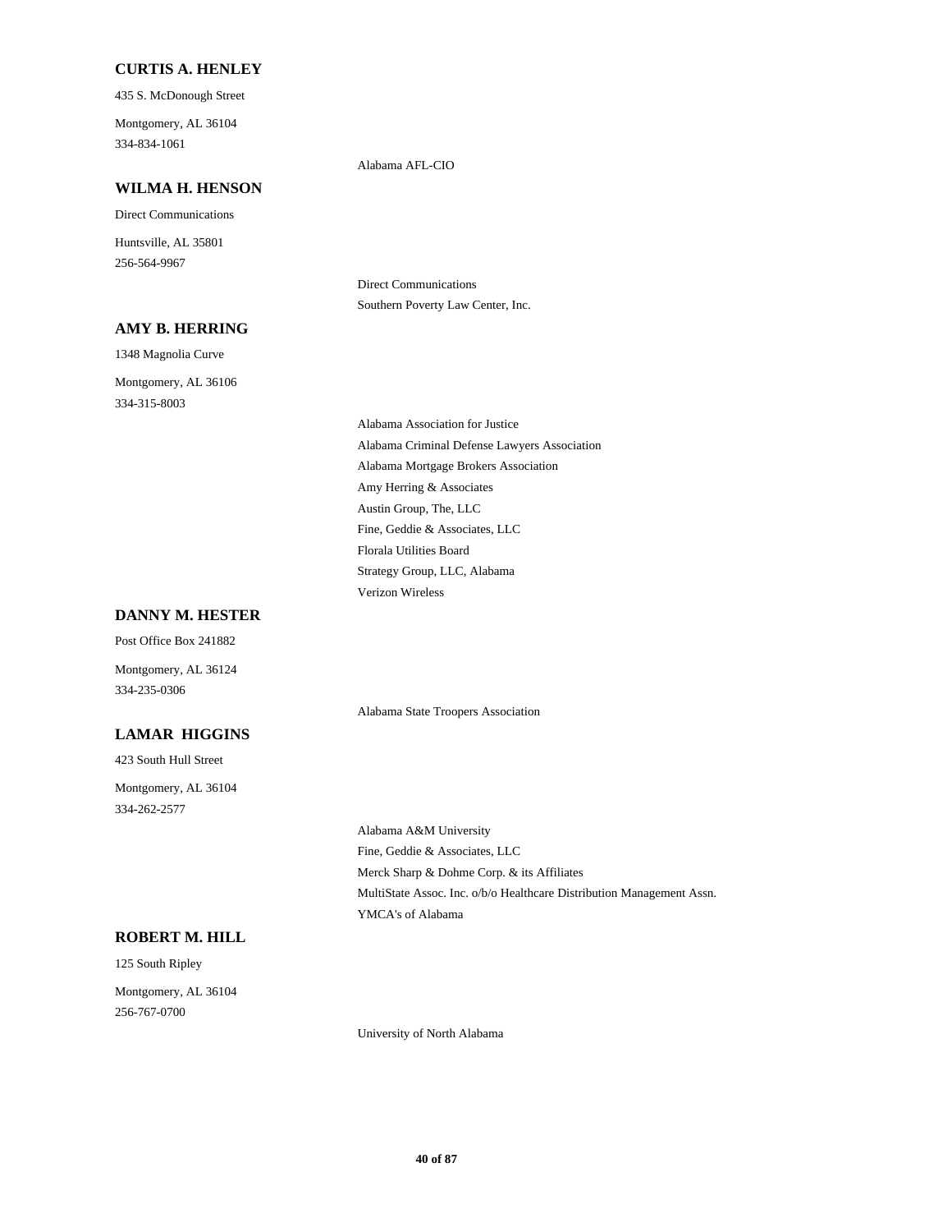### CURTIS A. HENLEY

435 S. McDonough Street

Montgomery, AL 36104
334-834-1061

Alabama AFL-CIO

### WILMA H. HENSON

Direct Communications

Huntsville, AL 35801
256-564-9967

Direct Communications
Southern Poverty Law Center, Inc.

### AMY B. HERRING

1348 Magnolia Curve

Montgomery, AL 36106
334-315-8003

Alabama Association for Justice
Alabama Criminal Defense Lawyers Association
Alabama Mortgage Brokers Association
Amy Herring & Associates
Austin Group, The, LLC
Fine, Geddie & Associates, LLC
Florala Utilities Board
Strategy Group, LLC, Alabama
Verizon Wireless

### DANNY M. HESTER

Post Office Box 241882

Montgomery, AL 36124
334-235-0306

Alabama State Troopers Association

### LAMAR HIGGINS

423 South Hull Street

Montgomery, AL 36104
334-262-2577

Alabama A&M University
Fine, Geddie & Associates, LLC
Merck Sharp & Dohme Corp. & its Affiliates
MultiState Assoc. Inc. o/b/o Healthcare Distribution Management Assn.
YMCA's of Alabama

### ROBERT M. HILL

125 South Ripley

Montgomery, AL 36104
256-767-0700

University of North Alabama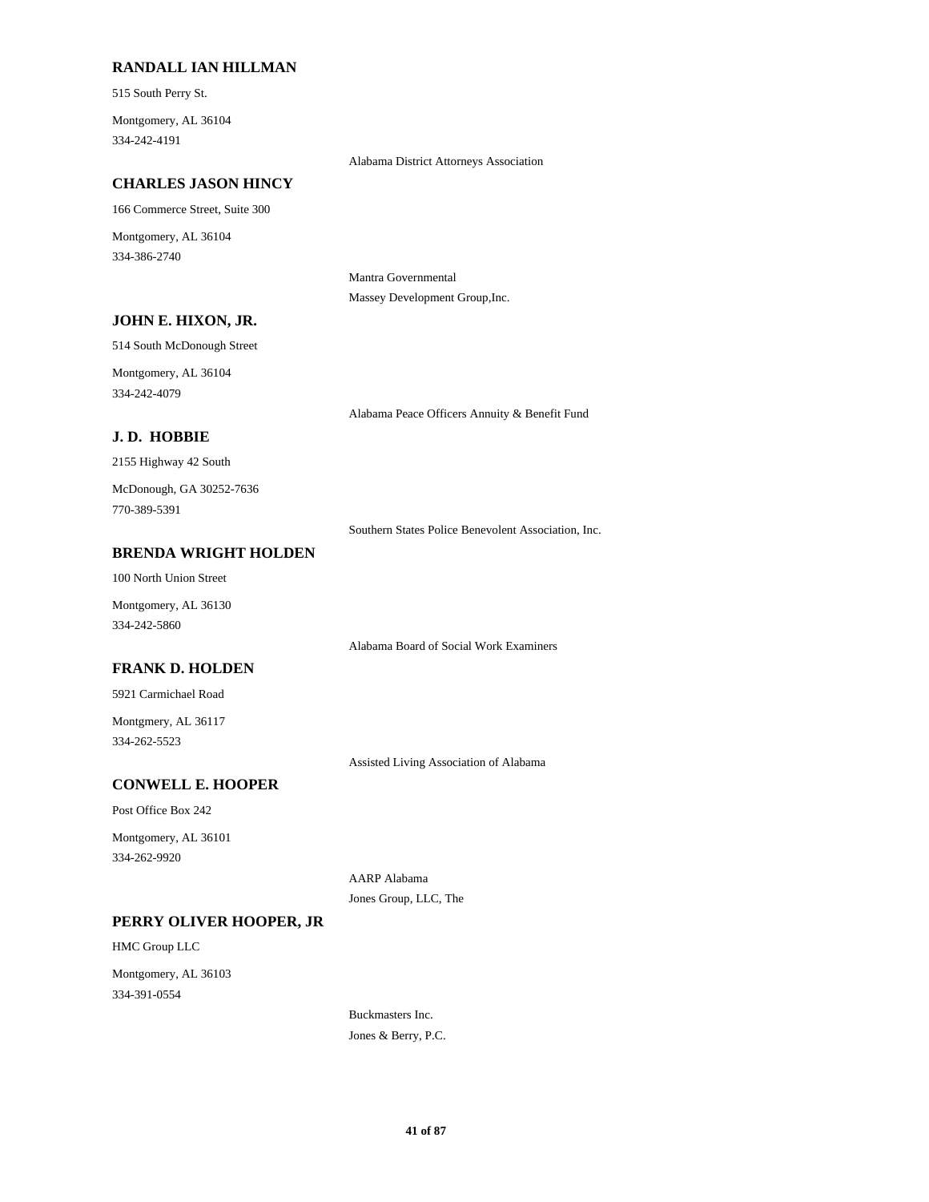**RANDALL IAN HILLMAN**

515 South Perry St.

Montgomery, AL 36104
334-242-4191

Alabama District Attorneys Association

**CHARLES JASON HINCY**

166 Commerce Street, Suite 300

Montgomery, AL 36104
334-386-2740

Mantra Governmental
Massey Development Group,Inc.

**JOHN E. HIXON, JR.**

514 South McDonough Street

Montgomery, AL 36104
334-242-4079

Alabama Peace Officers Annuity & Benefit Fund

**J. D. HOBBIE**

2155 Highway 42 South

McDonough, GA 30252-7636
770-389-5391

Southern States Police Benevolent Association, Inc.

**BRENDA WRIGHT HOLDEN**

100 North Union Street

Montgomery, AL 36130
334-242-5860

Alabama Board of Social Work Examiners

**FRANK D. HOLDEN**

5921 Carmichael Road

Montgmery, AL 36117
334-262-5523

Assisted Living Association of Alabama

**CONWELL E. HOOPER**

Post Office Box 242

Montgomery, AL 36101
334-262-9920

AARP Alabama
Jones Group, LLC, The

**PERRY OLIVER HOOPER, JR**

HMC Group LLC

Montgomery, AL 36103
334-391-0554

Buckmasters Inc.
Jones & Berry, P.C.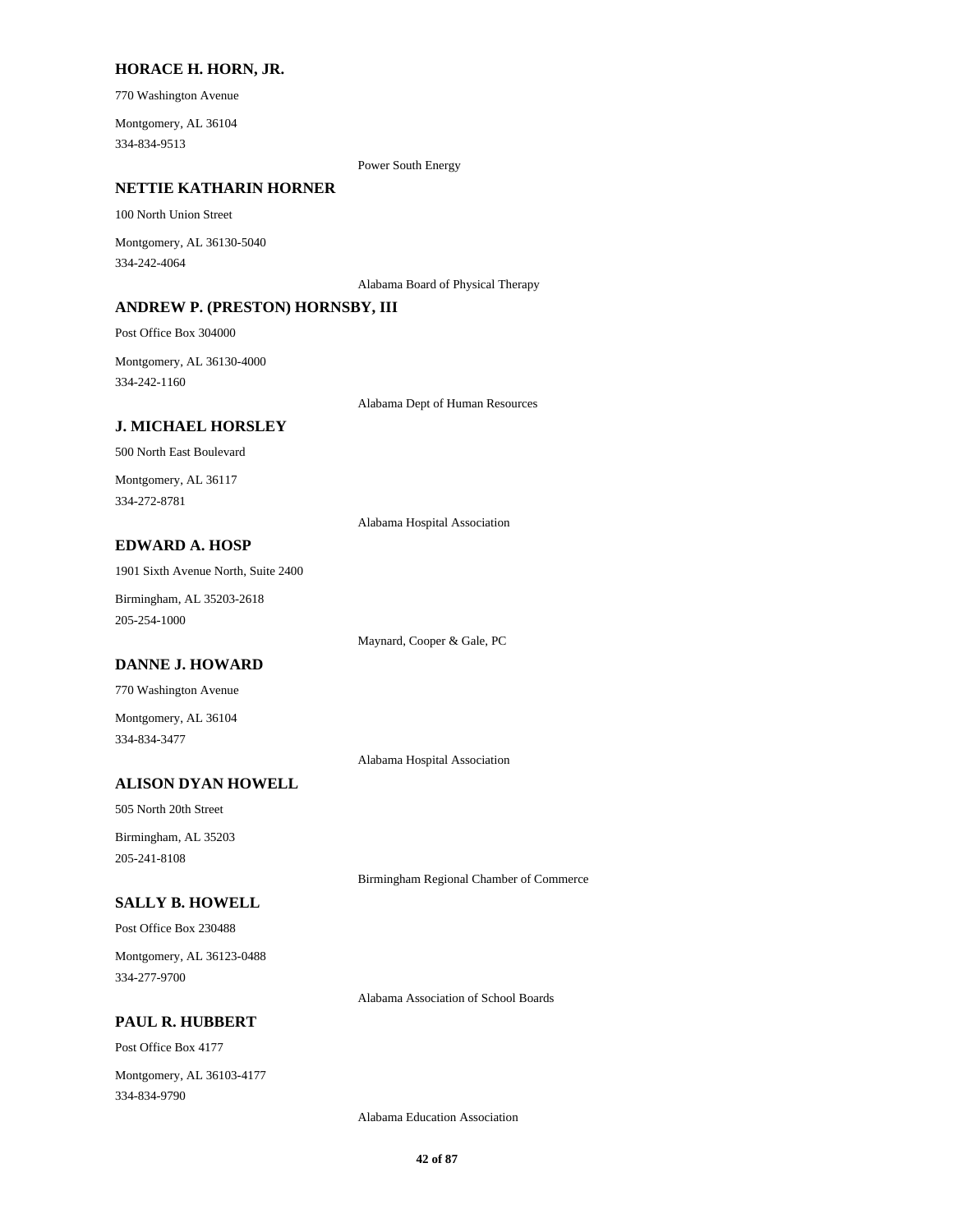### HORACE H. HORN, JR.

770 Washington Avenue

Montgomery, AL 36104
334-834-9513

Power South Energy

### NETTIE KATHARIN HORNER

100 North Union Street

Montgomery, AL 36130-5040
334-242-4064

Alabama Board of Physical Therapy

### ANDREW P. (PRESTON) HORNSBY, III

Post Office Box 304000

Montgomery, AL 36130-4000
334-242-1160

Alabama Dept of Human Resources

### J. MICHAEL HORSLEY

500 North East Boulevard

Montgomery, AL 36117
334-272-8781

Alabama Hospital Association

### EDWARD A. HOSP

1901 Sixth Avenue North, Suite 2400

Birmingham, AL 35203-2618
205-254-1000

Maynard, Cooper & Gale, PC

### DANNE J. HOWARD

770 Washington Avenue

Montgomery, AL 36104
334-834-3477

Alabama Hospital Association

### ALISON DYAN HOWELL

505 North 20th Street

Birmingham, AL 35203
205-241-8108

Birmingham Regional Chamber of Commerce

### SALLY B. HOWELL

Post Office Box 230488

Montgomery, AL 36123-0488
334-277-9700

Alabama Association of School Boards

### PAUL R. HUBBERT

Post Office Box 4177

Montgomery, AL 36103-4177
334-834-9790

Alabama Education Association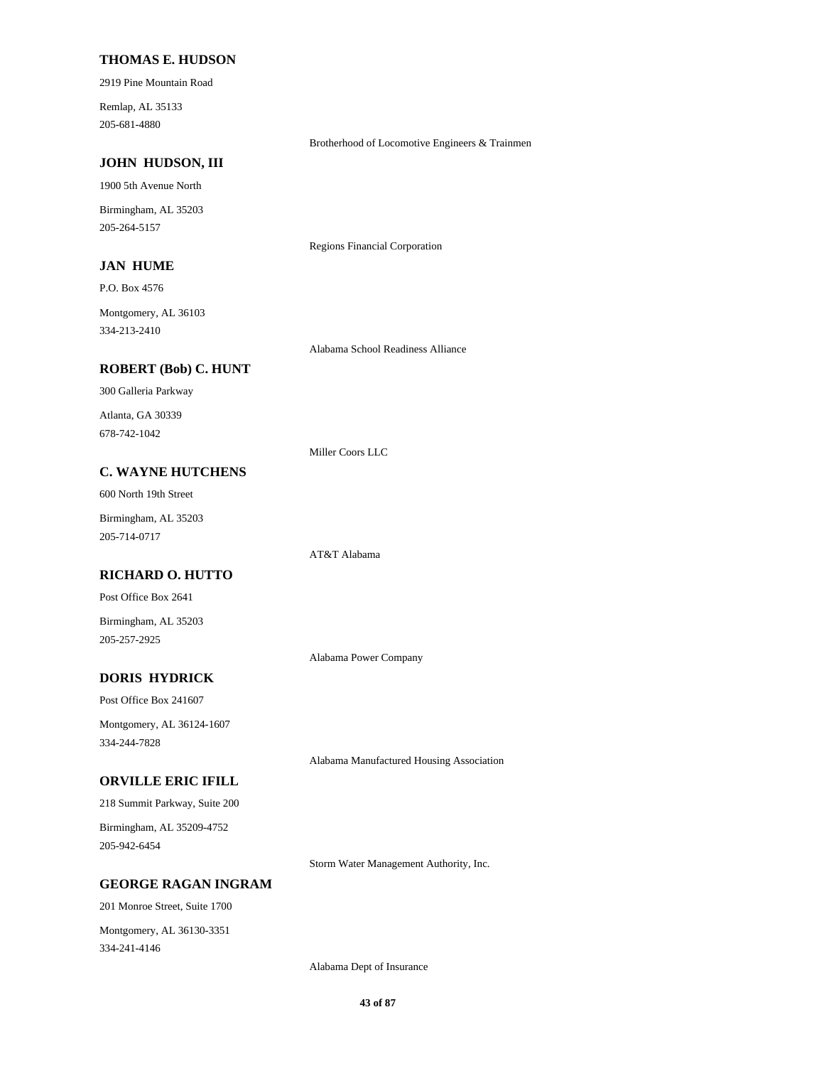**THOMAS E. HUDSON**

2919 Pine Mountain Road

Remlap, AL 35133
205-681-4880

Brotherhood of Locomotive Engineers & Trainmen

**JOHN HUDSON, III**

1900 5th Avenue North

Birmingham, AL 35203
205-264-5157

Regions Financial Corporation

**JAN HUME**

P.O. Box 4576

Montgomery, AL 36103
334-213-2410

Alabama School Readiness Alliance

**ROBERT (Bob) C. HUNT**

300 Galleria Parkway

Atlanta, GA 30339
678-742-1042

Miller Coors LLC

**C. WAYNE HUTCHENS**

600 North 19th Street

Birmingham, AL 35203
205-714-0717

AT&T Alabama

**RICHARD O. HUTTO**

Post Office Box 2641

Birmingham, AL 35203
205-257-2925

Alabama Power Company

**DORIS HYDRICK**

Post Office Box 241607

Montgomery, AL 36124-1607
334-244-7828

Alabama Manufactured Housing Association

**ORVILLE ERIC IFILL**

218 Summit Parkway, Suite 200

Birmingham, AL 35209-4752
205-942-6454

Storm Water Management Authority, Inc.

**GEORGE RAGAN INGRAM**

201 Monroe Street, Suite 1700

Montgomery, AL 36130-3351
334-241-4146

Alabama Dept of Insurance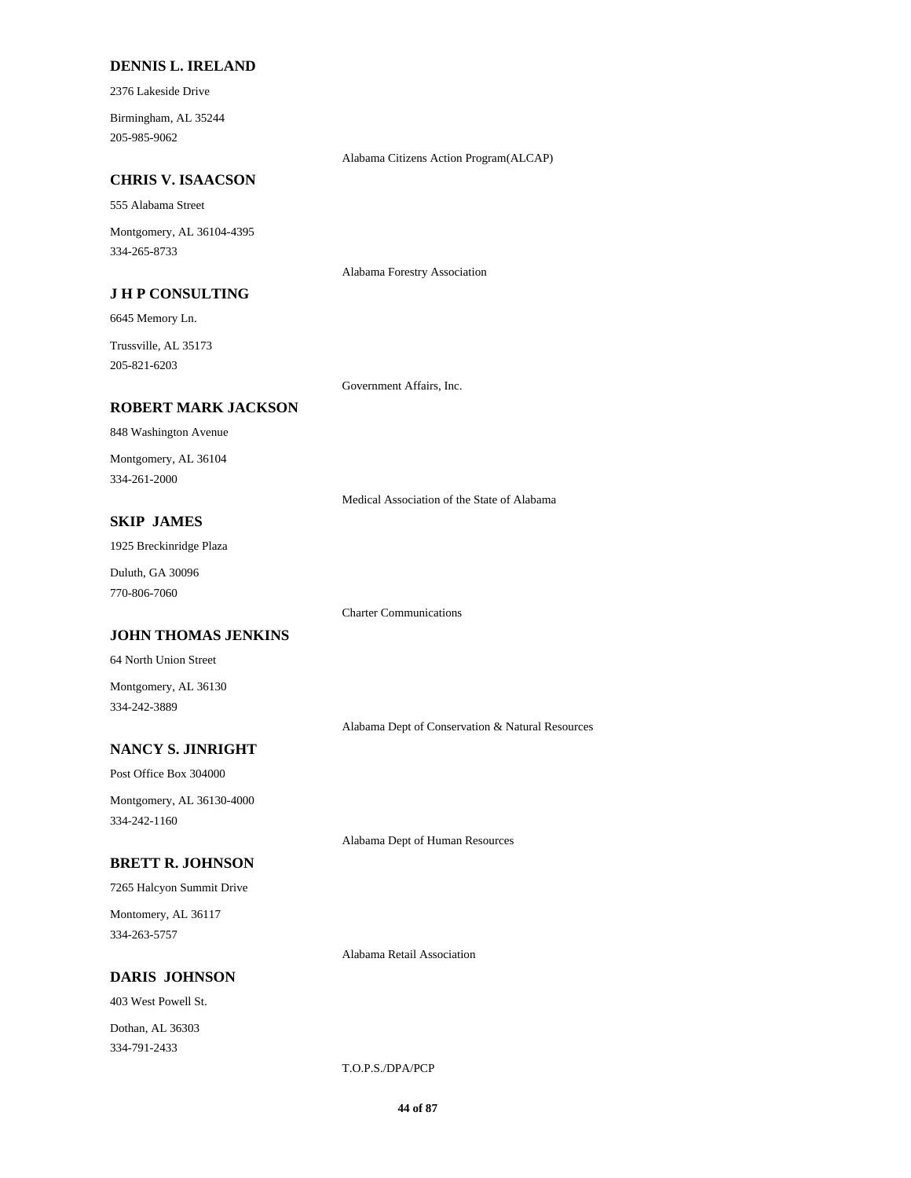**DENNIS L. IRELAND**

2376 Lakeside Drive

Birmingham, AL 35244
205-985-9062

Alabama Citizens Action Program(ALCAP)

**CHRIS V. ISAACSON**

555 Alabama Street

Montgomery, AL 36104-4395
334-265-8733

Alabama Forestry Association

**J H P CONSULTING**

6645 Memory Ln.

Trussville, AL 35173
205-821-6203

Government Affairs, Inc.

**ROBERT MARK JACKSON**

848 Washington Avenue

Montgomery, AL 36104
334-261-2000

Medical Association of the State of Alabama

**SKIP JAMES**

1925 Breckinridge Plaza

Duluth, GA 30096
770-806-7060

Charter Communications

**JOHN THOMAS JENKINS**

64 North Union Street

Montgomery, AL 36130
334-242-3889

Alabama Dept of Conservation & Natural Resources

**NANCY S. JINRIGHT**

Post Office Box 304000

Montgomery, AL 36130-4000
334-242-1160

Alabama Dept of Human Resources

**BRETT R. JOHNSON**

7265 Halcyon Summit Drive

Montomery, AL 36117
334-263-5757

Alabama Retail Association

**DARIS JOHNSON**

403 West Powell St.

Dothan, AL 36303
334-791-2433

T.O.P.S./DPA/PCP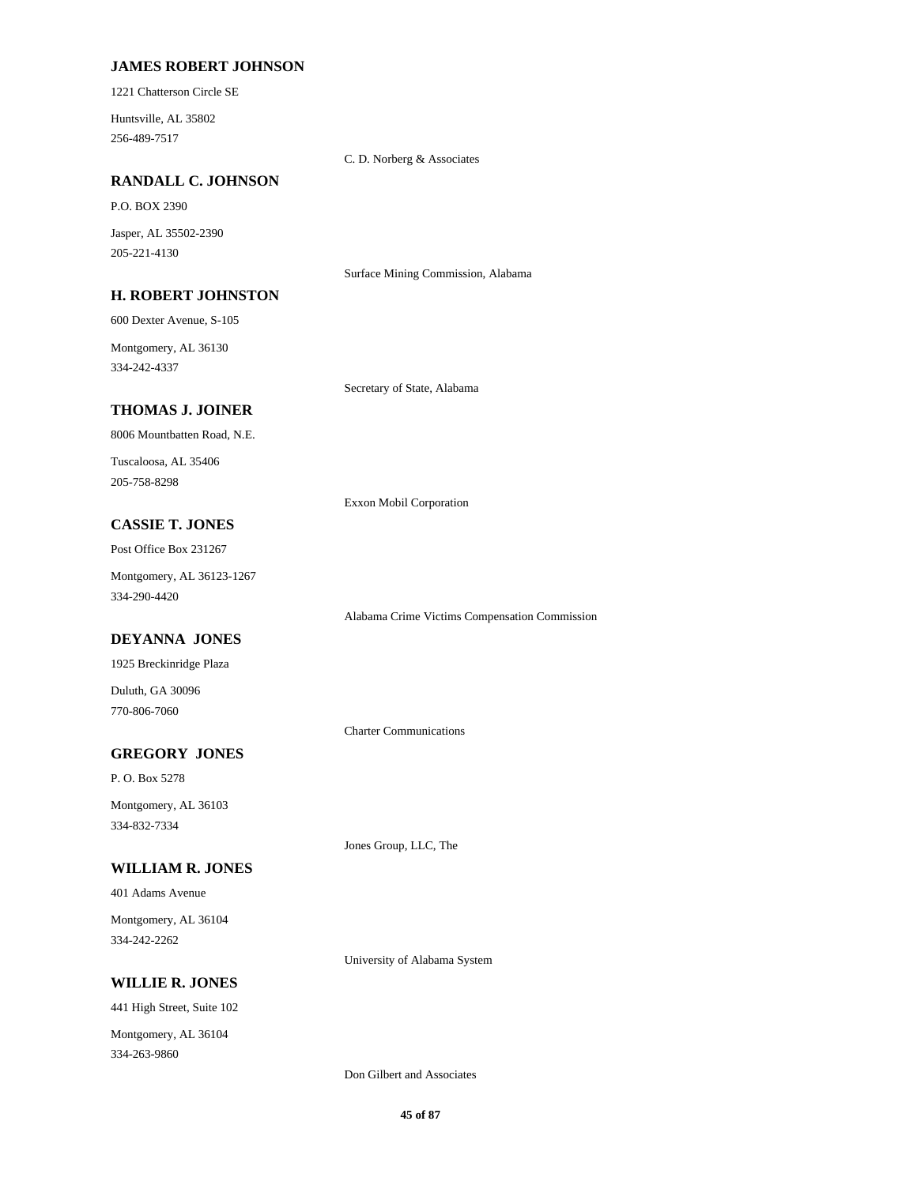### JAMES ROBERT JOHNSON

1221 Chatterson Circle SE

Huntsville, AL 35802
256-489-7517

C. D. Norberg & Associates

### RANDALL C. JOHNSON

P.O. BOX 2390

Jasper, AL 35502-2390
205-221-4130

Surface Mining Commission, Alabama

### H. ROBERT JOHNSTON

600 Dexter Avenue, S-105

Montgomery, AL 36130
334-242-4337

Secretary of State, Alabama

### THOMAS J. JOINER

8006 Mountbatten Road, N.E.

Tuscaloosa, AL 35406
205-758-8298

Exxon Mobil Corporation

### CASSIE T. JONES

Post Office Box 231267

Montgomery, AL 36123-1267
334-290-4420

Alabama Crime Victims Compensation Commission

### DEYANNA JONES

1925 Breckinridge Plaza

Duluth, GA 30096
770-806-7060

Charter Communications

### GREGORY JONES

P. O. Box 5278

Montgomery, AL 36103
334-832-7334

Jones Group, LLC, The

### WILLIAM R. JONES

401 Adams Avenue

Montgomery, AL 36104
334-242-2262

University of Alabama System

### WILLIE R. JONES

441 High Street, Suite 102

Montgomery, AL 36104
334-263-9860

Don Gilbert and Associates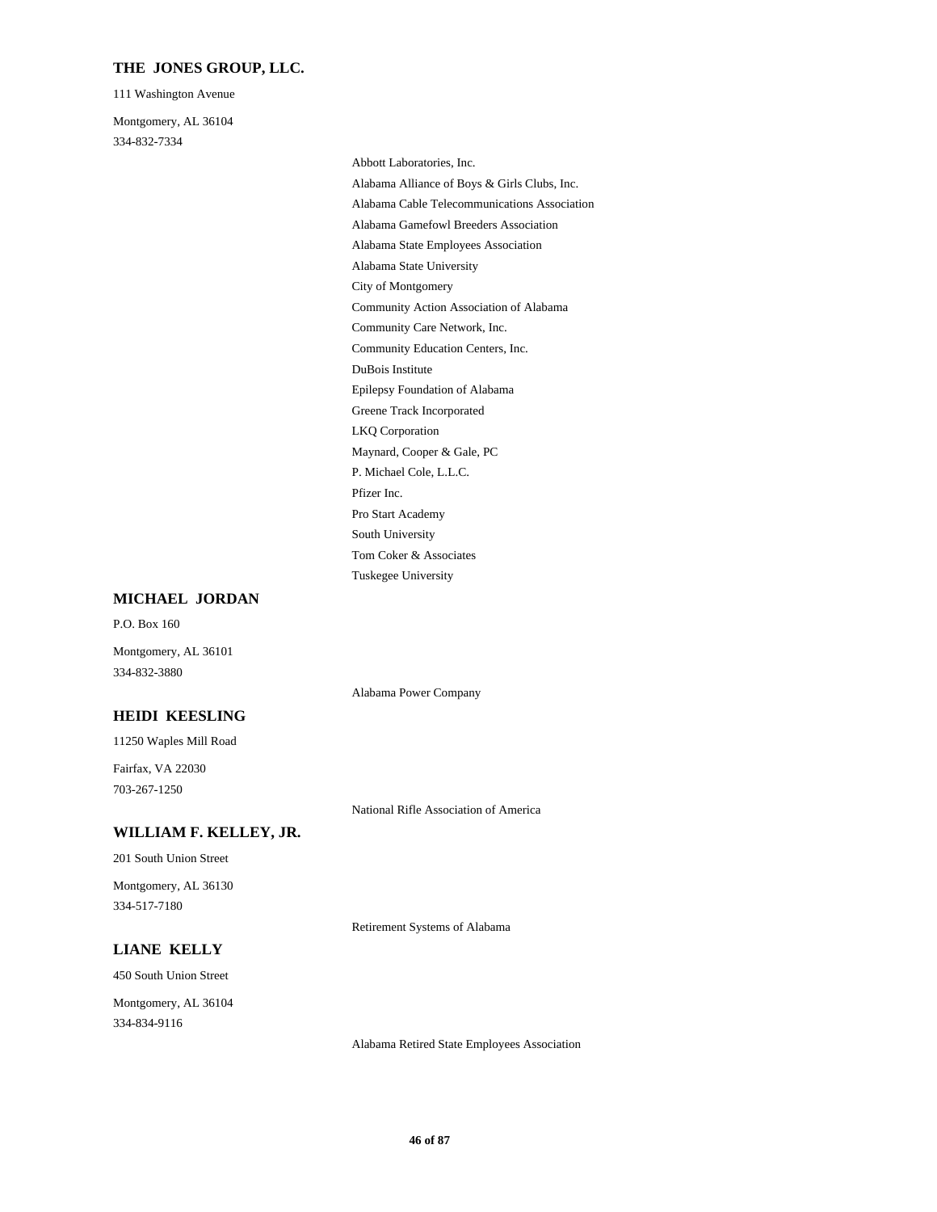### THE JONES GROUP, LLC.

111 Washington Avenue

Montgomery, AL 36104
334-832-7334

- Abbott Laboratories, Inc.
- Alabama Alliance of Boys & Girls Clubs, Inc.
- Alabama Cable Telecommunications Association
- Alabama Gamefowl Breeders Association
- Alabama State Employees Association
- Alabama State University
- City of Montgomery
- Community Action Association of Alabama
- Community Care Network, Inc.
- Community Education Centers, Inc.
- DuBois Institute
- Epilepsy Foundation of Alabama
- Greene Track Incorporated
- LKQ Corporation
- Maynard, Cooper & Gale, PC
- P. Michael Cole, L.L.C.
- Pfizer Inc.
- Pro Start Academy
- South University
- Tom Coker & Associates
- Tuskegee University

### MICHAEL JORDAN

P.O. Box 160

Montgomery, AL 36101
334-832-3880

- Alabama Power Company

### HEIDI KEESLING

11250 Waples Mill Road

Fairfax, VA 22030
703-267-1250

- National Rifle Association of America

### WILLIAM F. KELLEY, JR.

201 South Union Street

Montgomery, AL 36130
334-517-7180

- Retirement Systems of Alabama

### LIANE KELLY

450 South Union Street

Montgomery, AL 36104
334-834-9116

- Alabama Retired State Employees Association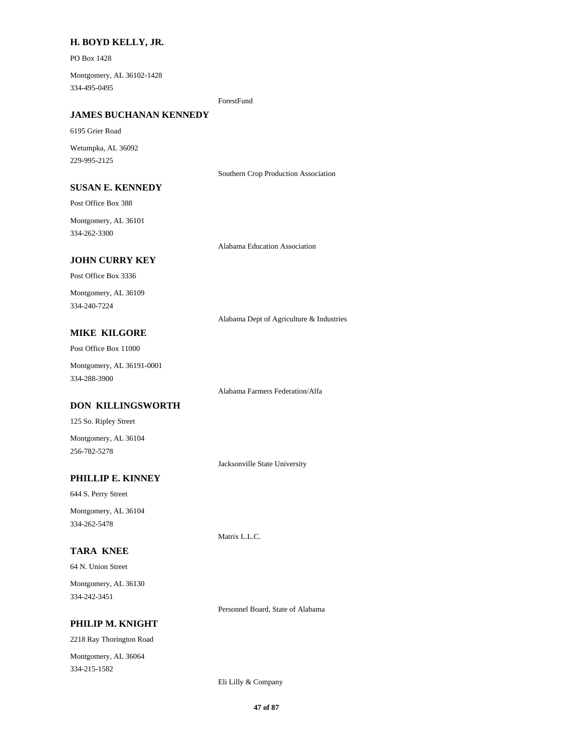**H. BOYD KELLY, JR.**

PO Box 1428

Montgomery, AL 36102-1428
334-495-0495

ForestFund

**JAMES BUCHANAN KENNEDY**

6195 Grier Road

Wetumpka, AL 36092
229-995-2125

Southern Crop Production Association

**SUSAN E. KENNEDY**

Post Office Box 388

Montgomery, AL 36101
334-262-3300

Alabama Education Association

**JOHN CURRY KEY**

Post Office Box 3336

Montgomery, AL 36109
334-240-7224

Alabama Dept of Agriculture & Industries

**MIKE KILGORE**

Post Office Box 11000

Montgomery, AL 36191-0001
334-288-3900

Alabama Farmers Federation/Alfa

**DON KILLINGSWORTH**

125 So. Ripley Street

Montgomery, AL 36104
256-782-5278

Jacksonville State University

**PHILLIP E. KINNEY**

644 S. Perry Street

Montgomery, AL 36104
334-262-5478

Matrix L.L.C.

**TARA KNEE**

64 N. Union Street

Montgomery, AL 36130
334-242-3451

Personnel Board, State of Alabama

**PHILIP M. KNIGHT**

2218 Ray Thorington Road

Montgomery, AL 36064
334-215-1582

Eli Lilly & Company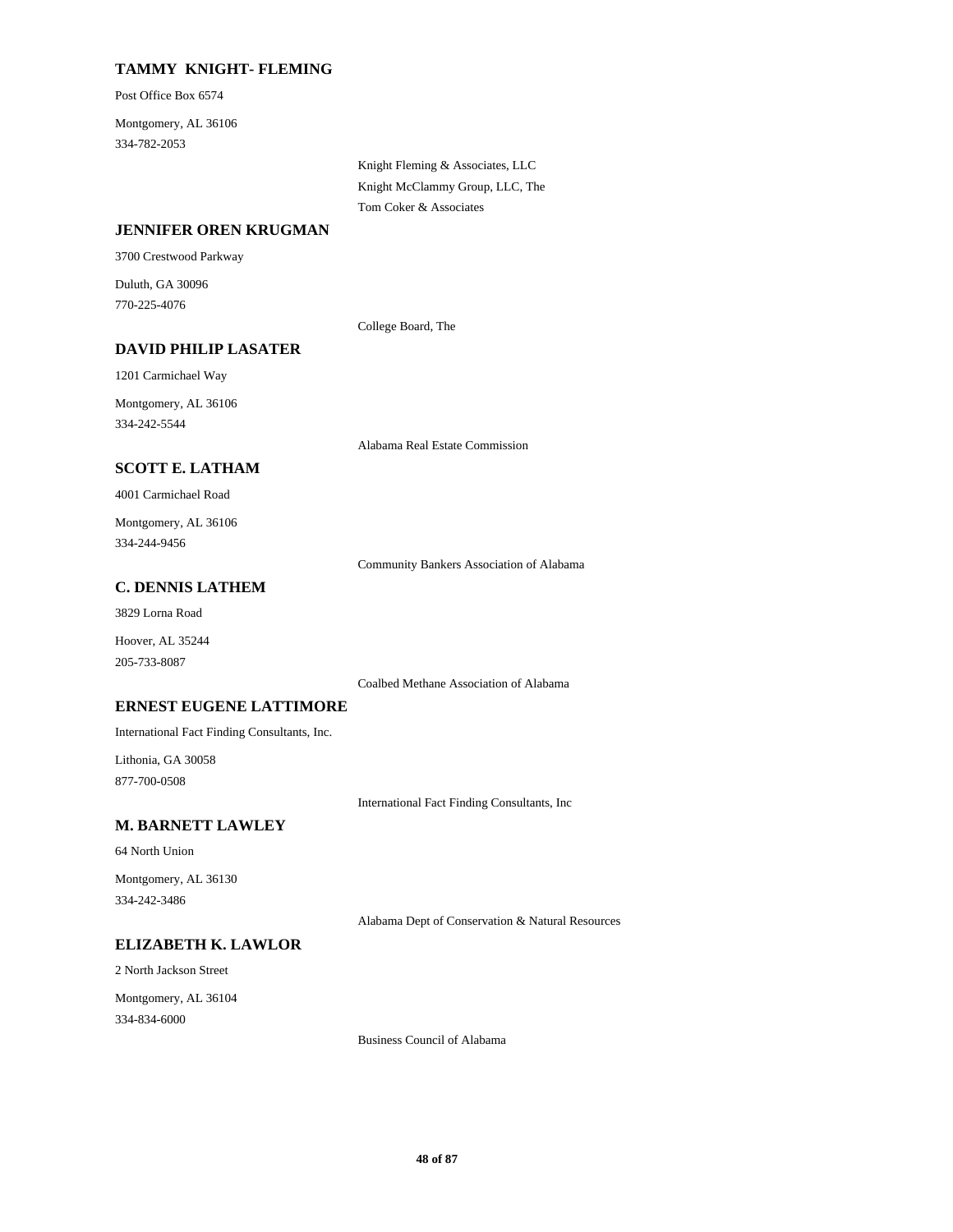**TAMMY KNIGHT- FLEMING**

Post Office Box 6574

Montgomery, AL 36106

334-782-2053

Knight Fleming & Associates, LLC

Knight McClammy Group, LLC, The

Tom Coker & Associates

**JENNIFER OREN KRUGMAN**

3700 Crestwood Parkway

Duluth, GA 30096

770-225-4076

College Board, The

**DAVID PHILIP LASATER**

1201 Carmichael Way

Montgomery, AL 36106

334-242-5544

Alabama Real Estate Commission

**SCOTT E. LATHAM**

4001 Carmichael Road

Montgomery, AL 36106

334-244-9456

Community Bankers Association of Alabama

**C. DENNIS LATHEM**

3829 Lorna Road

Hoover, AL 35244

205-733-8087

Coalbed Methane Association of Alabama

**ERNEST EUGENE LATTIMORE**

International Fact Finding Consultants, Inc.

Lithonia, GA 30058

877-700-0508

International Fact Finding Consultants, Inc

**M. BARNETT LAWLEY**

64 North Union

Montgomery, AL 36130

334-242-3486

Alabama Dept of Conservation & Natural Resources

**ELIZABETH K. LAWLOR**

2 North Jackson Street

Montgomery, AL 36104

334-834-6000

Business Council of Alabama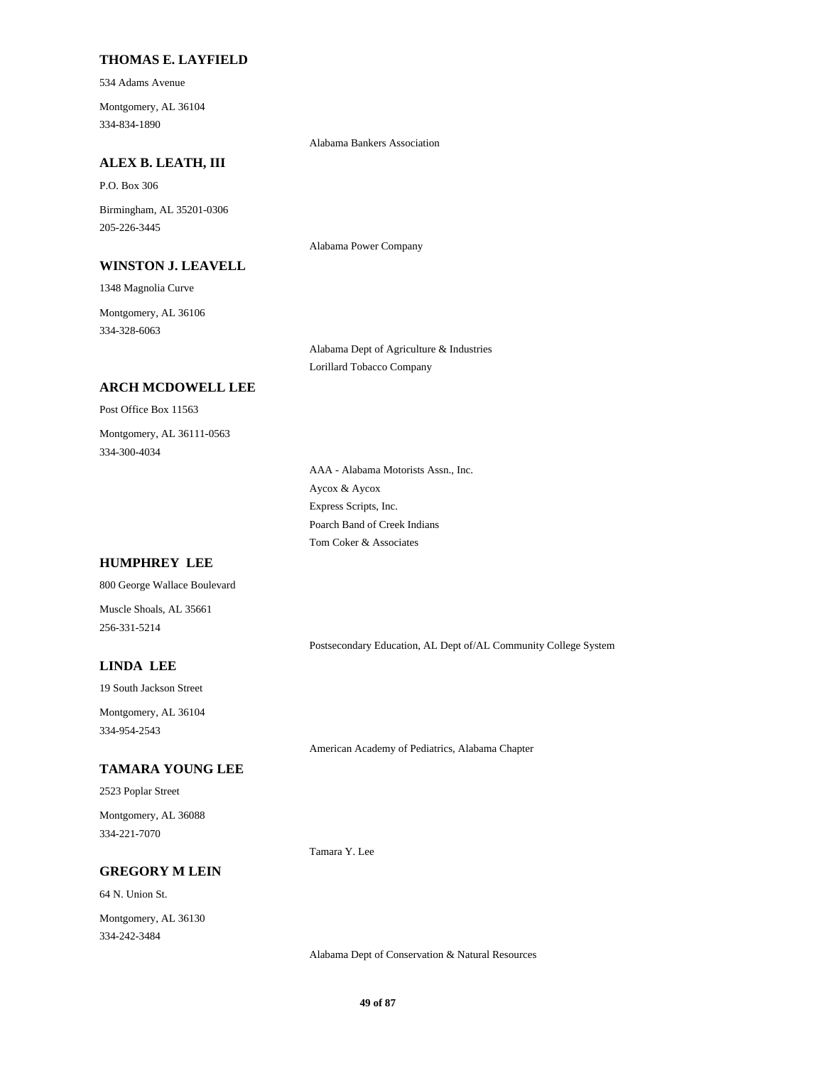### THOMAS E. LAYFIELD

534 Adams Avenue

Montgomery, AL 36104
334-834-1890

Alabama Bankers Association

### ALEX B. LEATH, III

P.O. Box 306

Birmingham, AL 35201-0306
205-226-3445

Alabama Power Company

### WINSTON J. LEAVELL

1348 Magnolia Curve

Montgomery, AL 36106
334-328-6063

Alabama Dept of Agriculture & Industries
Lorillard Tobacco Company

### ARCH MCDOWELL LEE

Post Office Box 11563

Montgomery, AL 36111-0563
334-300-4034

AAA - Alabama Motorists Assn., Inc.
Aycox & Aycox
Express Scripts, Inc.
Poarch Band of Creek Indians
Tom Coker & Associates

### HUMPHREY LEE

800 George Wallace Boulevard

Muscle Shoals, AL 35661
256-331-5214

Postsecondary Education, AL Dept of/AL Community College System

### LINDA LEE

19 South Jackson Street

Montgomery, AL 36104
334-954-2543

American Academy of Pediatrics, Alabama Chapter

### TAMARA YOUNG LEE

2523 Poplar Street

Montgomery, AL 36088
334-221-7070

Tamara Y. Lee

### GREGORY M LEIN

64 N. Union St.

Montgomery, AL 36130
334-242-3484

Alabama Dept of Conservation & Natural Resources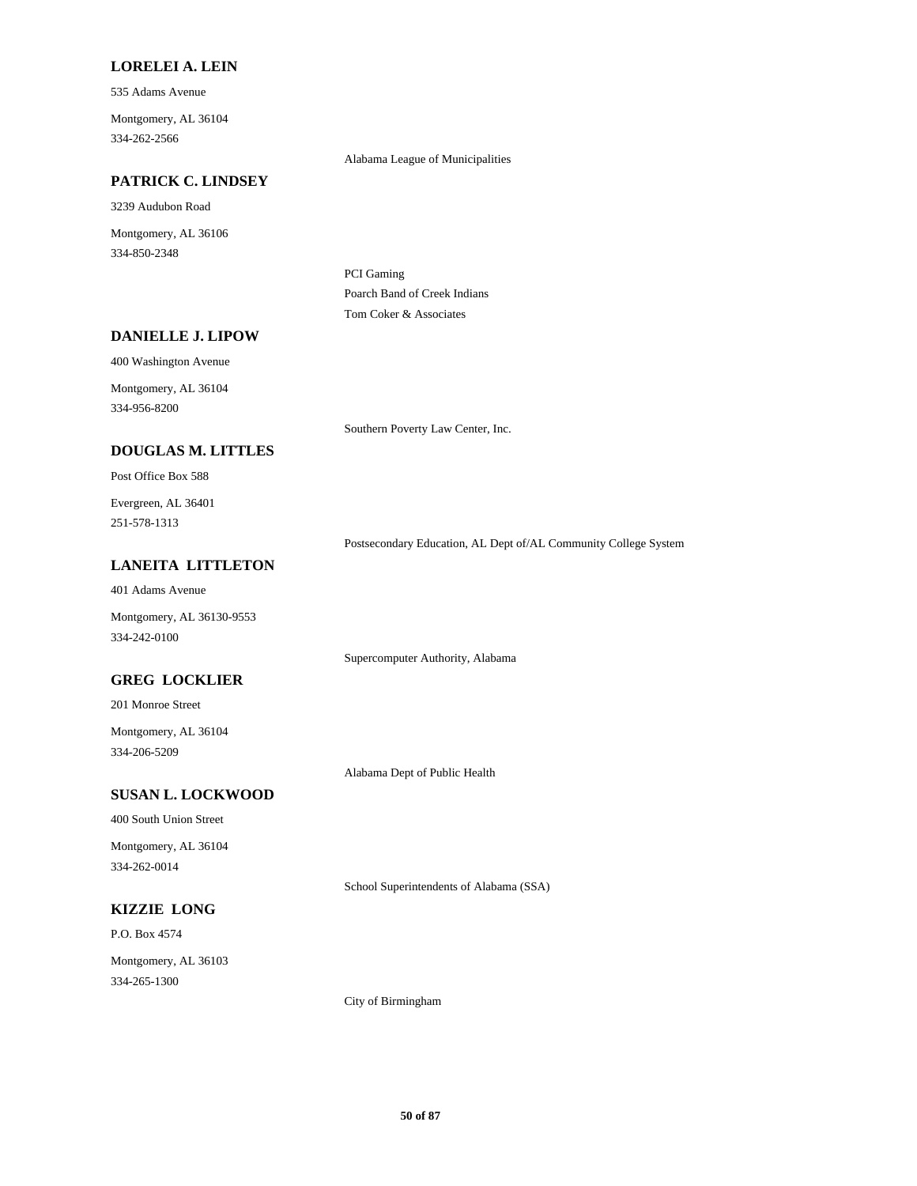**LORELEI A. LEIN**

535 Adams Avenue

Montgomery, AL 36104

334-262-2566

Alabama League of Municipalities

**PATRICK C. LINDSEY**

3239 Audubon Road

Montgomery, AL 36106

334-850-2348

PCI Gaming

Poarch Band of Creek Indians

Tom Coker & Associates

**DANIELLE J. LIPOW**

400 Washington Avenue

Montgomery, AL 36104

334-956-8200

Southern Poverty Law Center, Inc.

**DOUGLAS M. LITTLES**

Post Office Box 588

Evergreen, AL 36401

251-578-1313

Postsecondary Education, AL Dept of/AL Community College System

**LANEITA LITTLETON**

401 Adams Avenue

Montgomery, AL 36130-9553

334-242-0100

Supercomputer Authority, Alabama

**GREG LOCKLIER**

201 Monroe Street

Montgomery, AL 36104

334-206-5209

Alabama Dept of Public Health

**SUSAN L. LOCKWOOD**

400 South Union Street

Montgomery, AL 36104

334-262-0014

School Superintendents of Alabama (SSA)

**KIZZIE LONG**

P.O. Box 4574

Montgomery, AL 36103

334-265-1300

City of Birmingham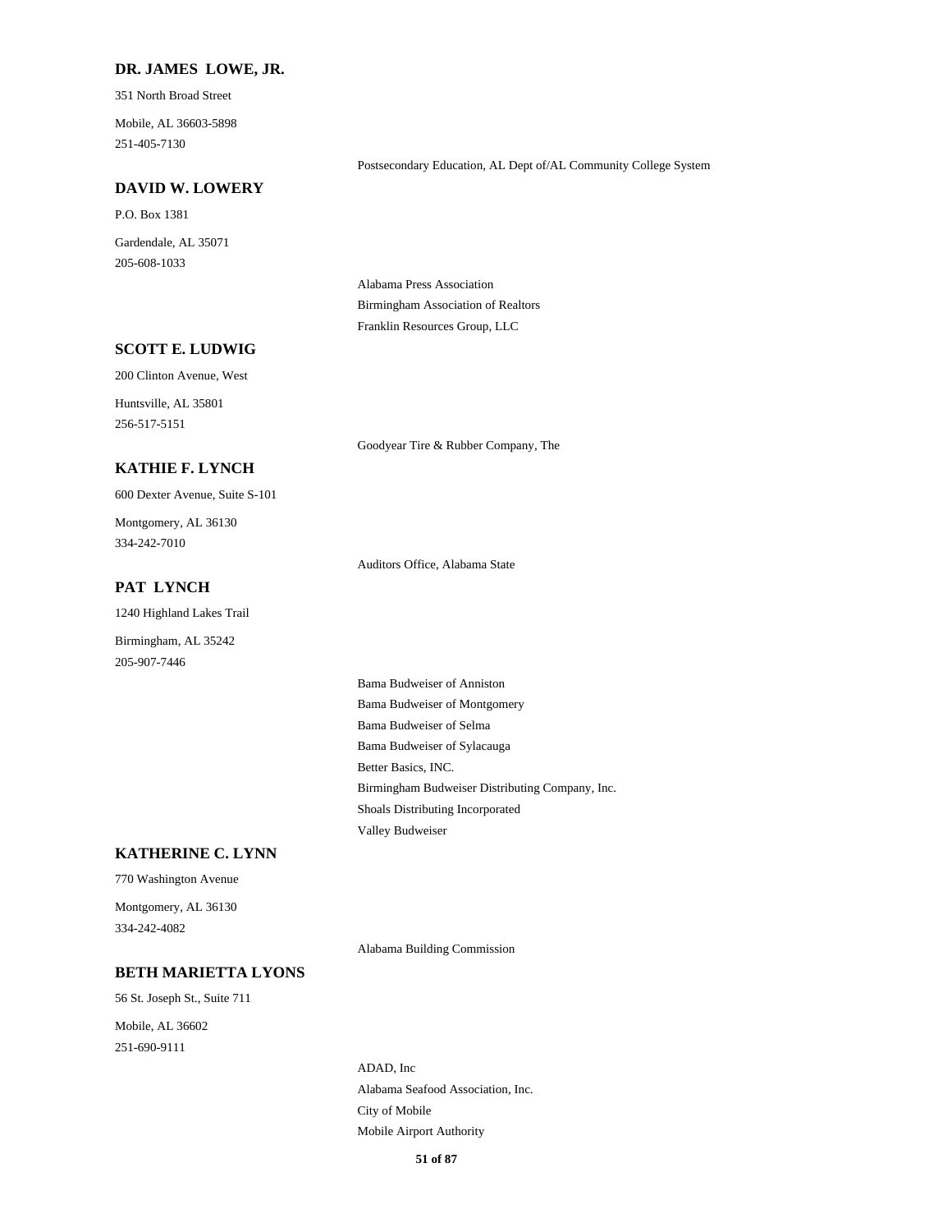**DR. JAMES LOWE, JR.**

351 North Broad Street

Mobile, AL 36603-5898

251-405-7130

Postsecondary Education, AL Dept of/AL Community College System

**DAVID W. LOWERY**

P.O. Box 1381

Gardendale, AL 35071

205-608-1033

Alabama Press Association

Birmingham Association of Realtors

Franklin Resources Group, LLC

**SCOTT E. LUDWIG**

200 Clinton Avenue, West

Huntsville, AL 35801

256-517-5151

Goodyear Tire & Rubber Company, The

**KATHIE F. LYNCH**

600 Dexter Avenue, Suite S-101

Montgomery, AL 36130

334-242-7010

Auditors Office, Alabama State

**PAT LYNCH**

1240 Highland Lakes Trail

Birmingham, AL 35242

205-907-7446

Bama Budweiser of Anniston

Bama Budweiser of Montgomery

Bama Budweiser of Selma

Bama Budweiser of Sylacauga

Better Basics, INC.

Birmingham Budweiser Distributing Company, Inc.

Shoals Distributing Incorporated

Valley Budweiser

**KATHERINE C. LYNN**

770 Washington Avenue

Montgomery, AL 36130

334-242-4082

Alabama Building Commission

**BETH MARIETTA LYONS**

56 St. Joseph St., Suite 711

Mobile, AL 36602

251-690-9111

ADAD, Inc

Alabama Seafood Association, Inc.

City of Mobile

Mobile Airport Authority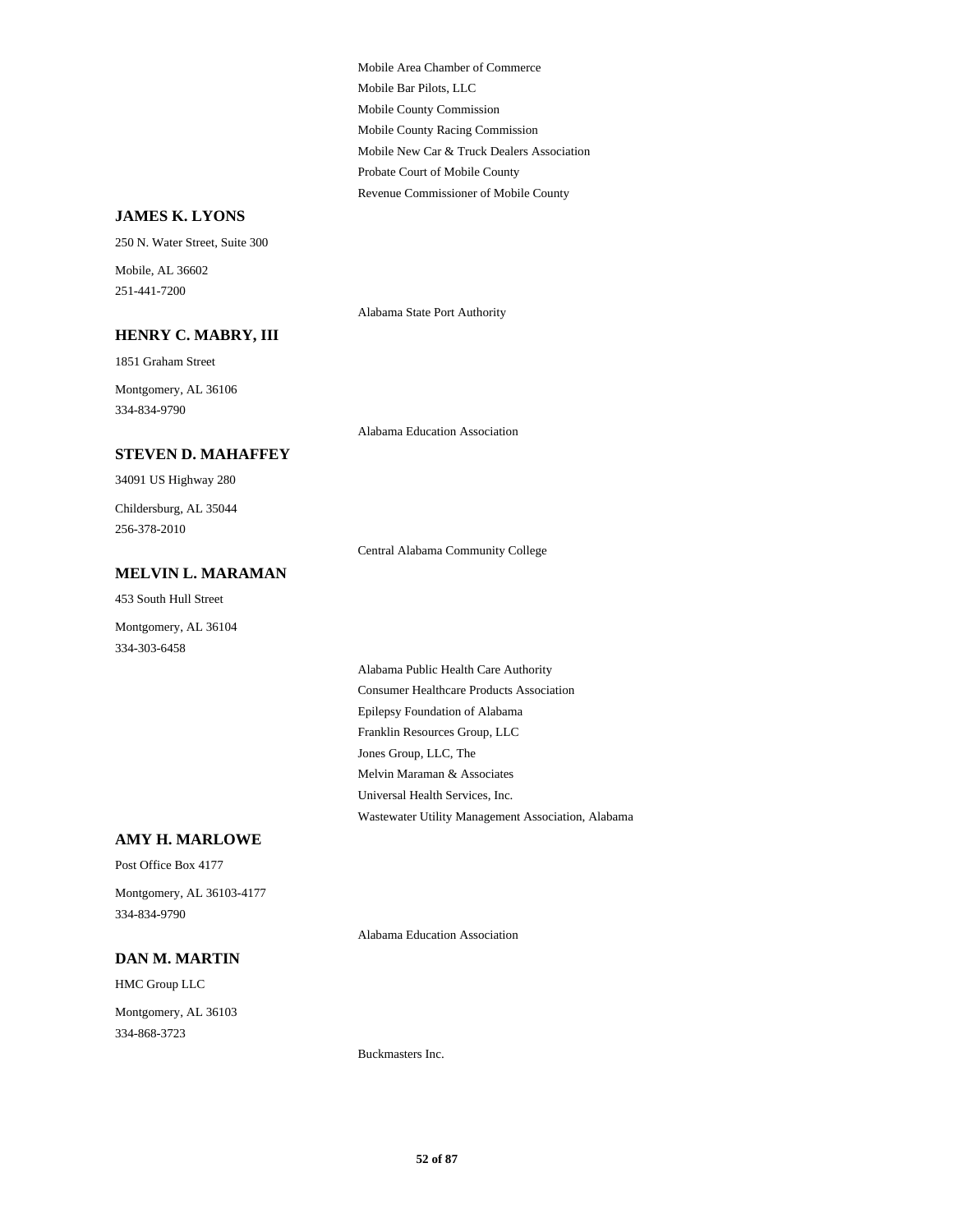Mobile Area Chamber of Commerce
Mobile Bar Pilots, LLC
Mobile County Commission
Mobile County Racing Commission
Mobile New Car & Truck Dealers Association
Probate Court of Mobile County
Revenue Commissioner of Mobile County

### JAMES K. LYONS

250 N. Water Street, Suite 300

Mobile, AL 36602
251-441-7200

Alabama State Port Authority

### HENRY C. MABRY, III

1851 Graham Street

Montgomery, AL 36106
334-834-9790

Alabama Education Association

### STEVEN D. MAHAFFEY

34091 US Highway 280

Childersburg, AL 35044
256-378-2010

Central Alabama Community College

### MELVIN L. MARAMAN

453 South Hull Street

Montgomery, AL 36104
334-303-6458

Alabama Public Health Care Authority
Consumer Healthcare Products Association
Epilepsy Foundation of Alabama
Franklin Resources Group, LLC
Jones Group, LLC, The
Melvin Maraman & Associates
Universal Health Services, Inc.
Wastewater Utility Management Association, Alabama

### AMY H. MARLOWE

Post Office Box 4177

Montgomery, AL 36103-4177
334-834-9790

Alabama Education Association

### DAN M. MARTIN

HMC Group LLC

Montgomery, AL 36103
334-868-3723

Buckmasters Inc.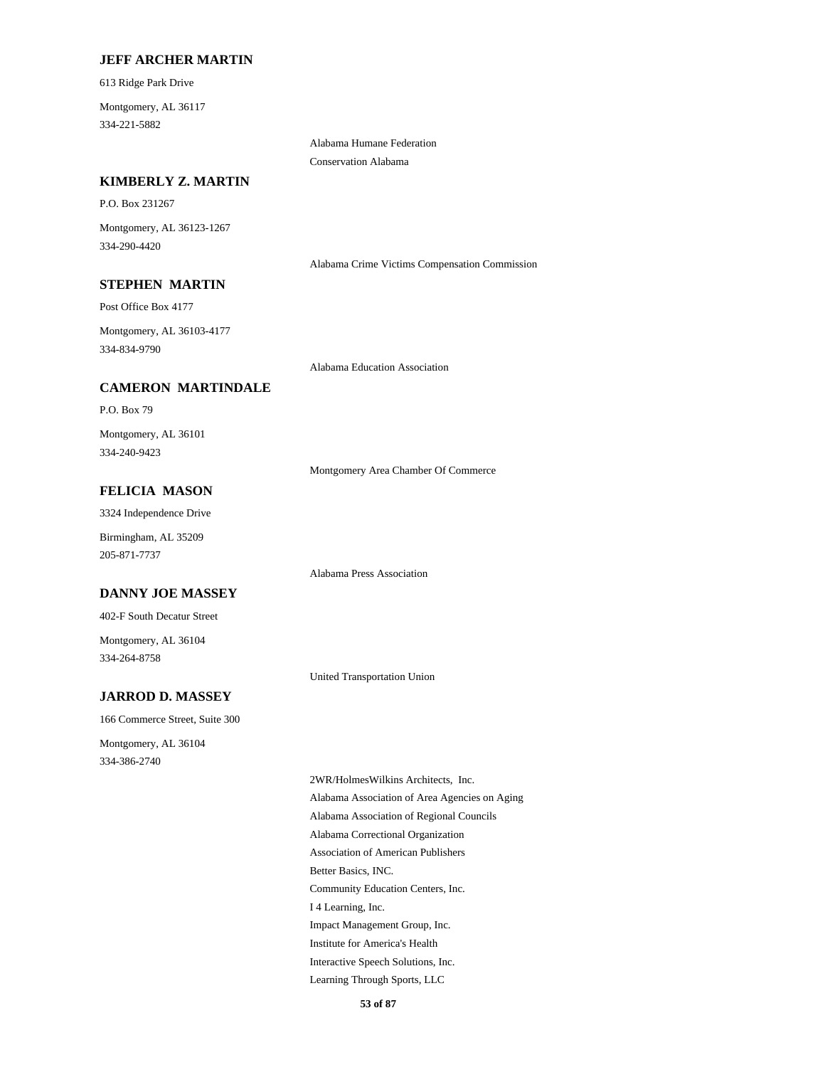**JEFF ARCHER MARTIN**

613 Ridge Park Drive

Montgomery, AL 36117
334-221-5882

Alabama Humane Federation
Conservation Alabama

**KIMBERLY Z. MARTIN**

P.O. Box 231267

Montgomery, AL 36123-1267
334-290-4420

Alabama Crime Victims Compensation Commission

**STEPHEN MARTIN**

Post Office Box 4177

Montgomery, AL 36103-4177
334-834-9790

Alabama Education Association

**CAMERON MARTINDALE**

P.O. Box 79

Montgomery, AL 36101
334-240-9423

Montgomery Area Chamber Of Commerce

**FELICIA MASON**

3324 Independence Drive

Birmingham, AL 35209
205-871-7737

Alabama Press Association

**DANNY JOE MASSEY**

402-F South Decatur Street

Montgomery, AL 36104
334-264-8758

United Transportation Union

**JARROD D. MASSEY**

166 Commerce Street, Suite 300

Montgomery, AL 36104
334-386-2740

2WR/HolmesWilkins Architects, Inc.
Alabama Association of Area Agencies on Aging
Alabama Association of Regional Councils
Alabama Correctional Organization
Association of American Publishers
Better Basics, INC.
Community Education Centers, Inc.
I 4 Learning, Inc.
Impact Management Group, Inc.
Institute for America's Health
Interactive Speech Solutions, Inc.
Learning Through Sports, LLC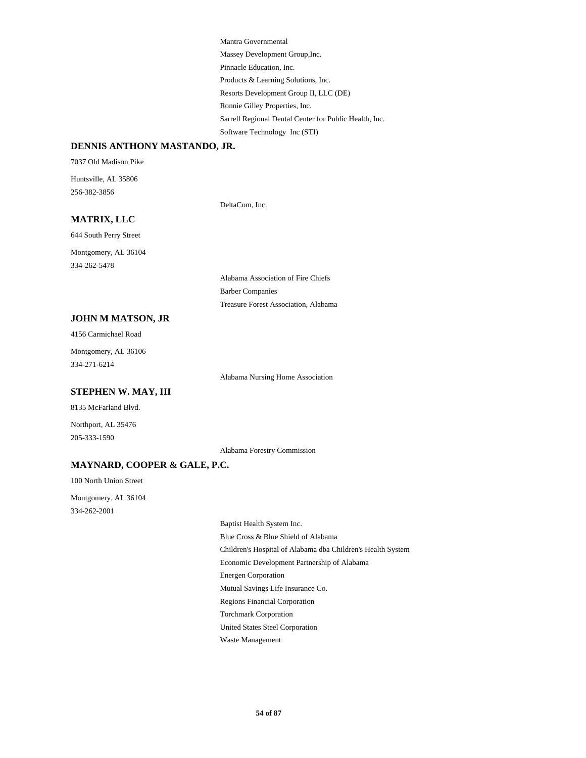Mantra Governmental

Massey Development Group,Inc.

Pinnacle Education, Inc.

Products & Learning Solutions, Inc.

Resorts Development Group II, LLC (DE)

Ronnie Gilley Properties, Inc.

Sarrell Regional Dental Center for Public Health, Inc.

Software Technology  Inc (STI)

**DENNIS ANTHONY MASTANDO, JR.**

7037 Old Madison Pike

Huntsville, AL 35806

256-382-3856

DeltaCom, Inc.

**MATRIX, LLC**

644 South Perry Street

Montgomery, AL 36104

334-262-5478

Alabama Association of Fire Chiefs

Barber Companies

Treasure Forest Association, Alabama

**JOHN M MATSON, JR**

4156 Carmichael Road

Montgomery, AL 36106

334-271-6214

Alabama Nursing Home Association

**STEPHEN W. MAY, III**

8135 McFarland Blvd.

Northport, AL 35476

205-333-1590

Alabama Forestry Commission

**MAYNARD, COOPER & GALE, P.C.**

100 North Union Street

Montgomery, AL 36104

334-262-2001

Baptist Health System Inc.

Blue Cross & Blue Shield of Alabama

Children's Hospital of Alabama dba Children's Health System

Economic Development Partnership of Alabama

Energen Corporation

Mutual Savings Life Insurance Co.

Regions Financial Corporation

Torchmark Corporation

United States Steel Corporation

Waste Management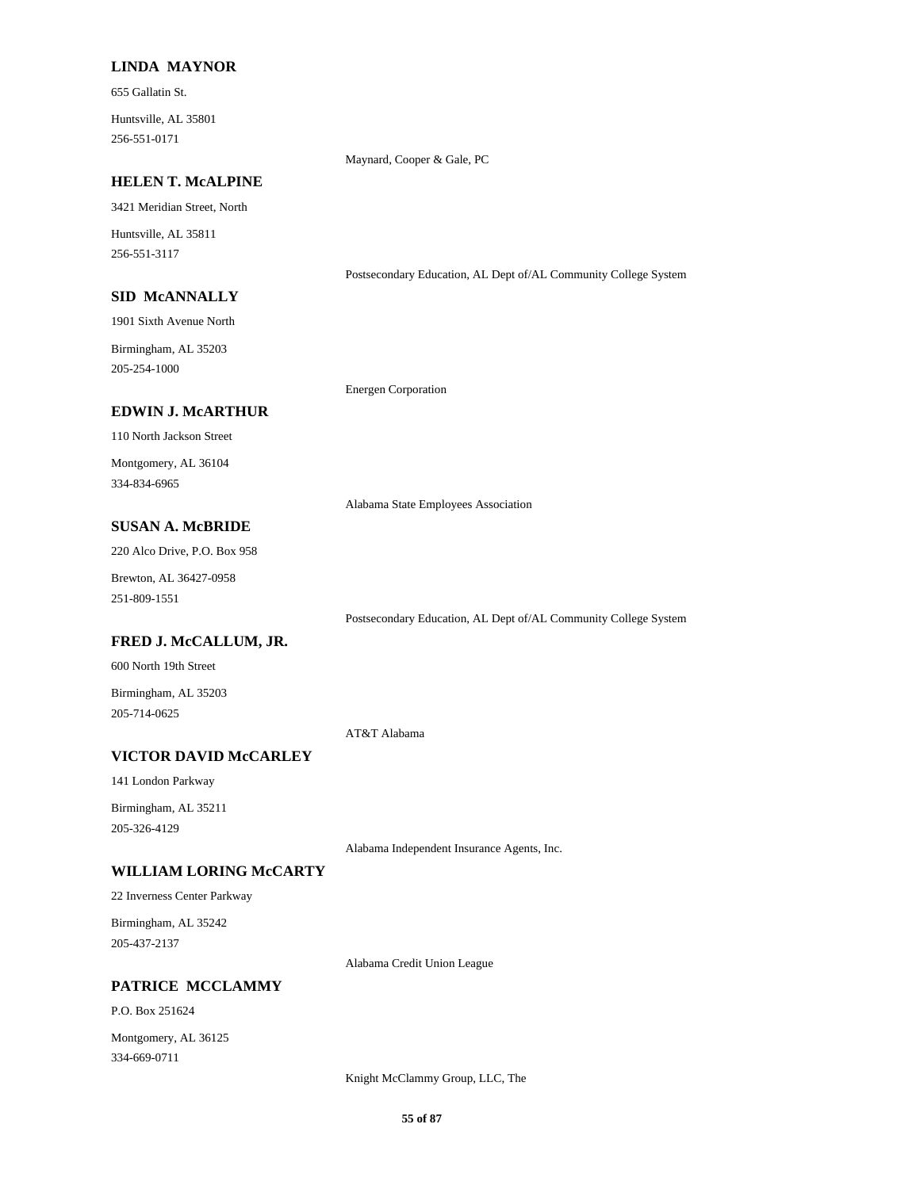**LINDA MAYNOR**

655 Gallatin St.

Huntsville, AL 35801

256-551-0171

Maynard, Cooper & Gale, PC

**HELEN T. McALPINE**

3421 Meridian Street, North

Huntsville, AL 35811

256-551-3117

Postsecondary Education, AL Dept of/AL Community College System

**SID McANNALLY**

1901 Sixth Avenue North

Birmingham, AL 35203

205-254-1000

Energen Corporation

**EDWIN J. McARTHUR**

110 North Jackson Street

Montgomery, AL 36104

334-834-6965

Alabama State Employees Association

**SUSAN A. McBRIDE**

220 Alco Drive, P.O. Box 958

Brewton, AL 36427-0958

251-809-1551

Postsecondary Education, AL Dept of/AL Community College System

**FRED J. McCALLUM, JR.**

600 North 19th Street

Birmingham, AL 35203

205-714-0625

AT&T Alabama

**VICTOR DAVID McCARLEY**

141 London Parkway

Birmingham, AL 35211

205-326-4129

Alabama Independent Insurance Agents, Inc.

**WILLIAM LORING McCARTY**

22 Inverness Center Parkway

Birmingham, AL 35242

205-437-2137

Alabama Credit Union League

**PATRICE MCCLAMMY**

P.O. Box 251624

Montgomery, AL 36125

334-669-0711

Knight McClammy Group, LLC, The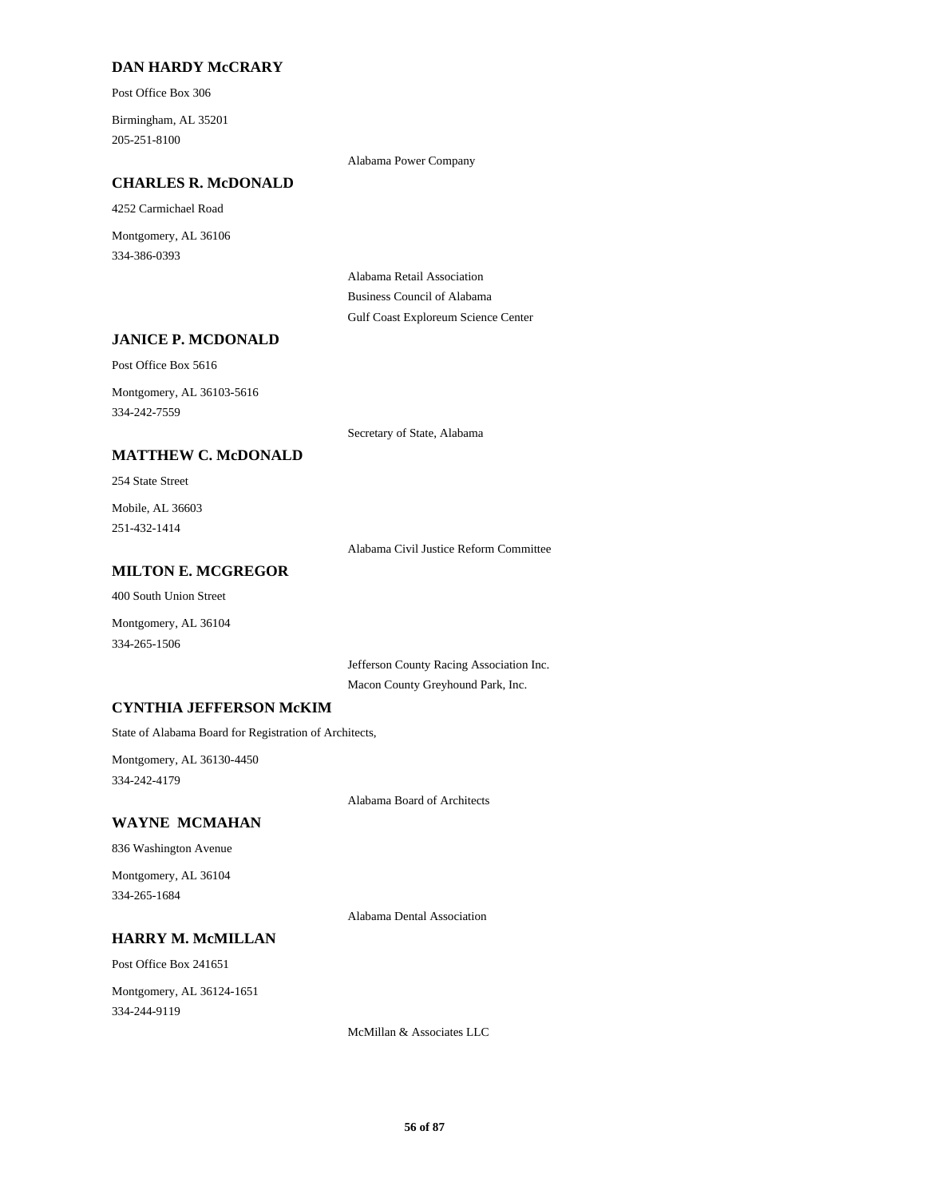### DAN HARDY McCRARY

Post Office Box 306

Birmingham, AL 35201
205-251-8100

Alabama Power Company

### CHARLES R. McDONALD

4252 Carmichael Road

Montgomery, AL 36106
334-386-0393

Alabama Retail Association
Business Council of Alabama
Gulf Coast Exploreum Science Center

### JANICE P. MCDONALD

Post Office Box 5616

Montgomery, AL 36103-5616
334-242-7559

Secretary of State, Alabama

### MATTHEW C. McDONALD

254 State Street

Mobile, AL 36603
251-432-1414

Alabama Civil Justice Reform Committee

### MILTON E. MCGREGOR

400 South Union Street

Montgomery, AL 36104
334-265-1506

Jefferson County Racing Association Inc.
Macon County Greyhound Park, Inc.

### CYNTHIA JEFFERSON McKIM

State of Alabama Board for Registration of Architects,

Montgomery, AL 36130-4450
334-242-4179

Alabama Board of Architects

### WAYNE MCMAHAN

836 Washington Avenue

Montgomery, AL 36104
334-265-1684

Alabama Dental Association

### HARRY M. McMILLAN

Post Office Box 241651

Montgomery, AL 36124-1651
334-244-9119

McMillan & Associates LLC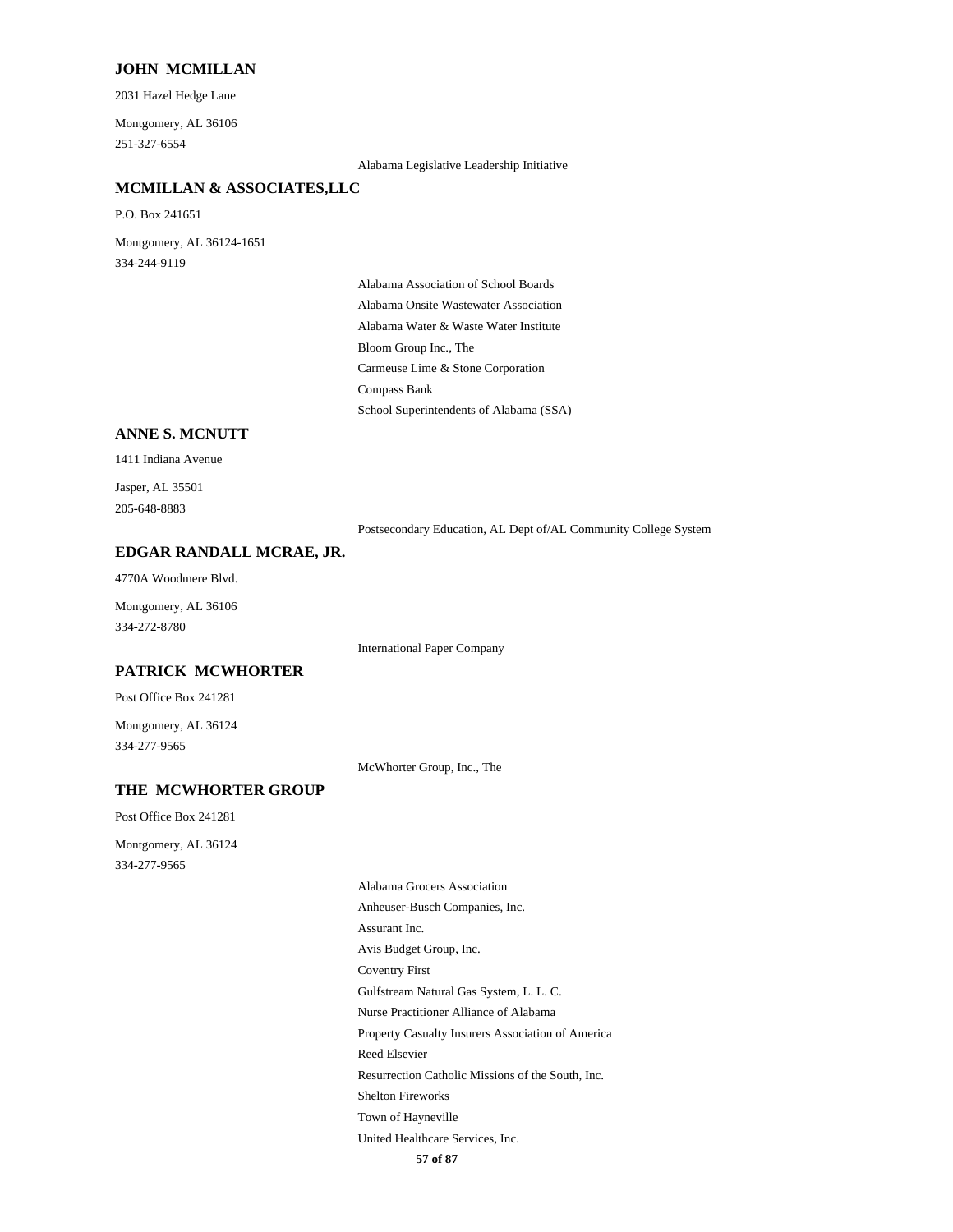### JOHN MCMILLAN

2031 Hazel Hedge Lane

Montgomery, AL 36106

251-327-6554

Alabama Legislative Leadership Initiative

### MCMILLAN & ASSOCIATES,LLC

P.O. Box 241651

Montgomery, AL 36124-1651

334-244-9119

Alabama Association of School Boards

Alabama Onsite Wastewater Association

Alabama Water & Waste Water Institute

Bloom Group Inc., The

Carmeuse Lime & Stone Corporation

Compass Bank

School Superintendents of Alabama (SSA)

### ANNE S. MCNUTT

1411 Indiana Avenue

Jasper, AL 35501

205-648-8883

Postsecondary Education, AL Dept of/AL Community College System

### EDGAR RANDALL MCRAE, JR.

4770A Woodmere Blvd.

Montgomery, AL 36106

334-272-8780

International Paper Company

### PATRICK MCWHORTER

Post Office Box 241281

Montgomery, AL 36124

334-277-9565

McWhorter Group, Inc., The

### THE MCWHORTER GROUP

Post Office Box 241281

Montgomery, AL 36124

334-277-9565

Alabama Grocers Association

Anheuser-Busch Companies, Inc.

Assurant Inc.

Avis Budget Group, Inc.

Coventry First

Gulfstream Natural Gas System, L. L. C.

Nurse Practitioner Alliance of Alabama

Property Casualty Insurers Association of America

Reed Elsevier

Resurrection Catholic Missions of the South, Inc.

Shelton Fireworks

Town of Hayneville

United Healthcare Services, Inc.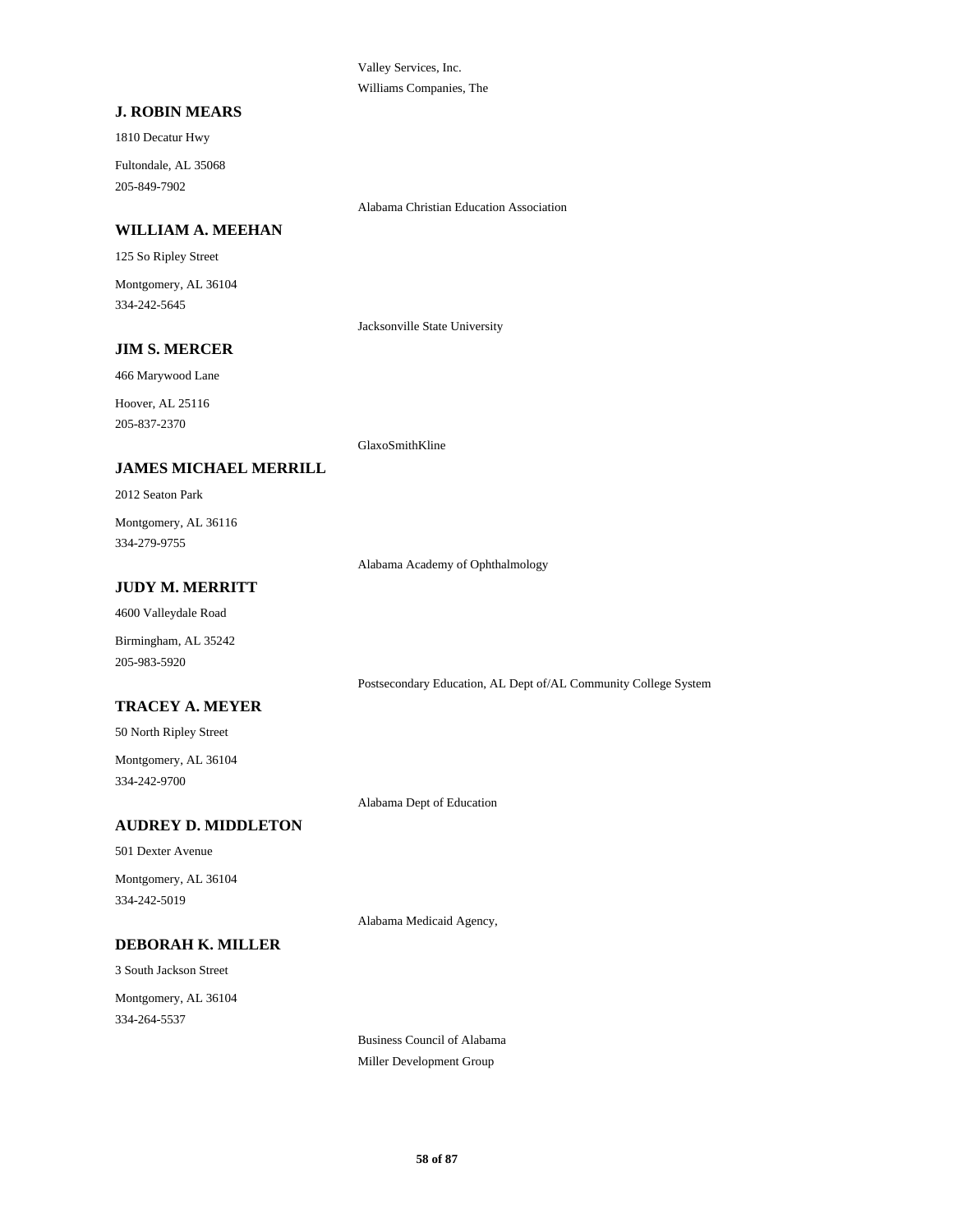Valley Services, Inc.

Williams Companies, The

### J. ROBIN MEARS

1810 Decatur Hwy

Fultondale, AL 35068

205-849-7902

Alabama Christian Education Association

### WILLIAM A. MEEHAN

125 So Ripley Street

Montgomery, AL 36104

334-242-5645

Jacksonville State University

### JIM S. MERCER

466 Marywood Lane

Hoover, AL 25116

205-837-2370

GlaxoSmithKline

### JAMES MICHAEL MERRILL

2012 Seaton Park

Montgomery, AL 36116

334-279-9755

Alabama Academy of Ophthalmology

### JUDY M. MERRITT

4600 Valleydale Road

Birmingham, AL 35242

205-983-5920

Postsecondary Education, AL Dept of/AL Community College System

### TRACEY A. MEYER

50 North Ripley Street

Montgomery, AL 36104

334-242-9700

Alabama Dept of Education

### AUDREY D. MIDDLETON

501 Dexter Avenue

Montgomery, AL 36104

334-242-5019

Alabama Medicaid Agency,

### DEBORAH K. MILLER

3 South Jackson Street

Montgomery, AL 36104

334-264-5537

Business Council of Alabama

Miller Development Group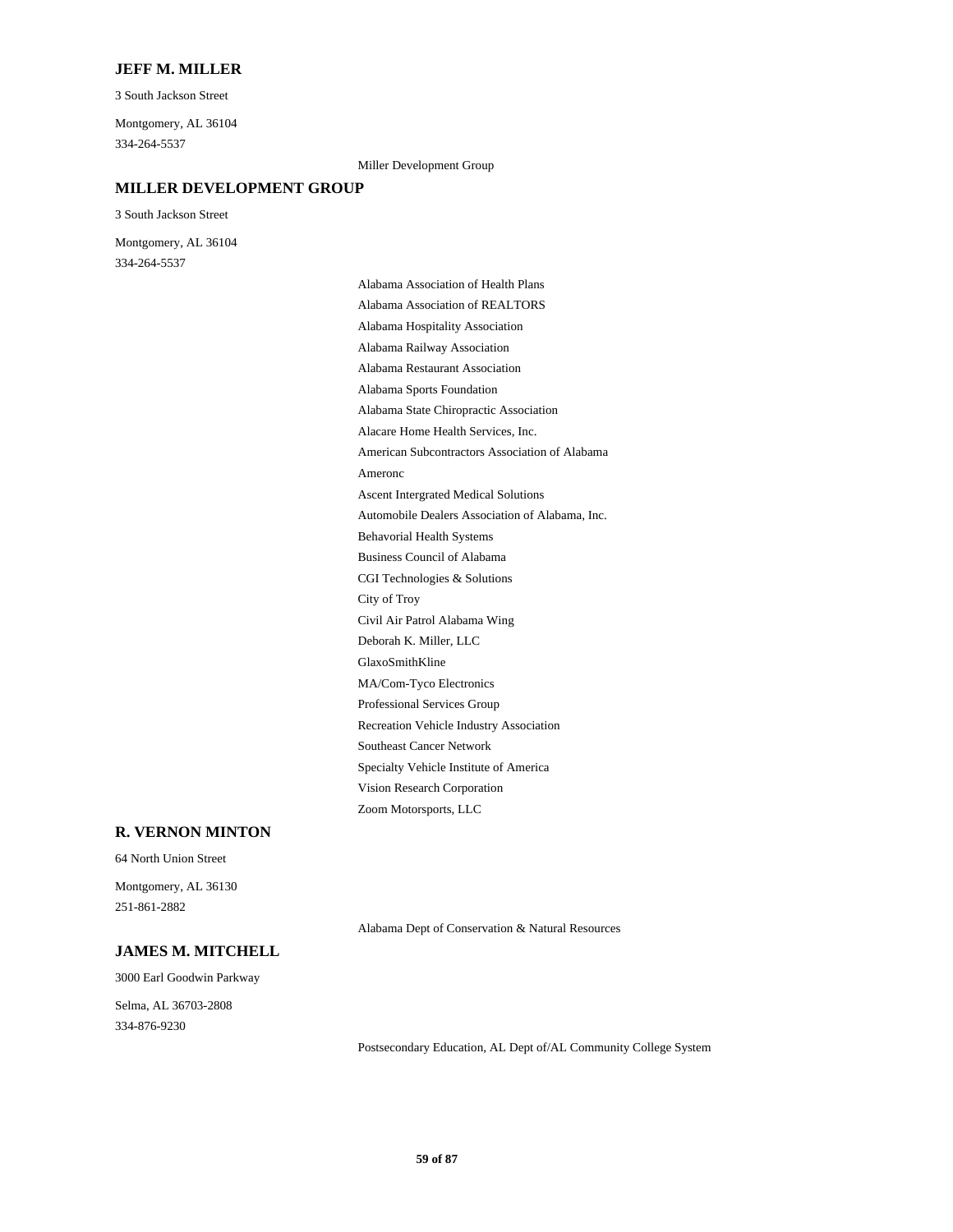### JEFF M. MILLER

3 South Jackson Street

Montgomery, AL 36104
334-264-5537

Miller Development Group

### MILLER DEVELOPMENT GROUP

3 South Jackson Street

Montgomery, AL 36104
334-264-5537

Alabama Association of Health Plans
Alabama Association of REALTORS
Alabama Hospitality Association
Alabama Railway Association
Alabama Restaurant Association
Alabama Sports Foundation
Alabama State Chiropractic Association
Alacare Home Health Services, Inc.
American Subcontractors Association of Alabama
Ameronc
Ascent Intergrated Medical Solutions
Automobile Dealers Association of Alabama, Inc.
Behavorial Health Systems
Business Council of Alabama
CGI Technologies & Solutions
City of Troy
Civil Air Patrol Alabama Wing
Deborah K. Miller, LLC
GlaxoSmithKline
MA/Com-Tyco Electronics
Professional Services Group
Recreation Vehicle Industry Association
Southeast Cancer Network
Specialty Vehicle Institute of America
Vision Research Corporation
Zoom Motorsports, LLC

### R. VERNON MINTON

64 North Union Street

Montgomery, AL 36130
251-861-2882

Alabama Dept of Conservation & Natural Resources

### JAMES M. MITCHELL

3000 Earl Goodwin Parkway

Selma, AL 36703-2808
334-876-9230

Postsecondary Education, AL Dept of/AL Community College System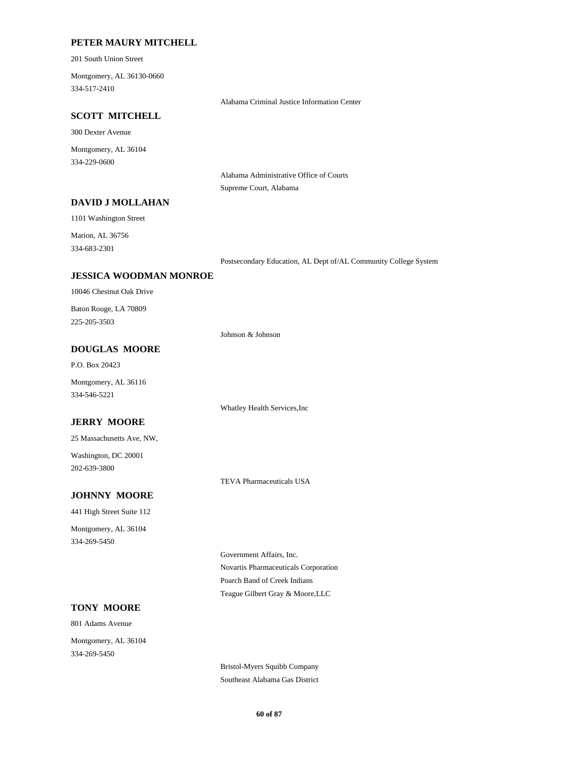### PETER MAURY MITCHELL

201 South Union Street

Montgomery, AL 36130-0660
334-517-2410

Alabama Criminal Justice Information Center

### SCOTT MITCHELL

300 Dexter Avenue

Montgomery, AL 36104
334-229-0600

Alabama Administrative Office of Courts
Supreme Court, Alabama

### DAVID J MOLLAHAN

1101 Washington Street

Marion, AL 36756
334-683-2301

Postsecondary Education, AL Dept of/AL Community College System

### JESSICA WOODMAN MONROE

10046 Chestnut Oak Drive

Baton Rouge, LA 70809
225-205-3503

Johnson & Johnson

### DOUGLAS MOORE

P.O. Box 20423

Montgomery, AL 36116
334-546-5221

Whatley Health Services,Inc

### JERRY MOORE

25 Massachusetts Ave, NW,

Washington, DC 20001
202-639-3800

TEVA Pharmaceuticals USA

### JOHNNY MOORE

441 High Street Suite 112

Montgomery, AL 36104
334-269-5450

Government Affairs, Inc.
Novartis Pharmaceuticals Corporation
Poarch Band of Creek Indians
Teague Gilbert Gray & Moore,LLC

### TONY MOORE

801 Adams Avenue

Montgomery, AL 36104
334-269-5450

Bristol-Myers Squibb Company
Southeast Alabama Gas District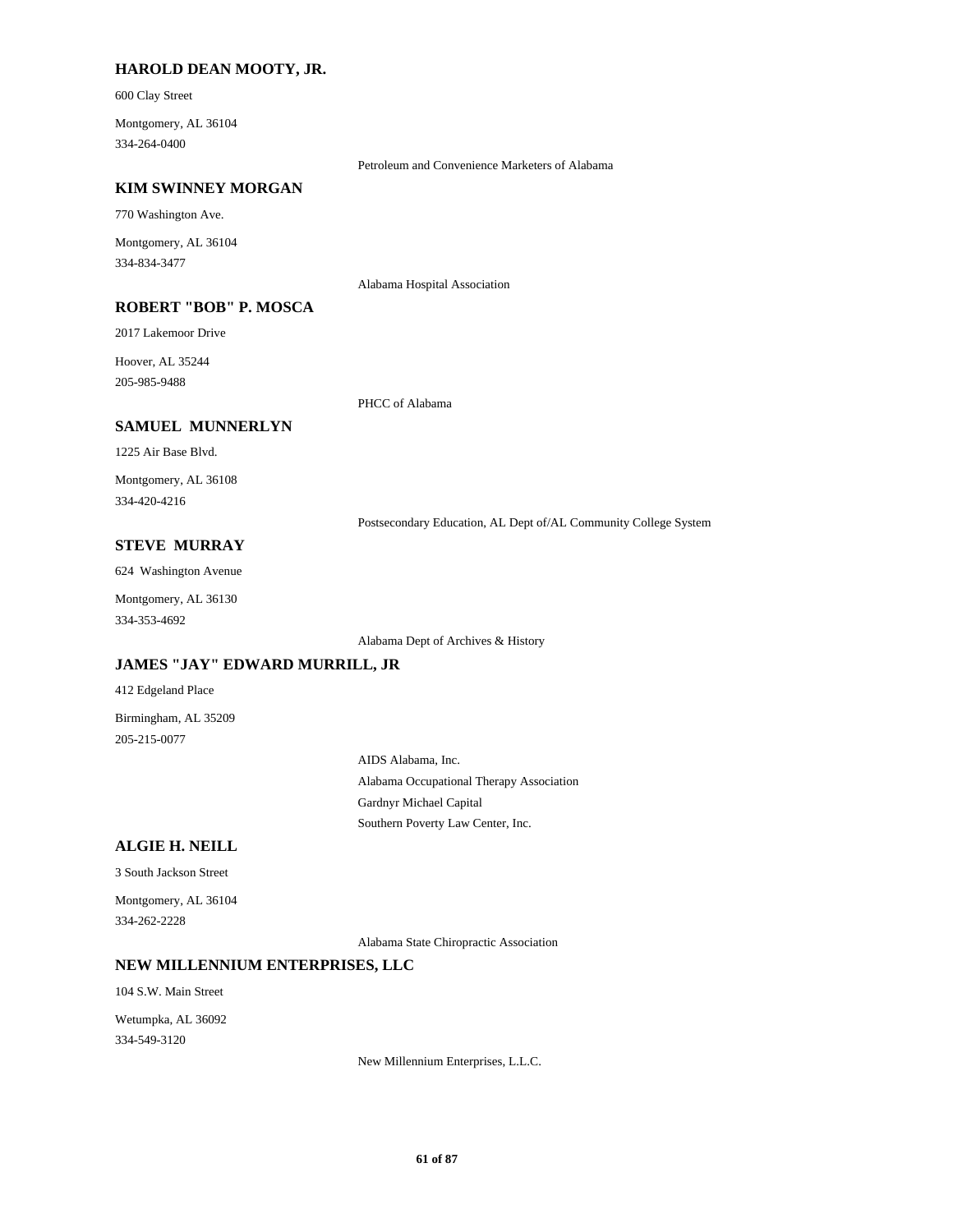**HAROLD DEAN MOOTY, JR.**

600 Clay Street

Montgomery, AL 36104

334-264-0400

Petroleum and Convenience Marketers of Alabama

**KIM SWINNEY MORGAN**

770 Washington Ave.

Montgomery, AL 36104

334-834-3477

Alabama Hospital Association

**ROBERT "BOB" P. MOSCA**

2017 Lakemoor Drive

Hoover, AL 35244

205-985-9488

PHCC of Alabama

**SAMUEL MUNNERLYN**

1225 Air Base Blvd.

Montgomery, AL 36108

334-420-4216

Postsecondary Education, AL Dept of/AL Community College System

**STEVE MURRAY**

624 Washington Avenue

Montgomery, AL 36130

334-353-4692

Alabama Dept of Archives & History

**JAMES "JAY" EDWARD MURRILL, JR**

412 Edgeland Place

Birmingham, AL 35209

205-215-0077

AIDS Alabama, Inc.

Alabama Occupational Therapy Association

Gardnyr Michael Capital

Southern Poverty Law Center, Inc.

**ALGIE H. NEILL**

3 South Jackson Street

Montgomery, AL 36104

334-262-2228

Alabama State Chiropractic Association

**NEW MILLENNIUM ENTERPRISES, LLC**

104 S.W. Main Street

Wetumpka, AL 36092

334-549-3120

New Millennium Enterprises, L.L.C.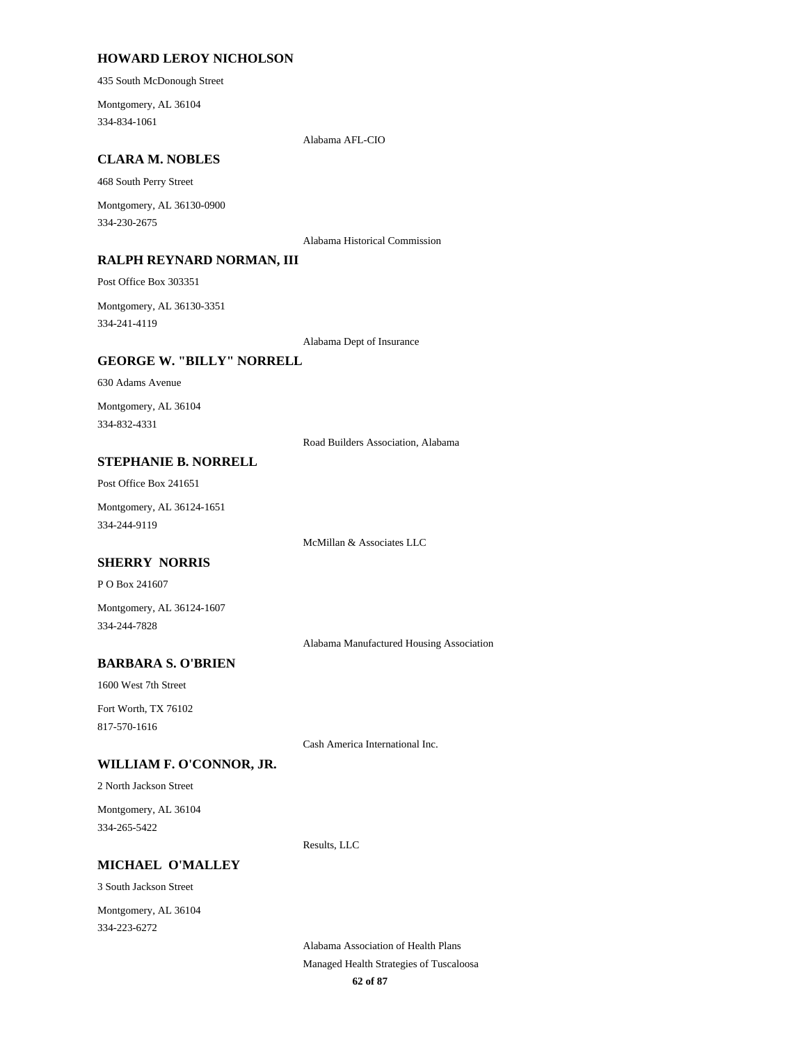**HOWARD LEROY NICHOLSON**

435 South McDonough Street

Montgomery, AL 36104

334-834-1061

Alabama AFL-CIO

**CLARA M. NOBLES**

468 South Perry Street

Montgomery, AL 36130-0900

334-230-2675

Alabama Historical Commission

**RALPH REYNARD NORMAN, III**

Post Office Box 303351

Montgomery, AL 36130-3351

334-241-4119

Alabama Dept of Insurance

**GEORGE W. "BILLY" NORRELL**

630 Adams Avenue

Montgomery, AL 36104

334-832-4331

Road Builders Association, Alabama

**STEPHANIE B. NORRELL**

Post Office Box 241651

Montgomery, AL 36124-1651

334-244-9119

McMillan & Associates LLC

**SHERRY NORRIS**

P O Box 241607

Montgomery, AL 36124-1607

334-244-7828

Alabama Manufactured Housing Association

**BARBARA S. O'BRIEN**

1600 West 7th Street

Fort Worth, TX 76102

817-570-1616

Cash America International Inc.

**WILLIAM F. O'CONNOR, JR.**

2 North Jackson Street

Montgomery, AL 36104

334-265-5422

Results, LLC

**MICHAEL O'MALLEY**

3 South Jackson Street

Montgomery, AL 36104

334-223-6272

Alabama Association of Health Plans

Managed Health Strategies of Tuscaloosa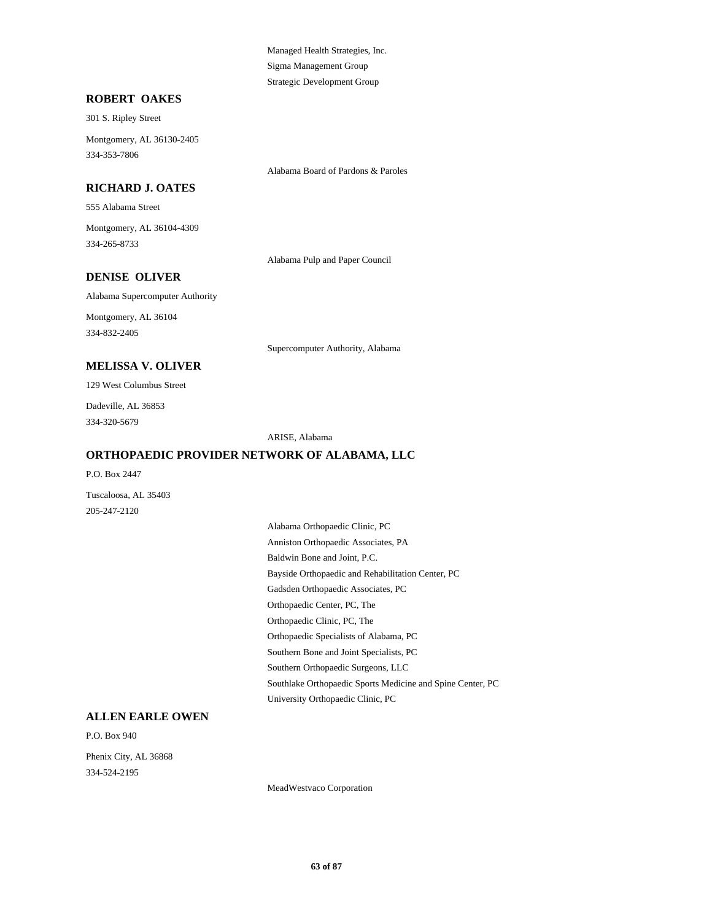Managed Health Strategies, Inc.

Sigma Management Group

Strategic Development Group

### ROBERT OAKES

301 S. Ripley Street

Montgomery, AL 36130-2405

334-353-7806

Alabama Board of Pardons & Paroles

### RICHARD J. OATES

555 Alabama Street

Montgomery, AL 36104-4309

334-265-8733

Alabama Pulp and Paper Council

### DENISE OLIVER

Alabama Supercomputer Authority

Montgomery, AL 36104

334-832-2405

Supercomputer Authority, Alabama

### MELISSA V. OLIVER

129 West Columbus Street

Dadeville, AL 36853

334-320-5679

ARISE, Alabama

### ORTHOPAEDIC PROVIDER NETWORK OF ALABAMA, LLC

P.O. Box 2447

Tuscaloosa, AL 35403

205-247-2120

Alabama Orthopaedic Clinic, PC

Anniston Orthopaedic Associates, PA

Baldwin Bone and Joint, P.C.

Bayside Orthopaedic and Rehabilitation Center, PC

Gadsden Orthopaedic Associates, PC

Orthopaedic Center, PC, The

Orthopaedic Clinic, PC, The

Orthopaedic Specialists of Alabama, PC

Southern Bone and Joint Specialists, PC

Southern Orthopaedic Surgeons, LLC

Southlake Orthopaedic Sports Medicine and Spine Center, PC

University Orthopaedic Clinic, PC

### ALLEN EARLE OWEN

P.O. Box 940

Phenix City, AL 36868

334-524-2195

MeadWestvaco Corporation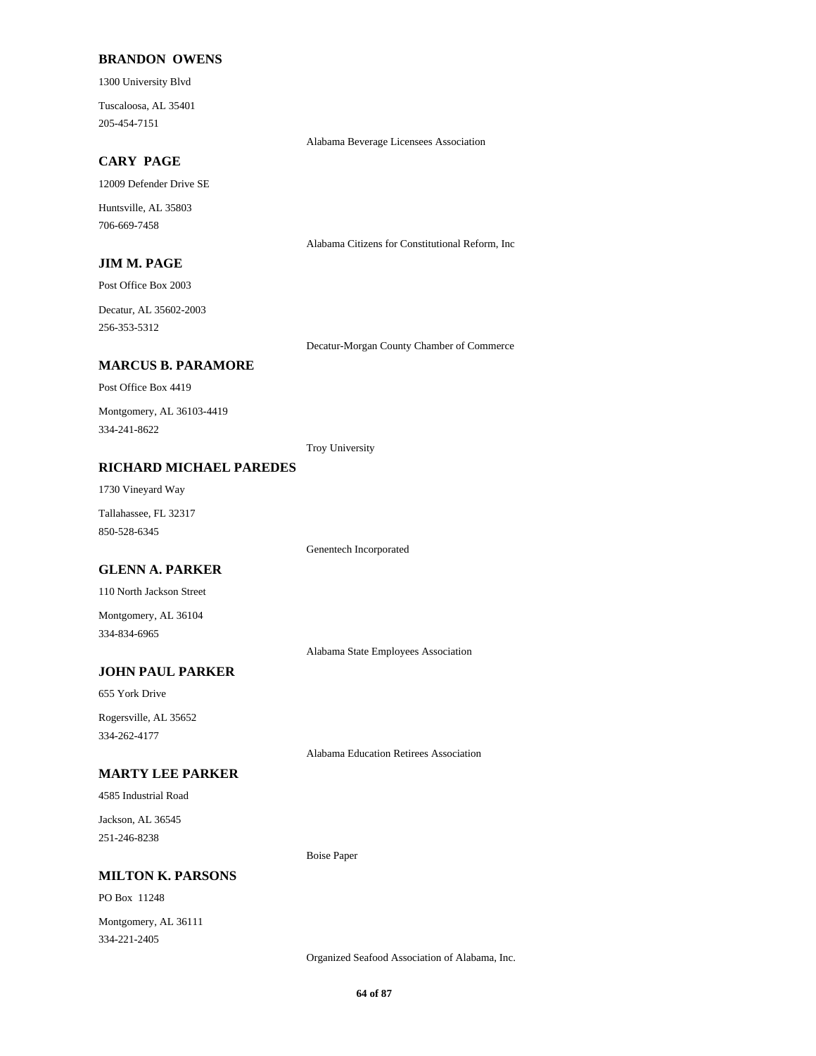**BRANDON OWENS**

1300 University Blvd

Tuscaloosa, AL 35401

205-454-7151

Alabama Beverage Licensees Association

**CARY PAGE**

12009 Defender Drive SE

Huntsville, AL 35803

706-669-7458

Alabama Citizens for Constitutional Reform, Inc

**JIM M. PAGE**

Post Office Box 2003

Decatur, AL 35602-2003

256-353-5312

Decatur-Morgan County Chamber of Commerce

**MARCUS B. PARAMORE**

Post Office Box 4419

Montgomery, AL 36103-4419

334-241-8622

Troy University

**RICHARD MICHAEL PAREDES**

1730 Vineyard Way

Tallahassee, FL 32317

850-528-6345

Genentech Incorporated

**GLENN A. PARKER**

110 North Jackson Street

Montgomery, AL 36104

334-834-6965

Alabama State Employees Association

**JOHN PAUL PARKER**

655 York Drive

Rogersville, AL 35652

334-262-4177

Alabama Education Retirees Association

**MARTY LEE PARKER**

4585 Industrial Road

Jackson, AL 36545

251-246-8238

Boise Paper

**MILTON K. PARSONS**

PO Box 11248

Montgomery, AL 36111

334-221-2405

Organized Seafood Association of Alabama, Inc.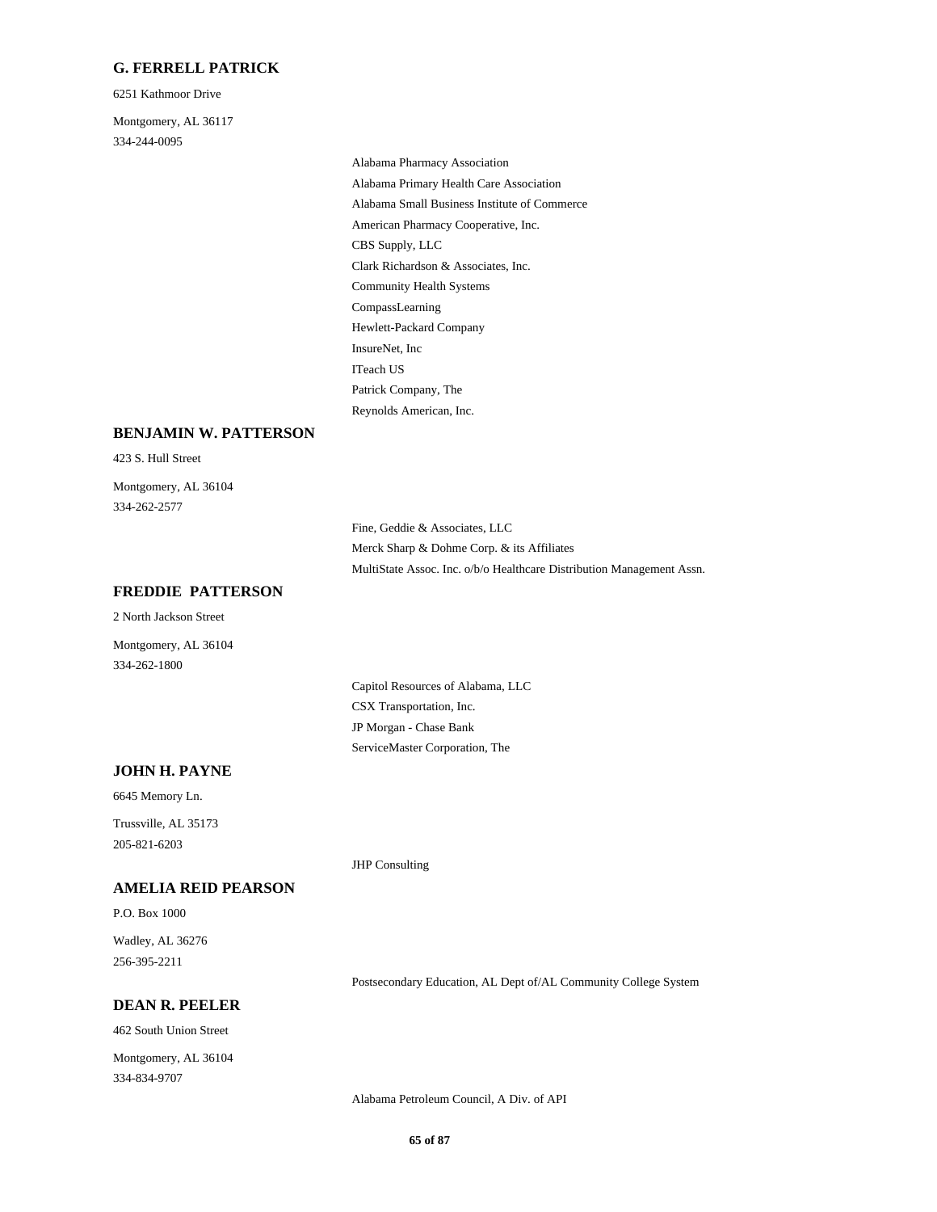### G. FERRELL PATRICK

6251 Kathmoor Drive

Montgomery, AL 36117

334-244-0095

- Alabama Pharmacy Association
- Alabama Primary Health Care Association
- Alabama Small Business Institute of Commerce
- American Pharmacy Cooperative, Inc.
- CBS Supply, LLC
- Clark Richardson & Associates, Inc.
- Community Health Systems
- CompassLearning
- Hewlett-Packard Company
- InsureNet, Inc
- ITeach US
- Patrick Company, The
- Reynolds American, Inc.

### BENJAMIN W. PATTERSON

423 S. Hull Street

Montgomery, AL 36104

334-262-2577

- Fine, Geddie & Associates, LLC
- Merck Sharp & Dohme Corp. & its Affiliates
- MultiState Assoc. Inc. o/b/o Healthcare Distribution Management Assn.

### FREDDIE PATTERSON

2 North Jackson Street

Montgomery, AL 36104

334-262-1800

- Capitol Resources of Alabama, LLC
- CSX Transportation, Inc.
- JP Morgan - Chase Bank
- ServiceMaster Corporation, The

### JOHN H. PAYNE

6645 Memory Ln.

Trussville, AL 35173

205-821-6203

- JHP Consulting

### AMELIA REID PEARSON

P.O. Box 1000

Wadley, AL 36276

256-395-2211

- Postsecondary Education, AL Dept of/AL Community College System

### DEAN R. PEELER

462 South Union Street

Montgomery, AL 36104

334-834-9707

- Alabama Petroleum Council, A Div. of API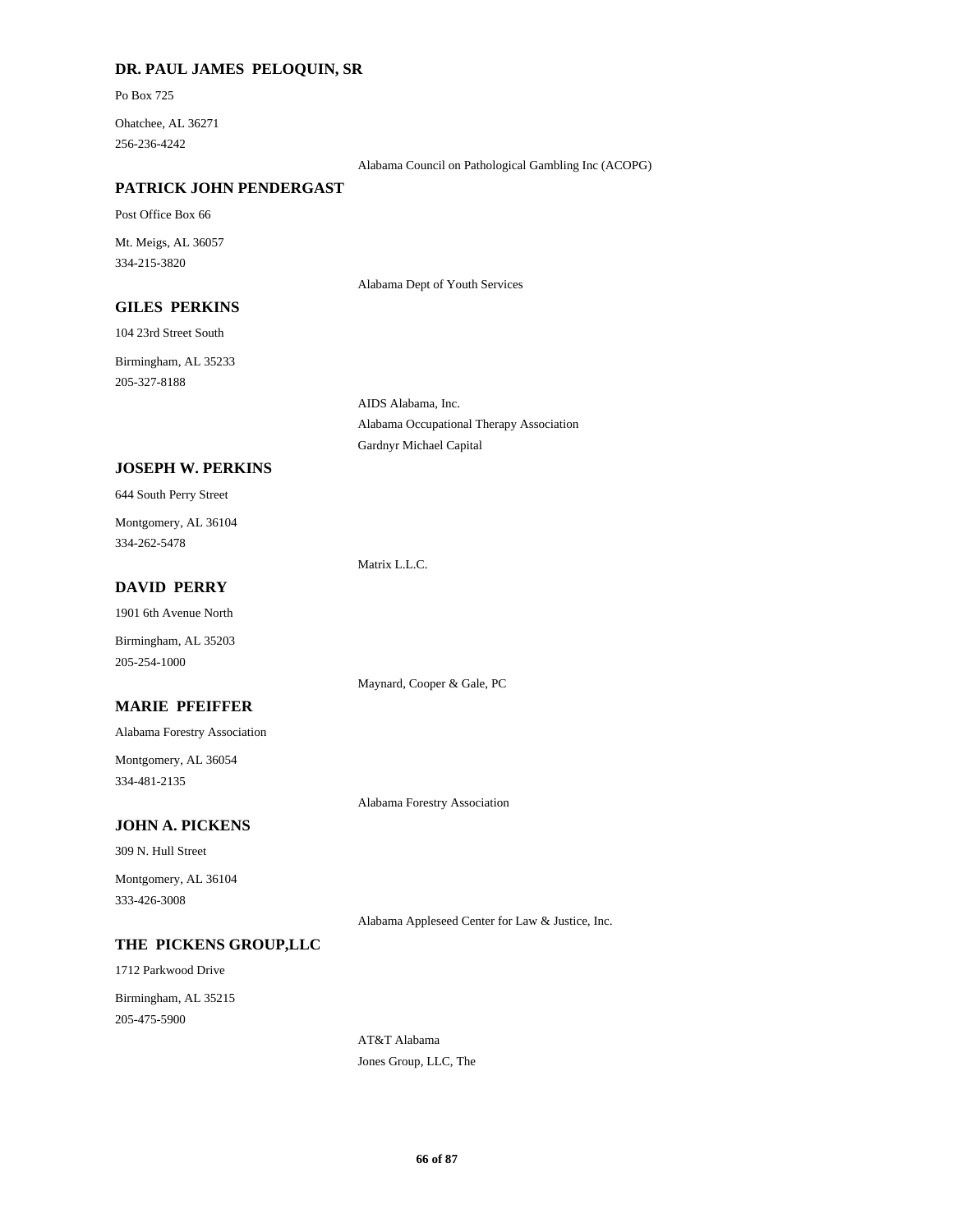### DR. PAUL JAMES PELOQUIN, SR

Po Box 725

Ohatchee, AL 36271

256-236-4242

Alabama Council on Pathological Gambling Inc (ACOPG)

### PATRICK JOHN PENDERGAST

Post Office Box 66

Mt. Meigs, AL 36057

334-215-3820

Alabama Dept of Youth Services

### GILES PERKINS

104 23rd Street South

Birmingham, AL 35233

205-327-8188

AIDS Alabama, Inc.

Alabama Occupational Therapy Association

Gardnyr Michael Capital

### JOSEPH W. PERKINS

644 South Perry Street

Montgomery, AL 36104

334-262-5478

Matrix L.L.C.

### DAVID PERRY

1901 6th Avenue North

Birmingham, AL 35203

205-254-1000

Maynard, Cooper & Gale, PC

### MARIE PFEIFFER

Alabama Forestry Association

Montgomery, AL 36054

334-481-2135

Alabama Forestry Association

### JOHN A. PICKENS

309 N. Hull Street

Montgomery, AL 36104

333-426-3008

Alabama Appleseed Center for Law & Justice, Inc.

### THE PICKENS GROUP,LLC

1712 Parkwood Drive

Birmingham, AL 35215

205-475-5900

AT&T Alabama

Jones Group, LLC, The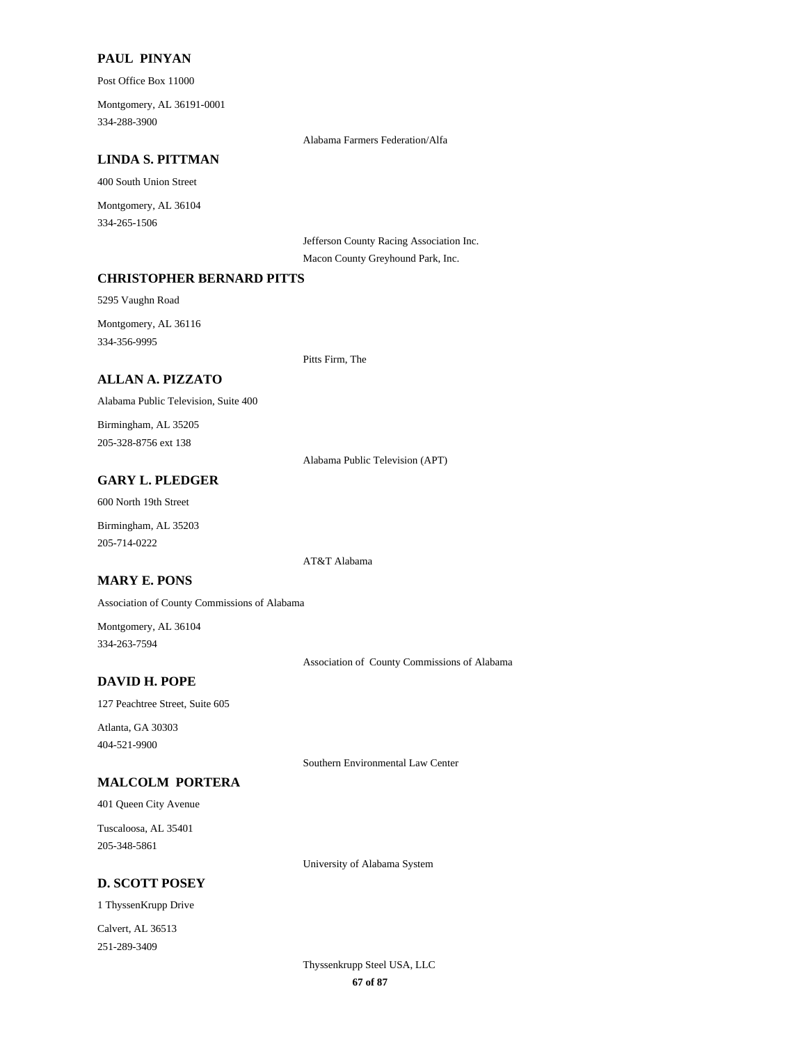**PAUL PINYAN**

Post Office Box 11000

Montgomery, AL 36191-0001

334-288-3900

Alabama Farmers Federation/Alfa

**LINDA S. PITTMAN**

400 South Union Street

Montgomery, AL 36104

334-265-1506

Jefferson County Racing Association Inc.

Macon County Greyhound Park, Inc.

**CHRISTOPHER BERNARD PITTS**

5295 Vaughn Road

Montgomery, AL 36116

334-356-9995

Pitts Firm, The

**ALLAN A. PIZZATO**

Alabama Public Television, Suite 400

Birmingham, AL 35205

205-328-8756 ext 138

Alabama Public Television (APT)

**GARY L. PLEDGER**

600 North 19th Street

Birmingham, AL 35203

205-714-0222

AT&T Alabama

**MARY E. PONS**

Association of County Commissions of Alabama

Montgomery, AL 36104

334-263-7594

Association of County Commissions of Alabama

**DAVID H. POPE**

127 Peachtree Street, Suite 605

Atlanta, GA 30303

404-521-9900

Southern Environmental Law Center

**MALCOLM PORTERA**

401 Queen City Avenue

Tuscaloosa, AL 35401

205-348-5861

University of Alabama System

**D. SCOTT POSEY**

1 ThyssenKrupp Drive

Calvert, AL 36513

251-289-3409

Thyssenkrupp Steel USA, LLC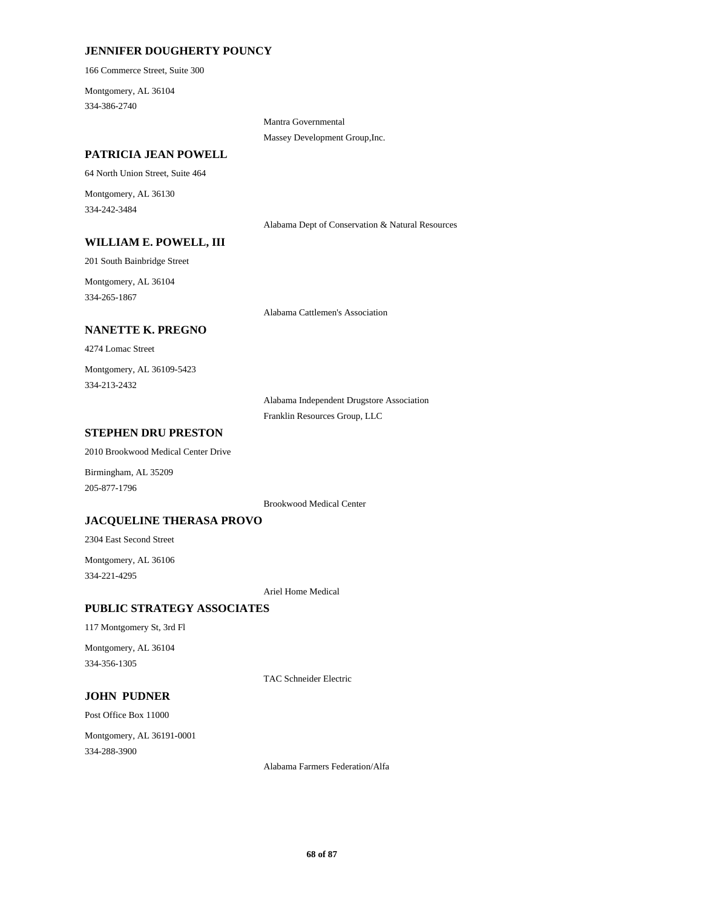**JENNIFER DOUGHERTY POUNCY**

166 Commerce Street, Suite 300

Montgomery, AL 36104

334-386-2740

Mantra Governmental

Massey Development Group,Inc.

**PATRICIA JEAN POWELL**

64 North Union Street, Suite 464

Montgomery, AL 36130

334-242-3484

Alabama Dept of Conservation & Natural Resources

**WILLIAM E. POWELL, III**

201 South Bainbridge Street

Montgomery, AL 36104

334-265-1867

Alabama Cattlemen's Association

**NANETTE K. PREGNO**

4274 Lomac Street

Montgomery, AL 36109-5423

334-213-2432

Alabama Independent Drugstore Association

Franklin Resources Group, LLC

**STEPHEN DRU PRESTON**

2010 Brookwood Medical Center Drive

Birmingham, AL 35209

205-877-1796

Brookwood Medical Center

**JACQUELINE THERASA PROVO**

2304 East Second Street

Montgomery, AL 36106

334-221-4295

Ariel Home Medical

**PUBLIC STRATEGY ASSOCIATES**

117 Montgomery St, 3rd Fl

Montgomery, AL 36104

334-356-1305

TAC Schneider Electric

**JOHN PUDNER**

Post Office Box 11000

Montgomery, AL 36191-0001

334-288-3900

Alabama Farmers Federation/Alfa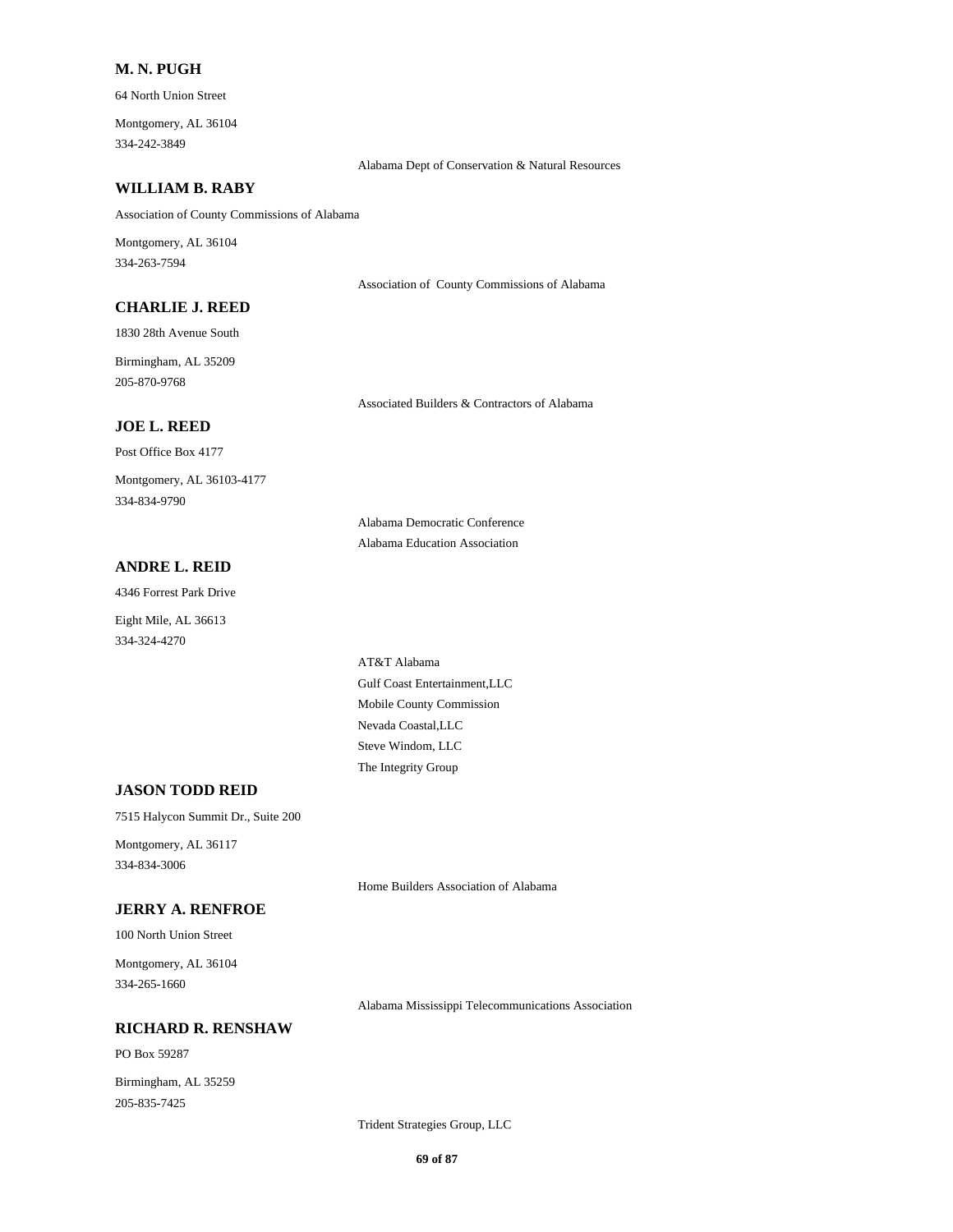**M. N. PUGH**

64 North Union Street

Montgomery, AL 36104
334-242-3849

Alabama Dept of Conservation & Natural Resources

**WILLIAM B. RABY**

Association of County Commissions of Alabama

Montgomery, AL 36104
334-263-7594

Association of  County Commissions of Alabama

**CHARLIE J. REED**

1830 28th Avenue South

Birmingham, AL 35209
205-870-9768

Associated Builders & Contractors of Alabama

**JOE L. REED**

Post Office Box 4177

Montgomery, AL 36103-4177
334-834-9790

Alabama Democratic Conference
Alabama Education Association

**ANDRE L. REID**

4346 Forrest Park Drive

Eight Mile, AL 36613
334-324-4270

AT&T Alabama
Gulf Coast Entertainment,LLC
Mobile County Commission
Nevada Coastal,LLC
Steve Windom, LLC
The Integrity Group

**JASON TODD REID**

7515 Halycon Summit Dr., Suite 200

Montgomery, AL 36117
334-834-3006

Home Builders Association of Alabama

**JERRY A. RENFROE**

100 North Union Street

Montgomery, AL 36104
334-265-1660

Alabama Mississippi Telecommunications Association

**RICHARD R. RENSHAW**

PO Box 59287

Birmingham, AL 35259
205-835-7425

Trident Strategies Group, LLC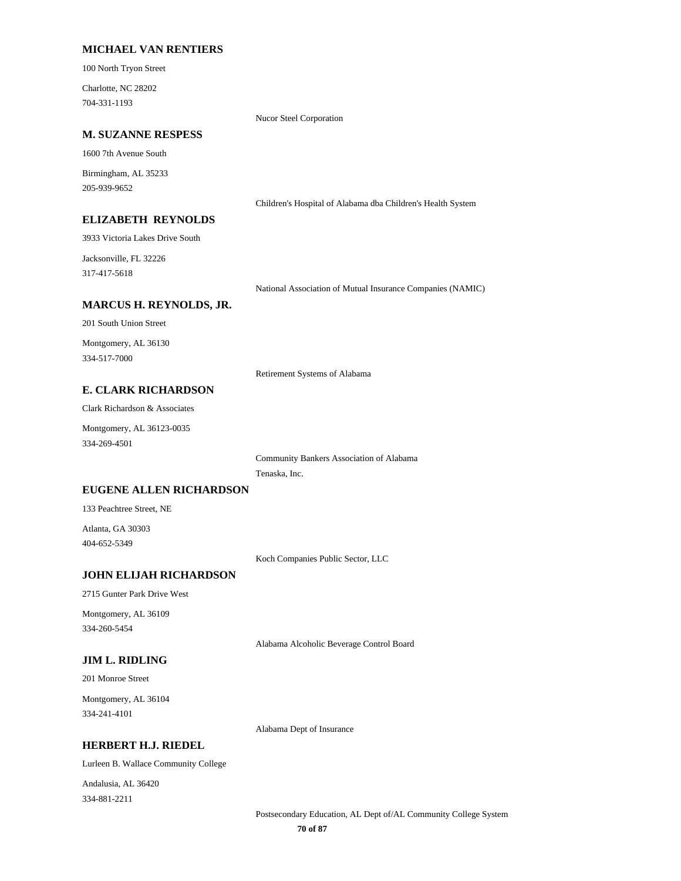### MICHAEL VAN RENTIERS

100 North Tryon Street

Charlotte, NC 28202
704-331-1193

Nucor Steel Corporation

### M. SUZANNE RESPESS

1600 7th Avenue South

Birmingham, AL 35233
205-939-9652

Children's Hospital of Alabama dba Children's Health System

### ELIZABETH REYNOLDS

3933 Victoria Lakes Drive South

Jacksonville, FL 32226
317-417-5618

National Association of Mutual Insurance Companies (NAMIC)

### MARCUS H. REYNOLDS, JR.

201 South Union Street

Montgomery, AL 36130
334-517-7000

Retirement Systems of Alabama

### E. CLARK RICHARDSON

Clark Richardson & Associates

Montgomery, AL 36123-0035
334-269-4501

Community Bankers Association of Alabama

Tenaska, Inc.

### EUGENE ALLEN RICHARDSON

133 Peachtree Street, NE

Atlanta, GA 30303
404-652-5349

Koch Companies Public Sector, LLC

### JOHN ELIJAH RICHARDSON

2715 Gunter Park Drive West

Montgomery, AL 36109
334-260-5454

Alabama Alcoholic Beverage Control Board

### JIM L. RIDLING

201 Monroe Street

Montgomery, AL 36104
334-241-4101

Alabama Dept of Insurance

### HERBERT H.J. RIEDEL

Lurleen B. Wallace Community College

Andalusia, AL 36420
334-881-2211

Postsecondary Education, AL Dept of/AL Community College System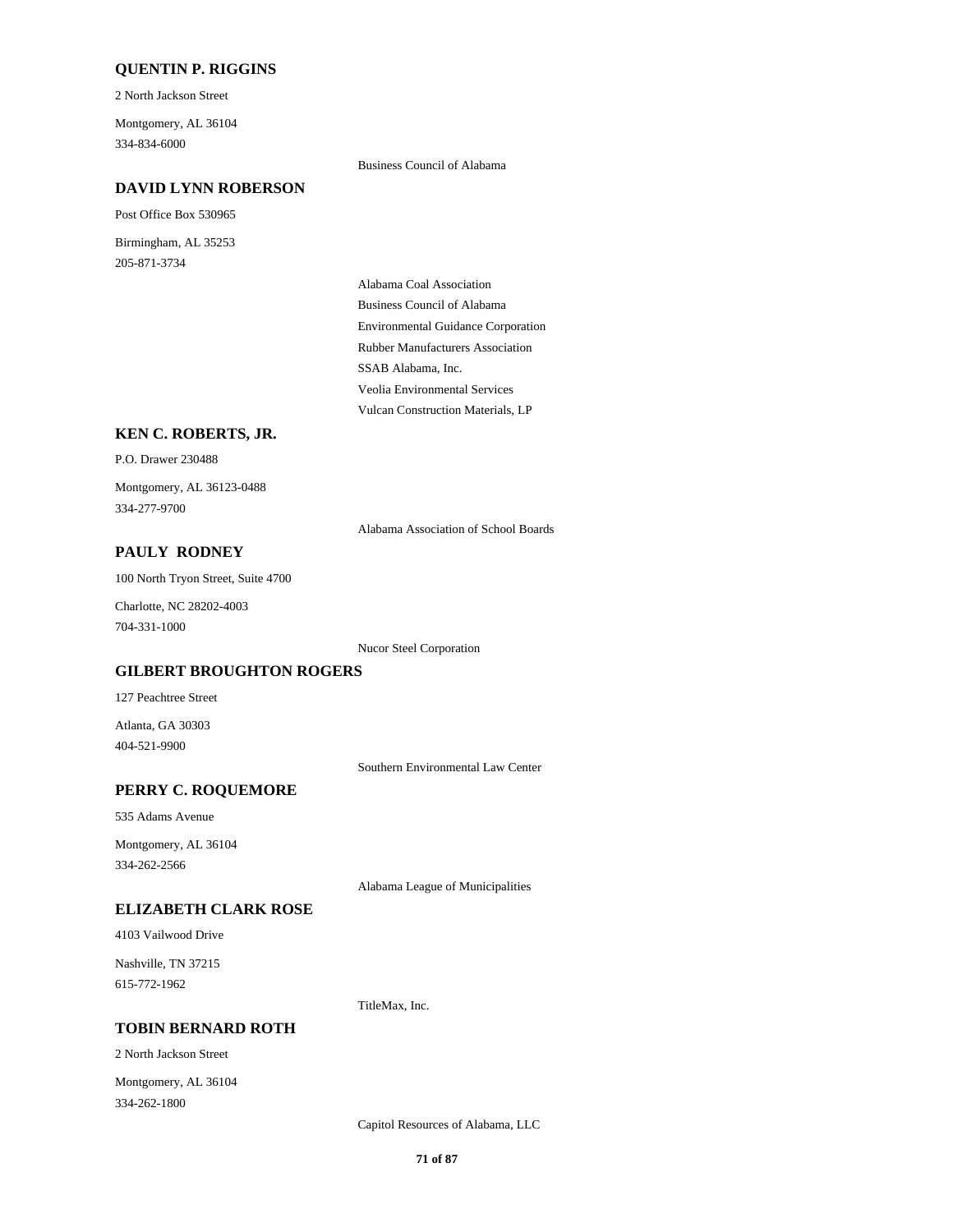### QUENTIN P. RIGGINS

2 North Jackson Street

Montgomery, AL 36104
334-834-6000

Business Council of Alabama

### DAVID LYNN ROBERSON

Post Office Box 530965

Birmingham, AL 35253
205-871-3734

Alabama Coal Association
Business Council of Alabama
Environmental Guidance Corporation
Rubber Manufacturers Association
SSAB Alabama, Inc.
Veolia Environmental Services
Vulcan Construction Materials, LP

### KEN C. ROBERTS, JR.

P.O. Drawer 230488

Montgomery, AL 36123-0488
334-277-9700

Alabama Association of School Boards

### PAULY RODNEY

100 North Tryon Street, Suite 4700

Charlotte, NC 28202-4003
704-331-1000

Nucor Steel Corporation

### GILBERT BROUGHTON ROGERS

127 Peachtree Street

Atlanta, GA 30303
404-521-9900

Southern Environmental Law Center

### PERRY C. ROQUEMORE

535 Adams Avenue

Montgomery, AL 36104
334-262-2566

Alabama League of Municipalities

### ELIZABETH CLARK ROSE

4103 Vailwood Drive

Nashville, TN 37215
615-772-1962

TitleMax, Inc.

### TOBIN BERNARD ROTH

2 North Jackson Street

Montgomery, AL 36104
334-262-1800

Capitol Resources of Alabama, LLC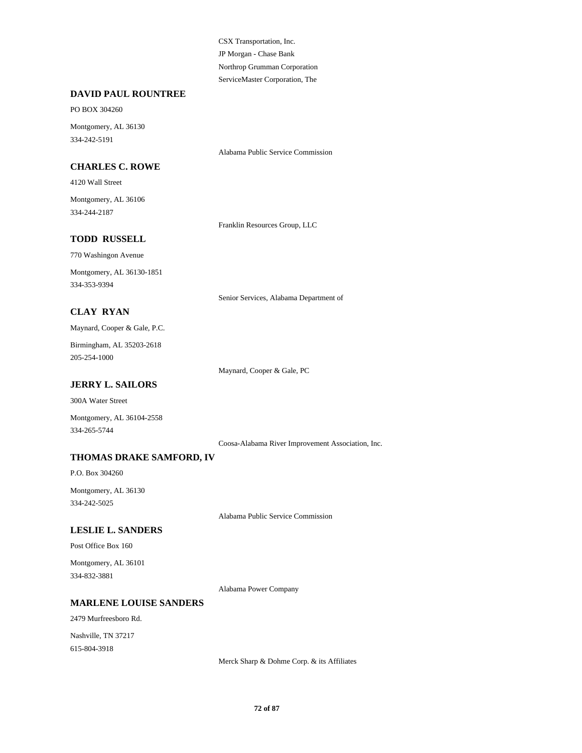CSX Transportation, Inc.

JP Morgan - Chase Bank

Northrop Grumman Corporation

ServiceMaster Corporation, The

**DAVID PAUL ROUNTREE**

PO BOX 304260

Montgomery, AL 36130

334-242-5191

Alabama Public Service Commission

**CHARLES C. ROWE**

4120 Wall Street

Montgomery, AL 36106

334-244-2187

Franklin Resources Group, LLC

**TODD RUSSELL**

770 Washingon Avenue

Montgomery, AL 36130-1851

334-353-9394

Senior Services, Alabama Department of

**CLAY RYAN**

Maynard, Cooper & Gale, P.C.

Birmingham, AL 35203-2618

205-254-1000

Maynard, Cooper & Gale, PC

**JERRY L. SAILORS**

300A Water Street

Montgomery, AL 36104-2558

334-265-5744

Coosa-Alabama River Improvement Association, Inc.

**THOMAS DRAKE SAMFORD, IV**

P.O. Box 304260

Montgomery, AL 36130

334-242-5025

Alabama Public Service Commission

**LESLIE L. SANDERS**

Post Office Box 160

Montgomery, AL 36101

334-832-3881

Alabama Power Company

**MARLENE LOUISE SANDERS**

2479 Murfreesboro Rd.

Nashville, TN 37217

615-804-3918

Merck Sharp & Dohme Corp. & its Affiliates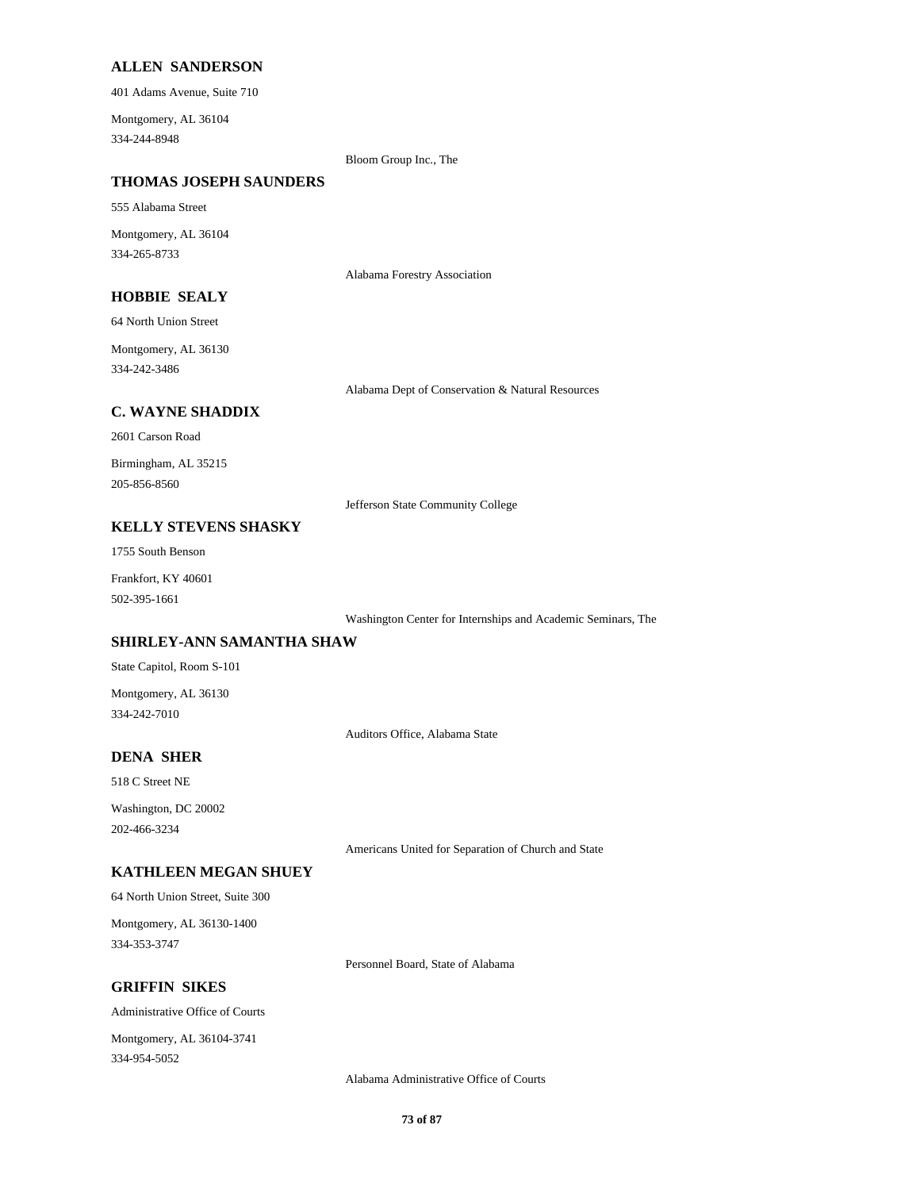### ALLEN SANDERSON

401 Adams Avenue, Suite 710

Montgomery, AL 36104
334-244-8948

Bloom Group Inc., The

### THOMAS JOSEPH SAUNDERS

555 Alabama Street

Montgomery, AL 36104
334-265-8733

Alabama Forestry Association

### HOBBIE SEALY

64 North Union Street

Montgomery, AL 36130
334-242-3486

Alabama Dept of Conservation & Natural Resources

### C. WAYNE SHADDIX

2601 Carson Road

Birmingham, AL 35215
205-856-8560

Jefferson State Community College

### KELLY STEVENS SHASKY

1755 South Benson

Frankfort, KY 40601
502-395-1661

Washington Center for Internships and Academic Seminars, The

### SHIRLEY-ANN SAMANTHA SHAW

State Capitol, Room S-101

Montgomery, AL 36130
334-242-7010

Auditors Office, Alabama State

### DENA SHER

518 C Street NE

Washington, DC 20002
202-466-3234

Americans United for Separation of Church and State

### KATHLEEN MEGAN SHUEY

64 North Union Street, Suite 300

Montgomery, AL 36130-1400
334-353-3747

Personnel Board, State of Alabama

### GRIFFIN SIKES

Administrative Office of Courts

Montgomery, AL 36104-3741
334-954-5052

Alabama Administrative Office of Courts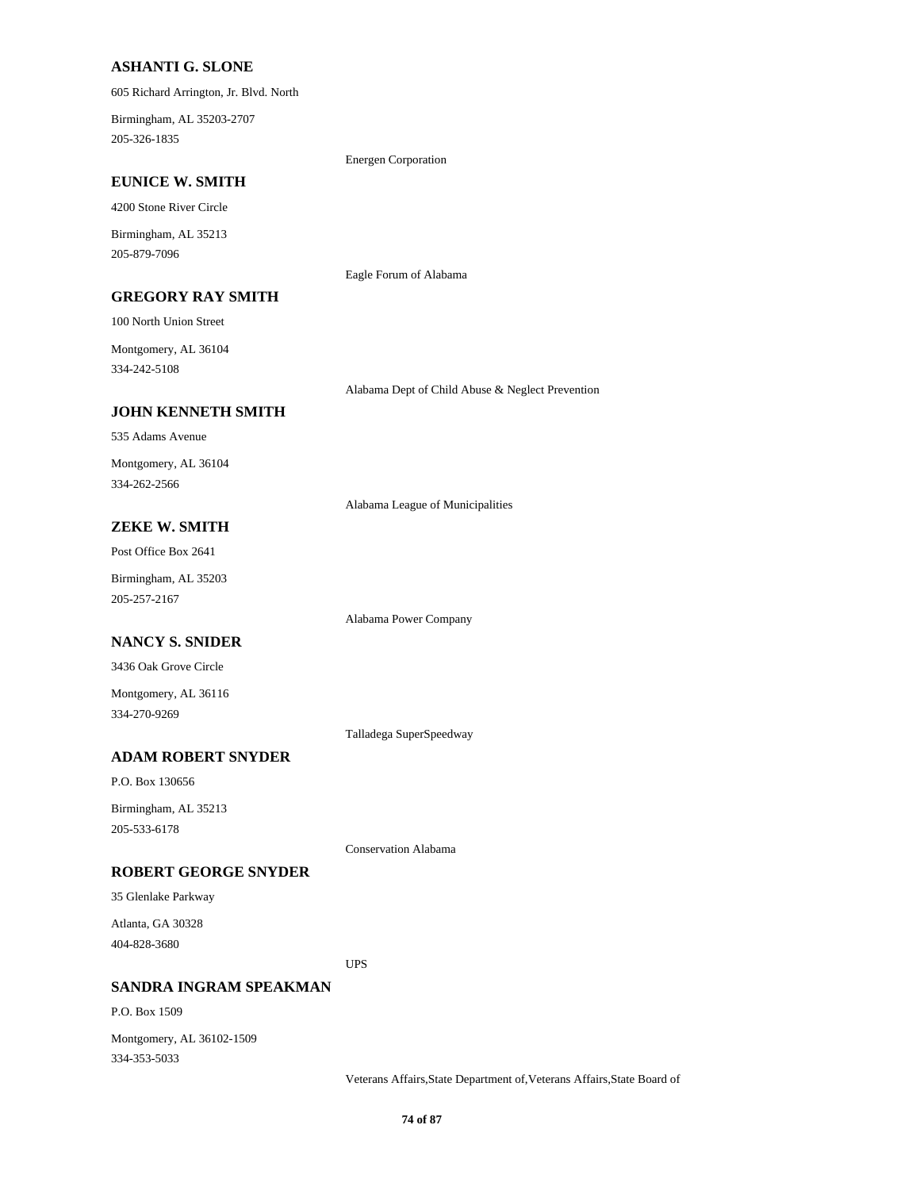**ASHANTI G. SLONE**

605 Richard Arrington, Jr. Blvd. North

Birmingham, AL 35203-2707
205-326-1835

Energen Corporation

**EUNICE W. SMITH**

4200 Stone River Circle

Birmingham, AL 35213
205-879-7096

Eagle Forum of Alabama

**GREGORY RAY SMITH**

100 North Union Street

Montgomery, AL 36104
334-242-5108

Alabama Dept of Child Abuse & Neglect Prevention

**JOHN KENNETH SMITH**

535 Adams Avenue

Montgomery, AL 36104
334-262-2566

Alabama League of Municipalities

**ZEKE W. SMITH**

Post Office Box 2641

Birmingham, AL 35203
205-257-2167

Alabama Power Company

**NANCY S. SNIDER**

3436 Oak Grove Circle

Montgomery, AL 36116
334-270-9269

Talladega SuperSpeedway

**ADAM ROBERT SNYDER**

P.O. Box 130656

Birmingham, AL 35213
205-533-6178

Conservation Alabama

**ROBERT GEORGE SNYDER**

35 Glenlake Parkway

Atlanta, GA 30328
404-828-3680

UPS

**SANDRA INGRAM SPEAKMAN**

P.O. Box 1509

Montgomery, AL 36102-1509
334-353-5033

Veterans Affairs,State Department of,Veterans Affairs,State Board of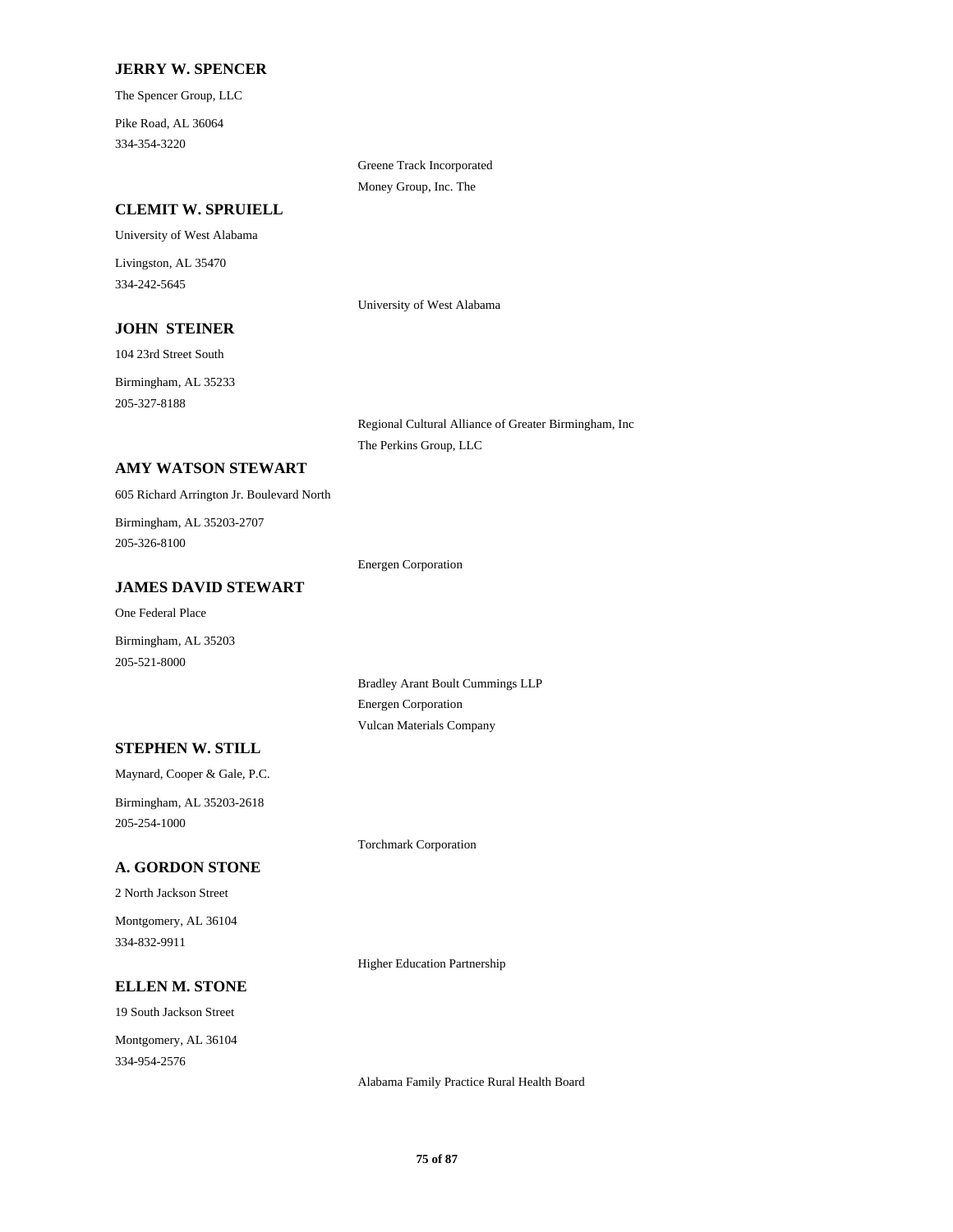### JERRY W. SPENCER

The Spencer Group, LLC

Pike Road, AL 36064
334-354-3220

Greene Track Incorporated
Money Group, Inc. The

### CLEMIT W. SPRUIELL

University of West Alabama

Livingston, AL 35470
334-242-5645

University of West Alabama

### JOHN STEINER

104 23rd Street South

Birmingham, AL 35233
205-327-8188

Regional Cultural Alliance of Greater Birmingham, Inc
The Perkins Group, LLC

### AMY WATSON STEWART

605 Richard Arrington Jr. Boulevard North

Birmingham, AL 35203-2707
205-326-8100

Energen Corporation

### JAMES DAVID STEWART

One Federal Place

Birmingham, AL 35203
205-521-8000

Bradley Arant Boult Cummings LLP
Energen Corporation
Vulcan Materials Company

### STEPHEN W. STILL

Maynard, Cooper & Gale, P.C.

Birmingham, AL 35203-2618
205-254-1000

Torchmark Corporation

### A. GORDON STONE

2 North Jackson Street

Montgomery, AL 36104
334-832-9911

Higher Education Partnership

### ELLEN M. STONE

19 South Jackson Street

Montgomery, AL 36104
334-954-2576

Alabama Family Practice Rural Health Board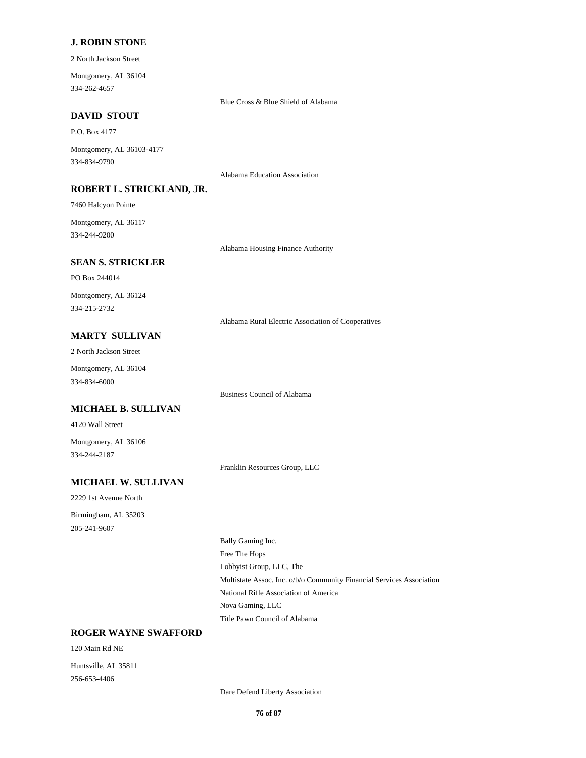**J. ROBIN STONE**

2 North Jackson Street

Montgomery, AL 36104

334-262-4657

Blue Cross & Blue Shield of Alabama

**DAVID STOUT**

P.O. Box 4177

Montgomery, AL 36103-4177

334-834-9790

Alabama Education Association

**ROBERT L. STRICKLAND, JR.**

7460 Halcyon Pointe

Montgomery, AL 36117

334-244-9200

Alabama Housing Finance Authority

**SEAN S. STRICKLER**

PO Box 244014

Montgomery, AL 36124

334-215-2732

Alabama Rural Electric Association of Cooperatives

**MARTY SULLIVAN**

2 North Jackson Street

Montgomery, AL 36104

334-834-6000

Business Council of Alabama

**MICHAEL B. SULLIVAN**

4120 Wall Street

Montgomery, AL 36106

334-244-2187

Franklin Resources Group, LLC

**MICHAEL W. SULLIVAN**

2229 1st Avenue North

Birmingham, AL 35203

205-241-9607

Bally Gaming Inc.

Free The Hops

Lobbyist Group, LLC, The

Multistate Assoc. Inc. o/b/o Community Financial Services Association

National Rifle Association of America

Nova Gaming, LLC

Title Pawn Council of Alabama

**ROGER WAYNE SWAFFORD**

120 Main Rd NE

Huntsville, AL 35811

256-653-4406

Dare Defend Liberty Association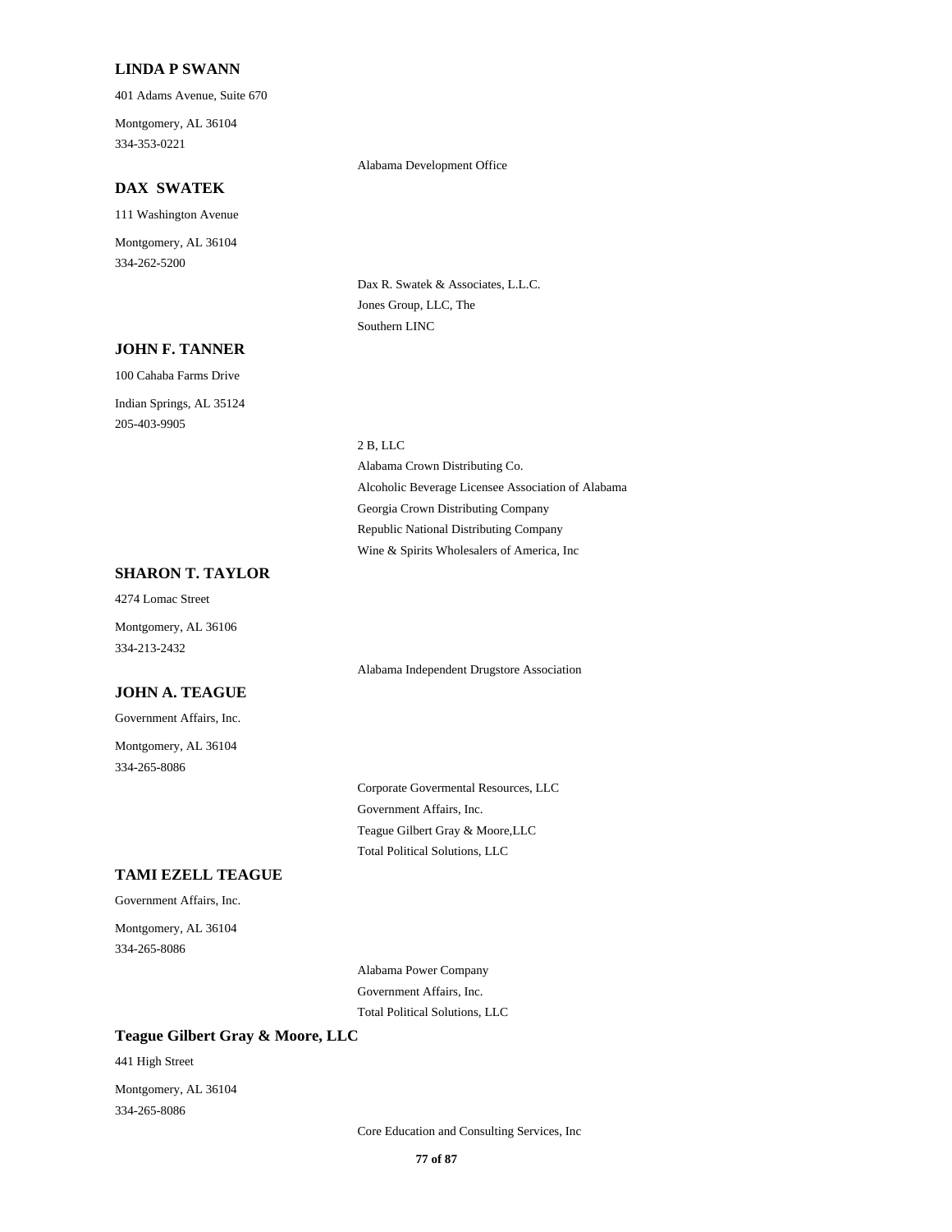### LINDA P SWANN

401 Adams Avenue, Suite 670

Montgomery, AL 36104
334-353-0221

Alabama Development Office

### DAX SWATEK

111 Washington Avenue

Montgomery, AL 36104
334-262-5200

Dax R. Swatek & Associates, L.L.C.
Jones Group, LLC, The
Southern LINC

### JOHN F. TANNER

100 Cahaba Farms Drive

Indian Springs, AL 35124
205-403-9905

2 B, LLC
Alabama Crown Distributing Co.
Alcoholic Beverage Licensee Association of Alabama
Georgia Crown Distributing Company
Republic National Distributing Company
Wine & Spirits Wholesalers of America, Inc

### SHARON T. TAYLOR

4274 Lomac Street

Montgomery, AL 36106
334-213-2432

Alabama Independent Drugstore Association

### JOHN A. TEAGUE

Government Affairs, Inc.

Montgomery, AL 36104
334-265-8086

Corporate Govermental Resources, LLC
Government Affairs, Inc.
Teague Gilbert Gray & Moore,LLC
Total Political Solutions, LLC

### TAMI EZELL TEAGUE

Government Affairs, Inc.

Montgomery, AL 36104
334-265-8086

Alabama Power Company
Government Affairs, Inc.
Total Political Solutions, LLC

### Teague Gilbert Gray & Moore, LLC

441 High Street

Montgomery, AL 36104
334-265-8086

Core Education and Consulting Services, Inc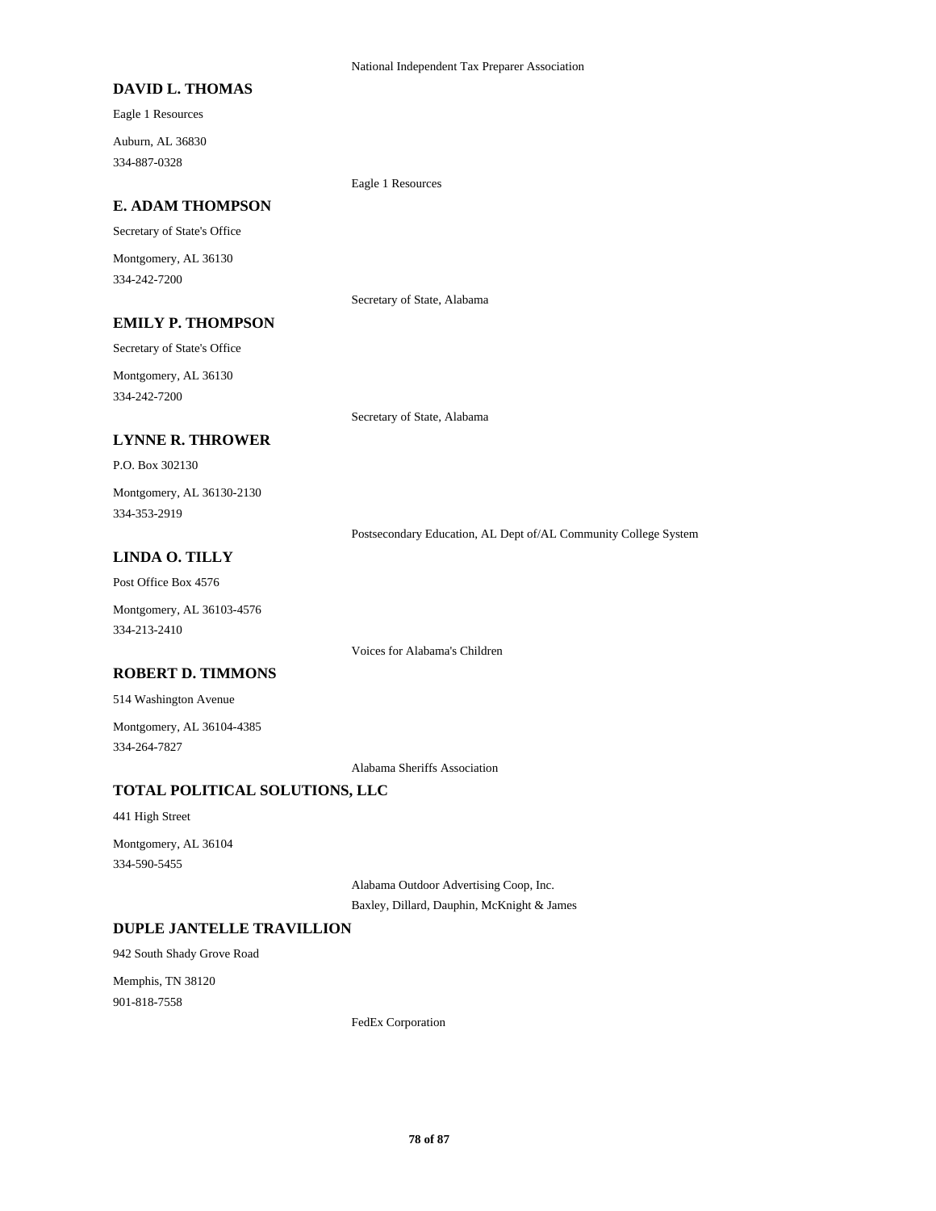National Independent Tax Preparer Association

**DAVID L. THOMAS**

Eagle 1 Resources

Auburn, AL 36830

334-887-0328

Eagle 1 Resources

**E. ADAM THOMPSON**

Secretary of State's Office

Montgomery, AL 36130

334-242-7200

Secretary of State, Alabama

**EMILY P. THOMPSON**

Secretary of State's Office

Montgomery, AL 36130

334-242-7200

Secretary of State, Alabama

**LYNNE R. THROWER**

P.O. Box 302130

Montgomery, AL 36130-2130

334-353-2919

Postsecondary Education, AL Dept of/AL Community College System

**LINDA O. TILLY**

Post Office Box 4576

Montgomery, AL 36103-4576

334-213-2410

Voices for Alabama's Children

**ROBERT D. TIMMONS**

514 Washington Avenue

Montgomery, AL 36104-4385

334-264-7827

Alabama Sheriffs Association

**TOTAL POLITICAL SOLUTIONS, LLC**

441 High Street

Montgomery, AL 36104

334-590-5455

Alabama Outdoor Advertising Coop, Inc.

Baxley, Dillard, Dauphin, McKnight & James

**DUPLE JANTELLE TRAVILLION**

942 South Shady Grove Road

Memphis, TN 38120

901-818-7558

FedEx Corporation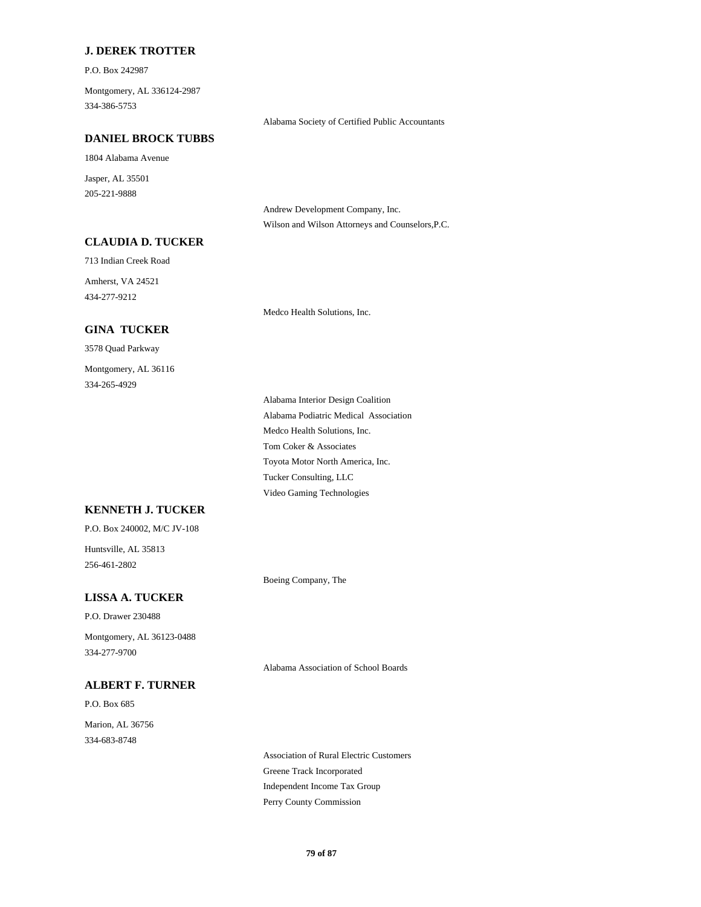**J. DEREK TROTTER**

P.O. Box 242987

Montgomery, AL 336124-2987
334-386-5753

Alabama Society of Certified Public Accountants

**DANIEL BROCK TUBBS**

1804 Alabama Avenue

Jasper, AL 35501
205-221-9888

Andrew Development Company, Inc.
Wilson and Wilson Attorneys and Counselors,P.C.

**CLAUDIA D. TUCKER**

713 Indian Creek Road

Amherst, VA 24521
434-277-9212

Medco Health Solutions, Inc.

**GINA TUCKER**

3578 Quad Parkway

Montgomery, AL 36116
334-265-4929

Alabama Interior Design Coalition
Alabama Podiatric Medical Association
Medco Health Solutions, Inc.
Tom Coker & Associates
Toyota Motor North America, Inc.
Tucker Consulting, LLC
Video Gaming Technologies

**KENNETH J. TUCKER**

P.O. Box 240002, M/C JV-108

Huntsville, AL 35813
256-461-2802

Boeing Company, The

**LISSA A. TUCKER**

P.O. Drawer 230488

Montgomery, AL 36123-0488
334-277-9700

Alabama Association of School Boards

**ALBERT F. TURNER**

P.O. Box 685

Marion, AL 36756
334-683-8748

Association of Rural Electric Customers
Greene Track Incorporated
Independent Income Tax Group
Perry County Commission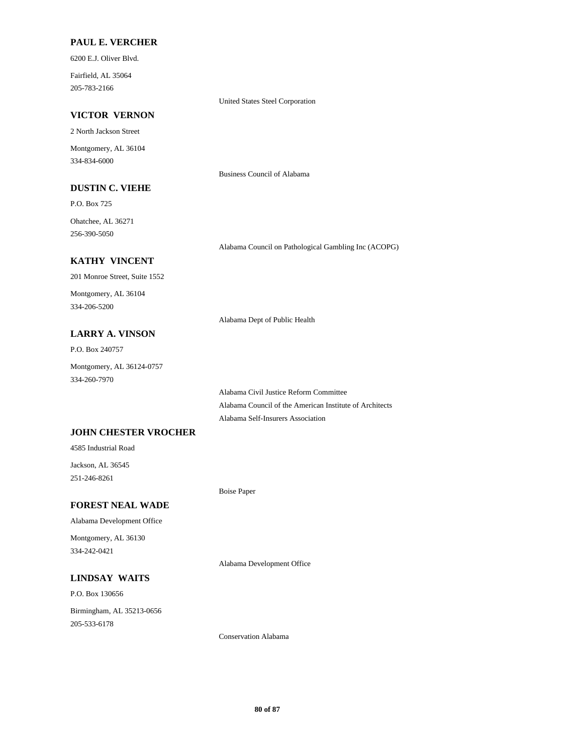### PAUL E. VERCHER

6200 E.J. Oliver Blvd.

Fairfield, AL 35064

205-783-2166

United States Steel Corporation

### VICTOR VERNON

2 North Jackson Street

Montgomery, AL 36104

334-834-6000

Business Council of Alabama

### DUSTIN C. VIEHE

P.O. Box 725

Ohatchee, AL 36271

256-390-5050

Alabama Council on Pathological Gambling Inc (ACOPG)

### KATHY VINCENT

201 Monroe Street, Suite 1552

Montgomery, AL 36104

334-206-5200

Alabama Dept of Public Health

### LARRY A. VINSON

P.O. Box 240757

Montgomery, AL 36124-0757

334-260-7970

Alabama Civil Justice Reform Committee

Alabama Council of the American Institute of Architects

Alabama Self-Insurers Association

### JOHN CHESTER VROCHER

4585 Industrial Road

Jackson, AL 36545

251-246-8261

Boise Paper

### FOREST NEAL WADE

Alabama Development Office

Montgomery, AL 36130

334-242-0421

Alabama Development Office

### LINDSAY WAITS

P.O. Box 130656

Birmingham, AL 35213-0656

205-533-6178

Conservation Alabama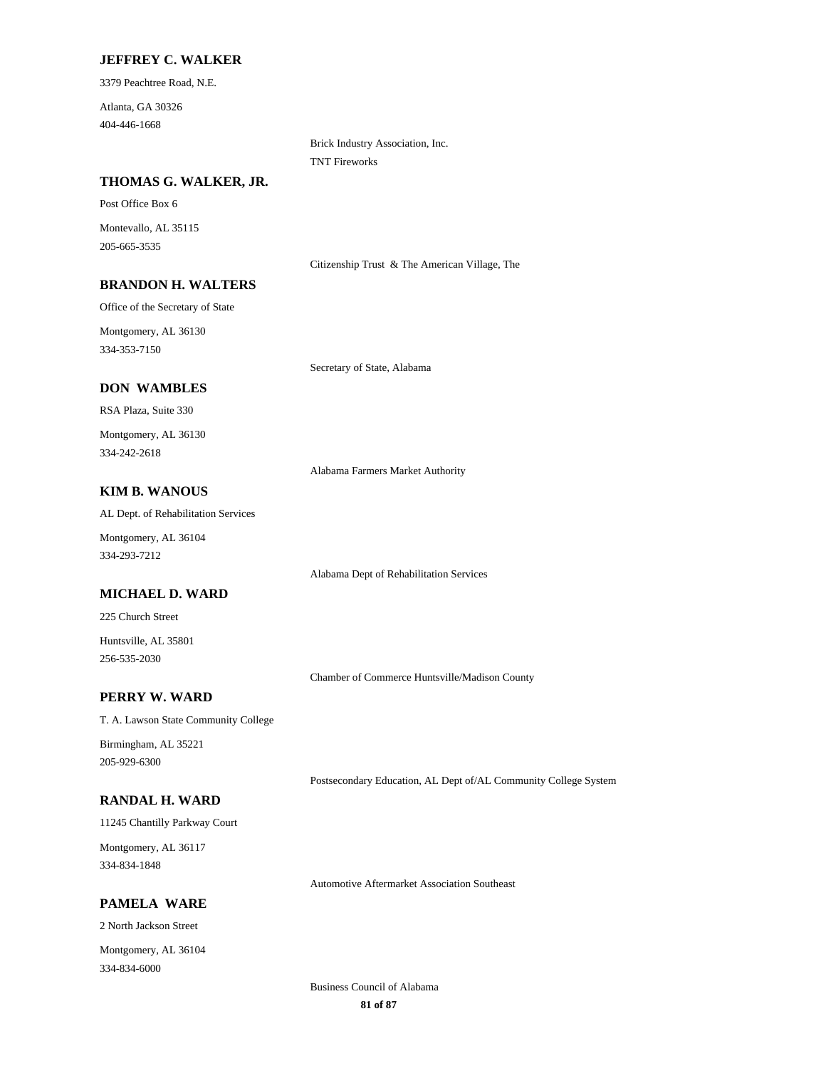### JEFFREY C. WALKER

3379 Peachtree Road, N.E.

Atlanta, GA 30326
404-446-1668

Brick Industry Association, Inc.
TNT Fireworks

### THOMAS G. WALKER, JR.

Post Office Box 6

Montevallo, AL 35115
205-665-3535

Citizenship Trust & The American Village, The

### BRANDON H. WALTERS

Office of the Secretary of State

Montgomery, AL 36130
334-353-7150

Secretary of State, Alabama

### DON WAMBLES

RSA Plaza, Suite 330

Montgomery, AL 36130
334-242-2618

Alabama Farmers Market Authority

### KIM B. WANOUS

AL Dept. of Rehabilitation Services

Montgomery, AL 36104
334-293-7212

Alabama Dept of Rehabilitation Services

### MICHAEL D. WARD

225 Church Street

Huntsville, AL 35801
256-535-2030

Chamber of Commerce Huntsville/Madison County

### PERRY W. WARD

T. A. Lawson State Community College

Birmingham, AL 35221
205-929-6300

Postsecondary Education, AL Dept of/AL Community College System

### RANDAL H. WARD

11245 Chantilly Parkway Court

Montgomery, AL 36117
334-834-1848

Automotive Aftermarket Association Southeast

### PAMELA WARE

2 North Jackson Street

Montgomery, AL 36104
334-834-6000

Business Council of Alabama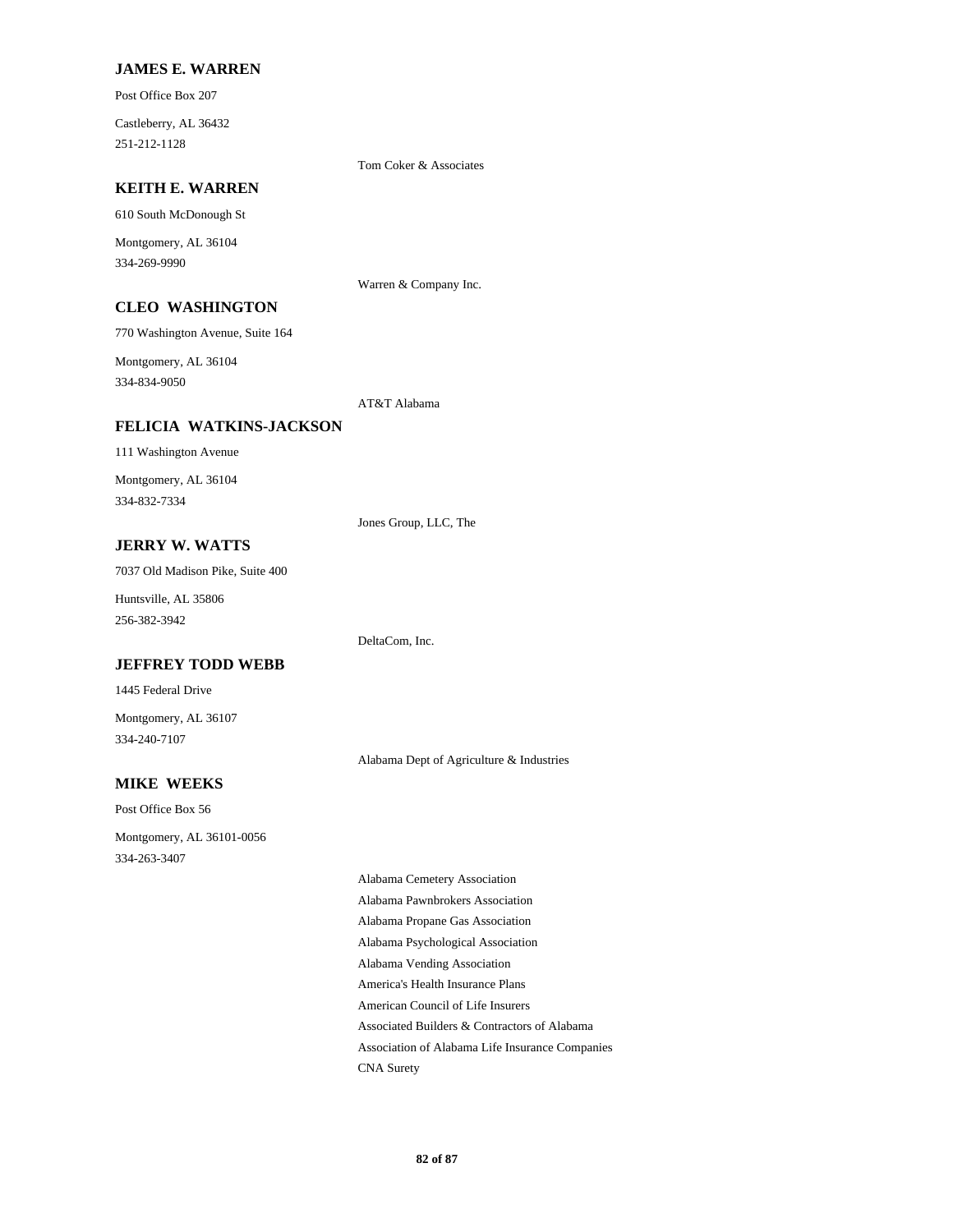**JAMES E. WARREN**

Post Office Box 207

Castleberry, AL 36432
251-212-1128

Tom Coker & Associates

**KEITH E. WARREN**

610 South McDonough St

Montgomery, AL 36104
334-269-9990

Warren & Company Inc.

**CLEO WASHINGTON**

770 Washington Avenue, Suite 164

Montgomery, AL 36104
334-834-9050

AT&T Alabama

**FELICIA WATKINS-JACKSON**

111 Washington Avenue

Montgomery, AL 36104
334-832-7334

Jones Group, LLC, The

**JERRY W. WATTS**

7037 Old Madison Pike, Suite 400

Huntsville, AL 35806
256-382-3942

DeltaCom, Inc.

**JEFFREY TODD WEBB**

1445 Federal Drive

Montgomery, AL 36107
334-240-7107

Alabama Dept of Agriculture & Industries

**MIKE WEEKS**

Post Office Box 56

Montgomery, AL 36101-0056
334-263-3407

Alabama Cemetery Association
Alabama Pawnbrokers Association
Alabama Propane Gas Association
Alabama Psychological Association
Alabama Vending Association
America's Health Insurance Plans
American Council of Life Insurers
Associated Builders & Contractors of Alabama
Association of Alabama Life Insurance Companies
CNA Surety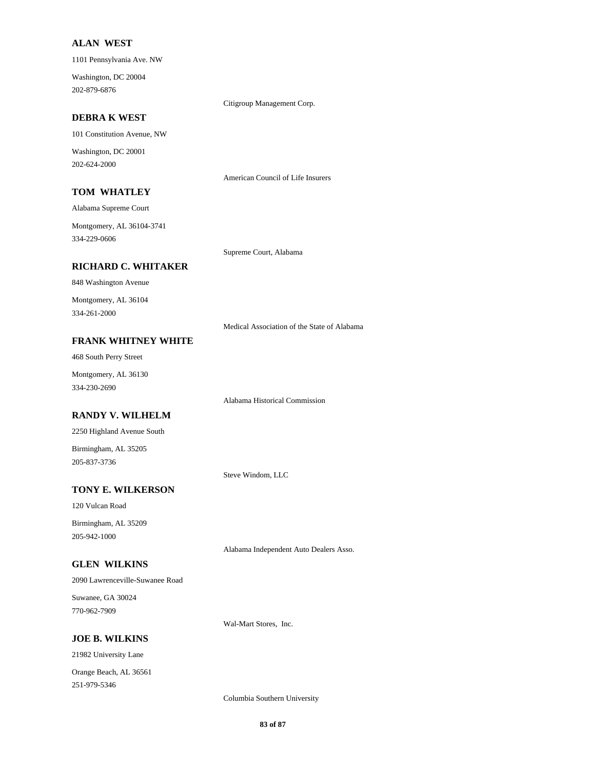**ALAN WEST**

1101 Pennsylvania Ave. NW

Washington, DC 20004
202-879-6876

Citigroup Management Corp.

**DEBRA K WEST**

101 Constitution Avenue, NW

Washington, DC 20001
202-624-2000

American Council of Life Insurers

**TOM WHATLEY**

Alabama Supreme Court

Montgomery, AL 36104-3741
334-229-0606

Supreme Court, Alabama

**RICHARD C. WHITAKER**

848 Washington Avenue

Montgomery, AL 36104
334-261-2000

Medical Association of the State of Alabama

**FRANK WHITNEY WHITE**

468 South Perry Street

Montgomery, AL 36130
334-230-2690

Alabama Historical Commission

**RANDY V. WILHELM**

2250 Highland Avenue South

Birmingham, AL 35205
205-837-3736

Steve Windom, LLC

**TONY E. WILKERSON**

120 Vulcan Road

Birmingham, AL 35209
205-942-1000

Alabama Independent Auto Dealers Asso.

**GLEN WILKINS**

2090 Lawrenceville-Suwanee Road

Suwanee, GA 30024
770-962-7909

Wal-Mart Stores, Inc.

**JOE B. WILKINS**

21982 University Lane

Orange Beach, AL 36561
251-979-5346

Columbia Southern University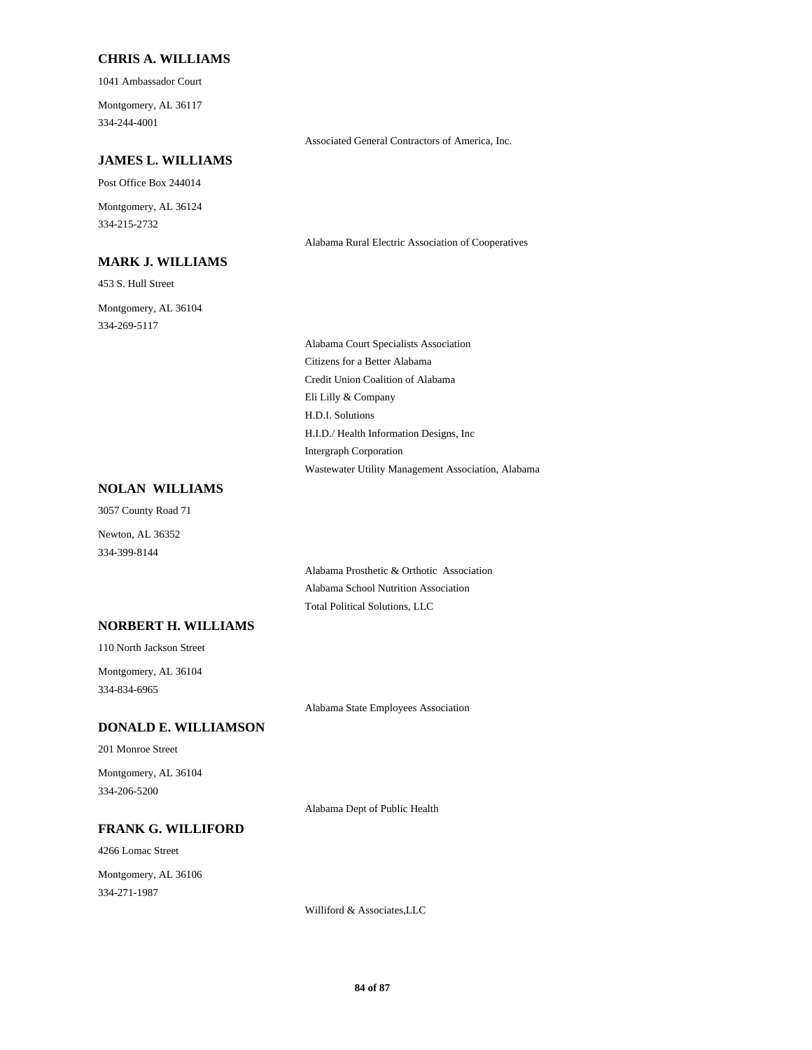### CHRIS A. WILLIAMS

1041 Ambassador Court

Montgomery, AL 36117

334-244-4001

Associated General Contractors of America, Inc.

### JAMES L. WILLIAMS

Post Office Box 244014

Montgomery, AL 36124

334-215-2732

Alabama Rural Electric Association of Cooperatives

### MARK J. WILLIAMS

453 S. Hull Street

Montgomery, AL 36104

334-269-5117

Alabama Court Specialists Association

Citizens for a Better Alabama

Credit Union Coalition of Alabama

Eli Lilly & Company

H.D.I. Solutions

H.I.D./ Health Information Designs, Inc

Intergraph Corporation

Wastewater Utility Management Association, Alabama

### NOLAN WILLIAMS

3057 County Road 71

Newton, AL 36352

334-399-8144

Alabama Prosthetic & Orthotic Association

Alabama School Nutrition Association

Total Political Solutions, LLC

### NORBERT H. WILLIAMS

110 North Jackson Street

Montgomery, AL 36104

334-834-6965

Alabama State Employees Association

### DONALD E. WILLIAMSON

201 Monroe Street

Montgomery, AL 36104

334-206-5200

Alabama Dept of Public Health

### FRANK G. WILLIFORD

4266 Lomac Street

Montgomery, AL 36106

334-271-1987

Williford & Associates,LLC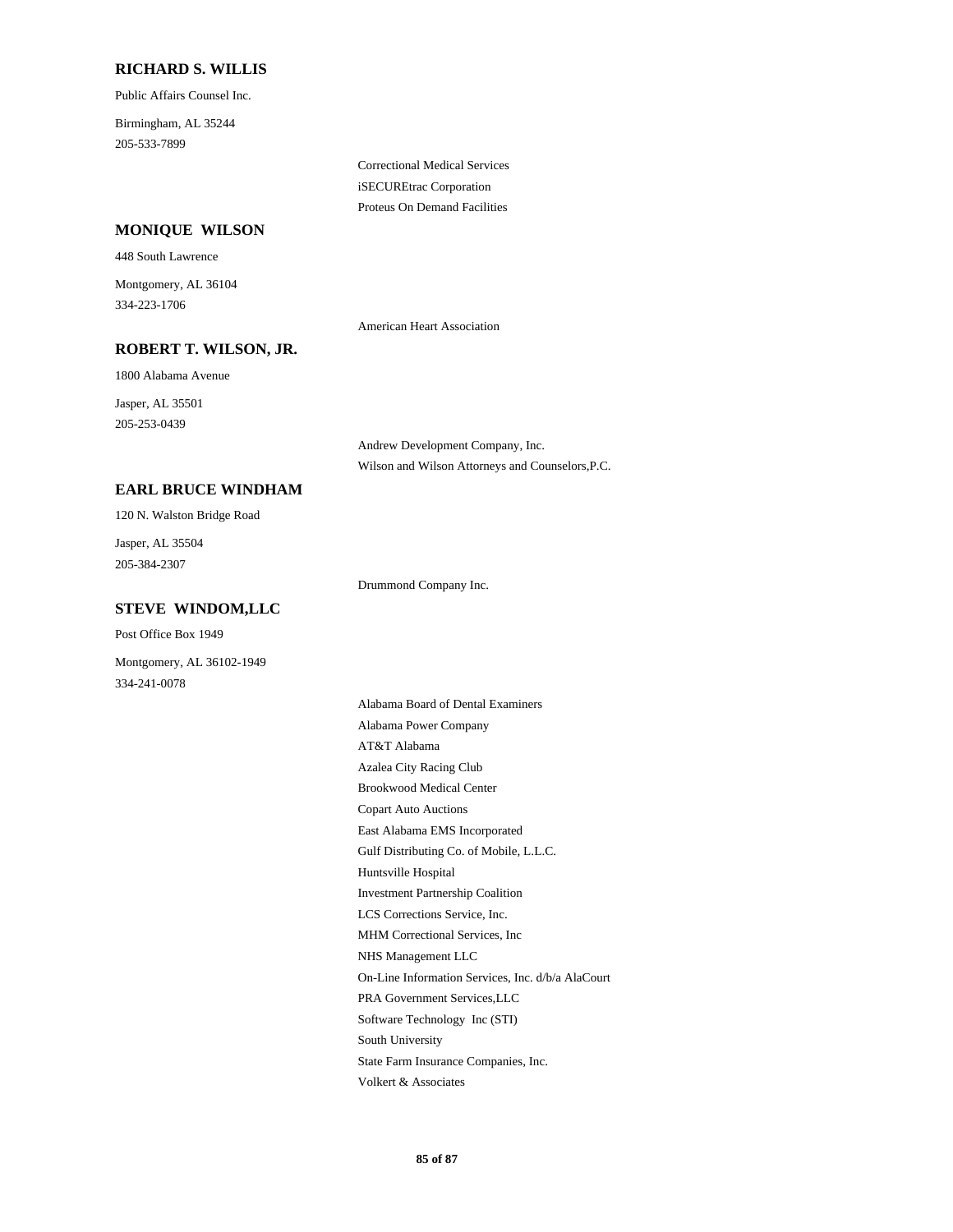### RICHARD S. WILLIS

Public Affairs Counsel Inc.

Birmingham, AL 35244

205-533-7899

- Correctional Medical Services
- iSECUREtrac Corporation
- Proteus On Demand Facilities

### MONIQUE WILSON

448 South Lawrence

Montgomery, AL 36104

334-223-1706

- American Heart Association

### ROBERT T. WILSON, JR.

1800 Alabama Avenue

Jasper, AL 35501

205-253-0439

- Andrew Development Company, Inc.
- Wilson and Wilson Attorneys and Counselors,P.C.

### EARL BRUCE WINDHAM

120 N. Walston Bridge Road

Jasper, AL 35504

205-384-2307

- Drummond Company Inc.

### STEVE WINDOM,LLC

Post Office Box 1949

Montgomery, AL 36102-1949

334-241-0078

- Alabama Board of Dental Examiners
- Alabama Power Company
- AT&T Alabama
- Azalea City Racing Club
- Brookwood Medical Center
- Copart Auto Auctions
- East Alabama EMS Incorporated
- Gulf Distributing Co. of Mobile, L.L.C.
- Huntsville Hospital
- Investment Partnership Coalition
- LCS Corrections Service, Inc.
- MHM Correctional Services, Inc
- NHS Management LLC
- On-Line Information Services, Inc. d/b/a AlaCourt
- PRA Government Services,LLC
- Software Technology Inc (STI)
- South University
- State Farm Insurance Companies, Inc.
- Volkert & Associates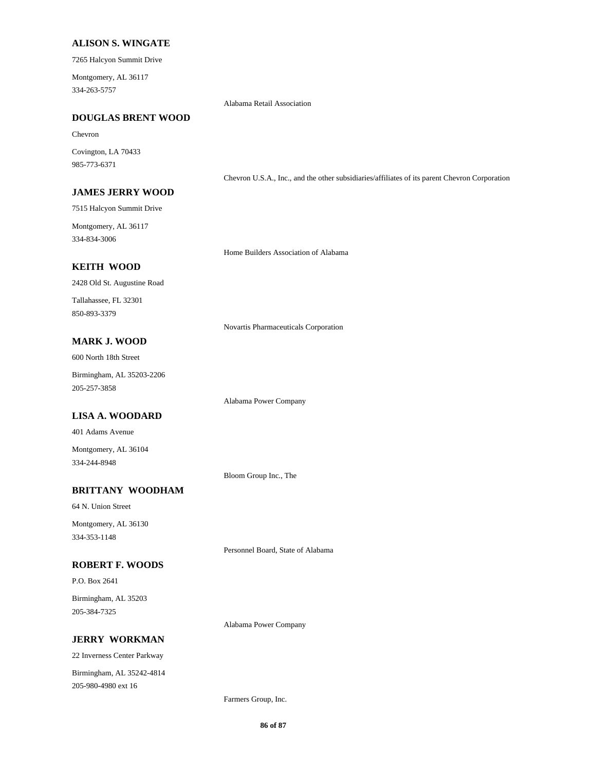**ALISON S. WINGATE**

7265 Halcyon Summit Drive

Montgomery, AL 36117
334-263-5757

Alabama Retail Association

**DOUGLAS BRENT WOOD**

Chevron

Covington, LA 70433
985-773-6371

Chevron U.S.A., Inc., and the other subsidiaries/affiliates of its parent Chevron Corporation

**JAMES JERRY WOOD**

7515 Halcyon Summit Drive

Montgomery, AL 36117
334-834-3006

Home Builders Association of Alabama

**KEITH WOOD**

2428 Old St. Augustine Road

Tallahassee, FL 32301
850-893-3379

Novartis Pharmaceuticals Corporation

**MARK J. WOOD**

600 North 18th Street

Birmingham, AL 35203-2206
205-257-3858

Alabama Power Company

**LISA A. WOODARD**

401 Adams Avenue

Montgomery, AL 36104
334-244-8948

Bloom Group Inc., The

**BRITTANY WOODHAM**

64 N. Union Street

Montgomery, AL 36130
334-353-1148

Personnel Board, State of Alabama

**ROBERT F. WOODS**

P.O. Box 2641

Birmingham, AL 35203
205-384-7325

Alabama Power Company

**JERRY WORKMAN**

22 Inverness Center Parkway

Birmingham, AL 35242-4814
205-980-4980 ext 16

Farmers Group, Inc.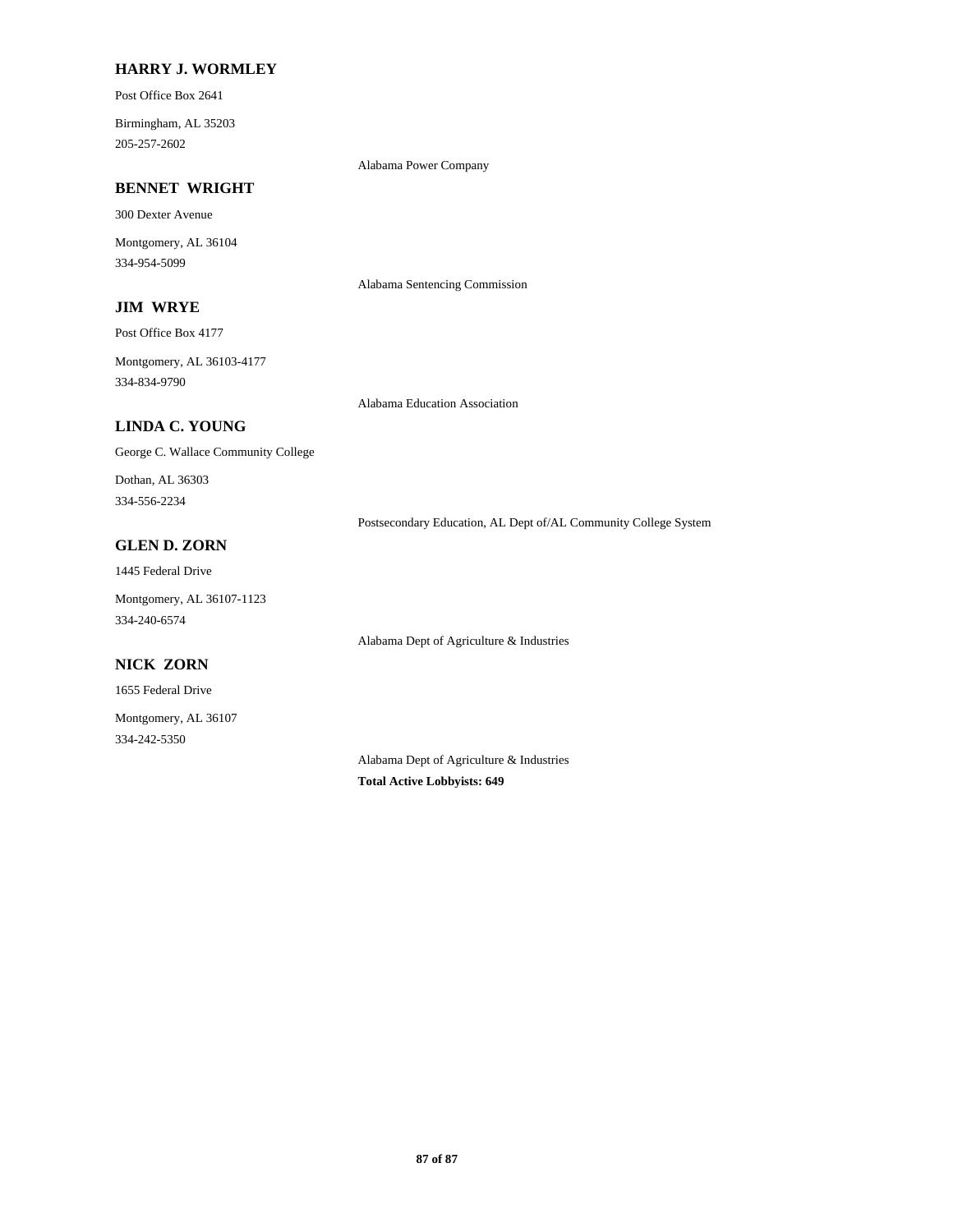### HARRY J. WORMLEY

Post Office Box 2641

Birmingham, AL 35203
205-257-2602

Alabama Power Company

### BENNET WRIGHT

300 Dexter Avenue

Montgomery, AL 36104
334-954-5099

Alabama Sentencing Commission

### JIM WRYE

Post Office Box 4177

Montgomery, AL 36103-4177
334-834-9790

Alabama Education Association

### LINDA C. YOUNG

George C. Wallace Community College

Dothan, AL 36303
334-556-2234

Postsecondary Education, AL Dept of/AL Community College System

### GLEN D. ZORN

1445 Federal Drive

Montgomery, AL 36107-1123
334-240-6574

Alabama Dept of Agriculture & Industries

### NICK ZORN

1655 Federal Drive

Montgomery, AL 36107
334-242-5350

Alabama Dept of Agriculture & Industries

**Total Active Lobbyists: 649**